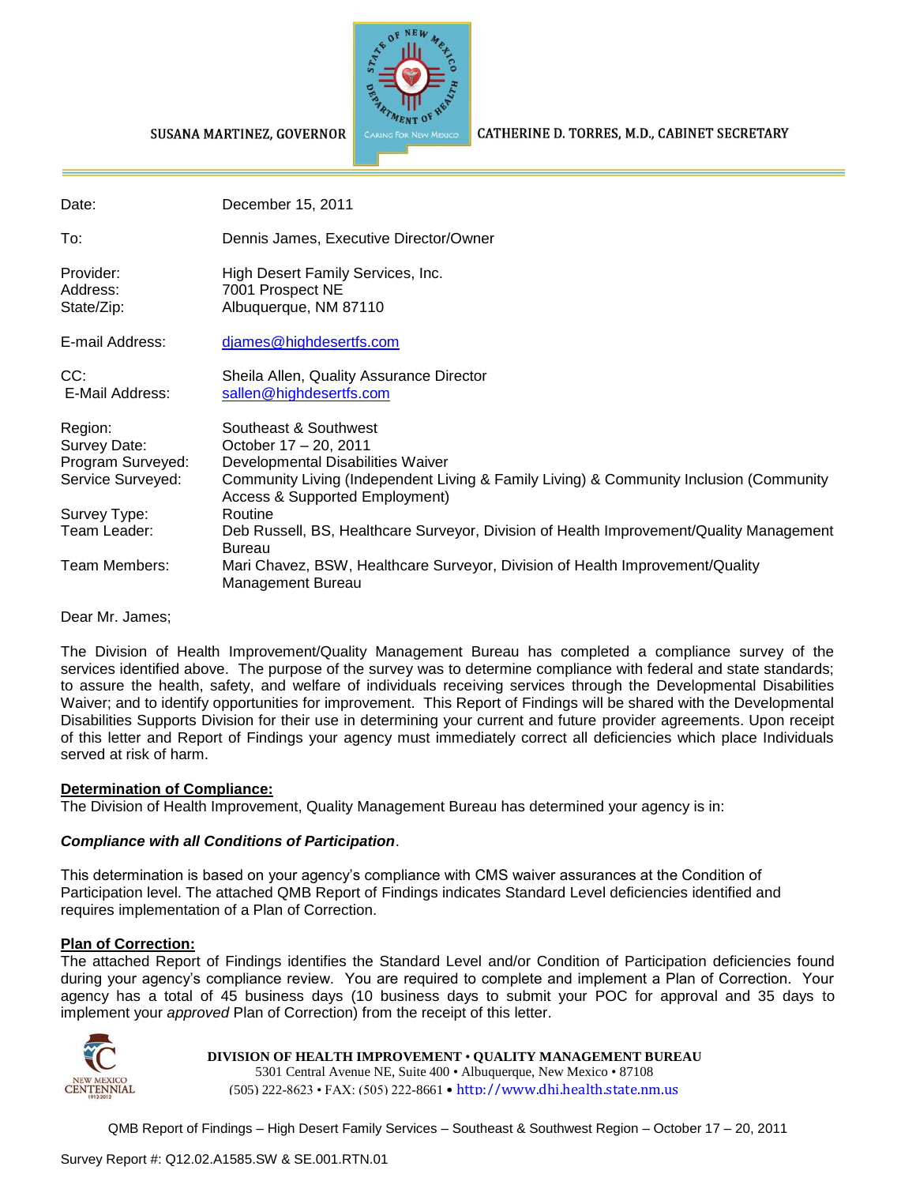SUSANA MARTINEZ, GOVERNOR

CATHERINE D. TORRES, M.D., CABINET SECRETARY

| | |
|---|---|
| Date: | December 15, 2011 |
| To: | Dennis James, Executive Director/Owner |
| Provider: | High Desert Family Services, Inc. |
| Address: | 7001 Prospect NE |
| State/Zip: | Albuquerque, NM 87110 |
| E-mail Address: | djames@highdesertfs.com |
| CC: | Sheila Allen, Quality Assurance Director |
| E-Mail Address: | sallen@highdesertfs.com |
| Region: | Southeast & Southwest |
| Survey Date: | October 17 – 20, 2011 |
| Program Surveyed: | Developmental Disabilities Waiver |
| Service Surveyed: | Community Living (Independent Living & Family Living) & Community Inclusion (Community Access & Supported Employment) |
| Survey Type: | Routine |
| Team Leader: | Deb Russell, BS, Healthcare Surveyor, Division of Health Improvement/Quality Management Bureau |
| Team Members: | Mari Chavez, BSW, Healthcare Surveyor, Division of Health Improvement/Quality Management Bureau |

Dear Mr. James;

The Division of Health Improvement/Quality Management Bureau has completed a compliance survey of the services identified above. The purpose of the survey was to determine compliance with federal and state standards; to assure the health, safety, and welfare of individuals receiving services through the Developmental Disabilities Waiver; and to identify opportunities for improvement. This Report of Findings will be shared with the Developmental Disabilities Supports Division for their use in determining your current and future provider agreements. Upon receipt of this letter and Report of Findings your agency must immediately correct all deficiencies which place Individuals served at risk of harm.

**Determination of Compliance:**

The Division of Health Improvement, Quality Management Bureau has determined your agency is in:

***Compliance with all Conditions of Participation***.

This determination is based on your agency's compliance with CMS waiver assurances at the Condition of Participation level. The attached QMB Report of Findings indicates Standard Level deficiencies identified and requires implementation of a Plan of Correction.

**Plan of Correction:**

The attached Report of Findings identifies the Standard Level and/or Condition of Participation deficiencies found during your agency's compliance review. You are required to complete and implement a Plan of Correction. Your agency has a total of 45 business days (10 business days to submit your POC for approval and 35 days to implement your *approved* Plan of Correction) from the receipt of this letter.

**DIVISION OF HEALTH IMPROVEMENT • QUALITY MANAGEMENT BUREAU**
5301 Central Avenue NE, Suite 400 • Albuquerque, New Mexico • 87108
(505) 222-8623 • FAX: (505) 222-8661 • http://www.dhi.health.state.nm.us

Survey Report #: Q12.02.A1585.SW & SE.001.RTN.01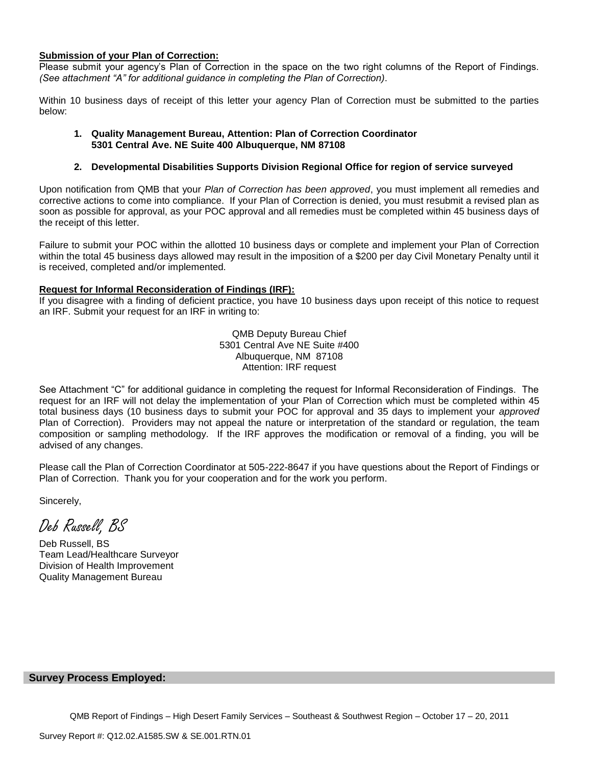**Submission of your Plan of Correction:**

Please submit your agency's Plan of Correction in the space on the two right columns of the Report of Findings. *(See attachment "A" for additional guidance in completing the Plan of Correction)*.

Within 10 business days of receipt of this letter your agency Plan of Correction must be submitted to the parties below:

1. **Quality Management Bureau, Attention: Plan of Correction Coordinator 5301 Central Ave. NE Suite 400 Albuquerque, NM 87108**

2. **Developmental Disabilities Supports Division Regional Office for region of service surveyed**

Upon notification from QMB that your *Plan of Correction has been approved*, you must implement all remedies and corrective actions to come into compliance. If your Plan of Correction is denied, you must resubmit a revised plan as soon as possible for approval, as your POC approval and all remedies must be completed within 45 business days of the receipt of this letter.

Failure to submit your POC within the allotted 10 business days or complete and implement your Plan of Correction within the total 45 business days allowed may result in the imposition of a $200 per day Civil Monetary Penalty until it is received, completed and/or implemented.

**Request for Informal Reconsideration of Findings (IRF):**

If you disagree with a finding of deficient practice, you have 10 business days upon receipt of this notice to request an IRF. Submit your request for an IRF in writing to:

QMB Deputy Bureau Chief
5301 Central Ave NE Suite #400
Albuquerque, NM 87108
Attention: IRF request

See Attachment "C" for additional guidance in completing the request for Informal Reconsideration of Findings. The request for an IRF will not delay the implementation of your Plan of Correction which must be completed within 45 total business days (10 business days to submit your POC for approval and 35 days to implement your *approved* Plan of Correction). Providers may not appeal the nature or interpretation of the standard or regulation, the team composition or sampling methodology. If the IRF approves the modification or removal of a finding, you will be advised of any changes.

Please call the Plan of Correction Coordinator at 505-222-8647 if you have questions about the Report of Findings or Plan of Correction. Thank you for your cooperation and for the work you perform.

Sincerely,

*Deb Russell, BS*

Deb Russell, BS
Team Lead/Healthcare Surveyor
Division of Health Improvement
Quality Management Bureau

**Survey Process Employed:**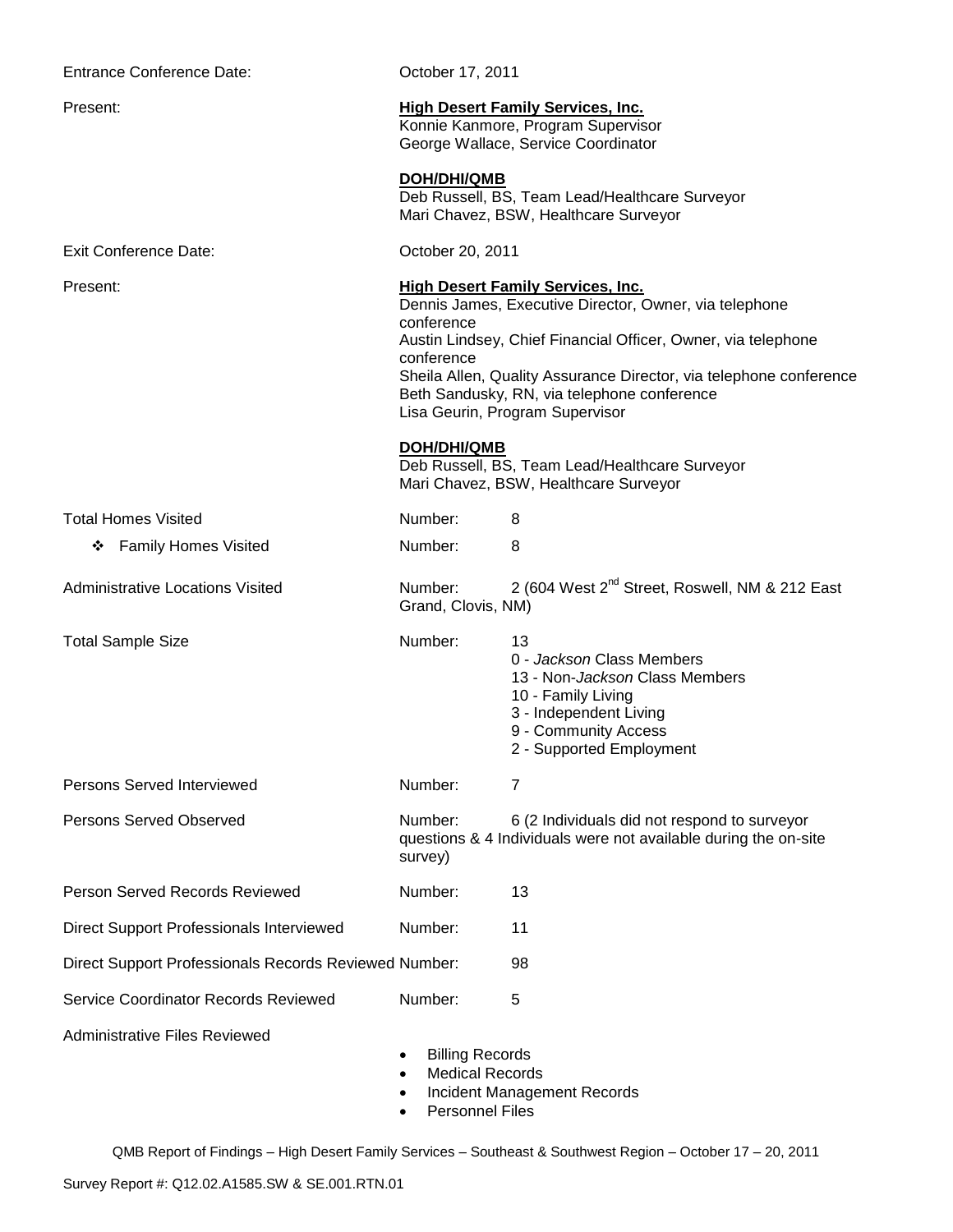Entrance Conference Date: October 17, 2011

Present:

**High Desert Family Services, Inc.**
Konnie Kanmore, Program Supervisor
George Wallace, Service Coordinator

**DOH/DHI/QMB**
Deb Russell, BS, Team Lead/Healthcare Surveyor
Mari Chavez, BSW, Healthcare Surveyor

Exit Conference Date: October 20, 2011

Present:

**High Desert Family Services, Inc.**
Dennis James, Executive Director, Owner, via telephone conference
Austin Lindsey, Chief Financial Officer, Owner, via telephone conference
Sheila Allen, Quality Assurance Director, via telephone conference
Beth Sandusky, RN, via telephone conference
Lisa Geurin, Program Supervisor

**DOH/DHI/QMB**
Deb Russell, BS, Team Lead/Healthcare Surveyor
Mari Chavez, BSW, Healthcare Surveyor

Total Homes Visited — Number: 8

- Family Homes Visited — Number: 8

Administrative Locations Visited — Number: 2 (604 West 2nd Street, Roswell, NM & 212 East Grand, Clovis, NM)

Total Sample Size — Number: 13
- 0 - *Jackson* Class Members
- 13 - Non-*Jackson* Class Members
- 10 - Family Living
- 3 - Independent Living
- 9 - Community Access
- 2 - Supported Employment

Persons Served Interviewed — Number: 7

Persons Served Observed — Number: 6 (2 Individuals did not respond to surveyor questions & 4 Individuals were not available during the on-site survey)

Person Served Records Reviewed — Number: 13

Direct Support Professionals Interviewed — Number: 11

Direct Support Professionals Records Reviewed — Number: 98

Service Coordinator Records Reviewed — Number: 5

Administrative Files Reviewed
- Billing Records
- Medical Records
- Incident Management Records
- Personnel Files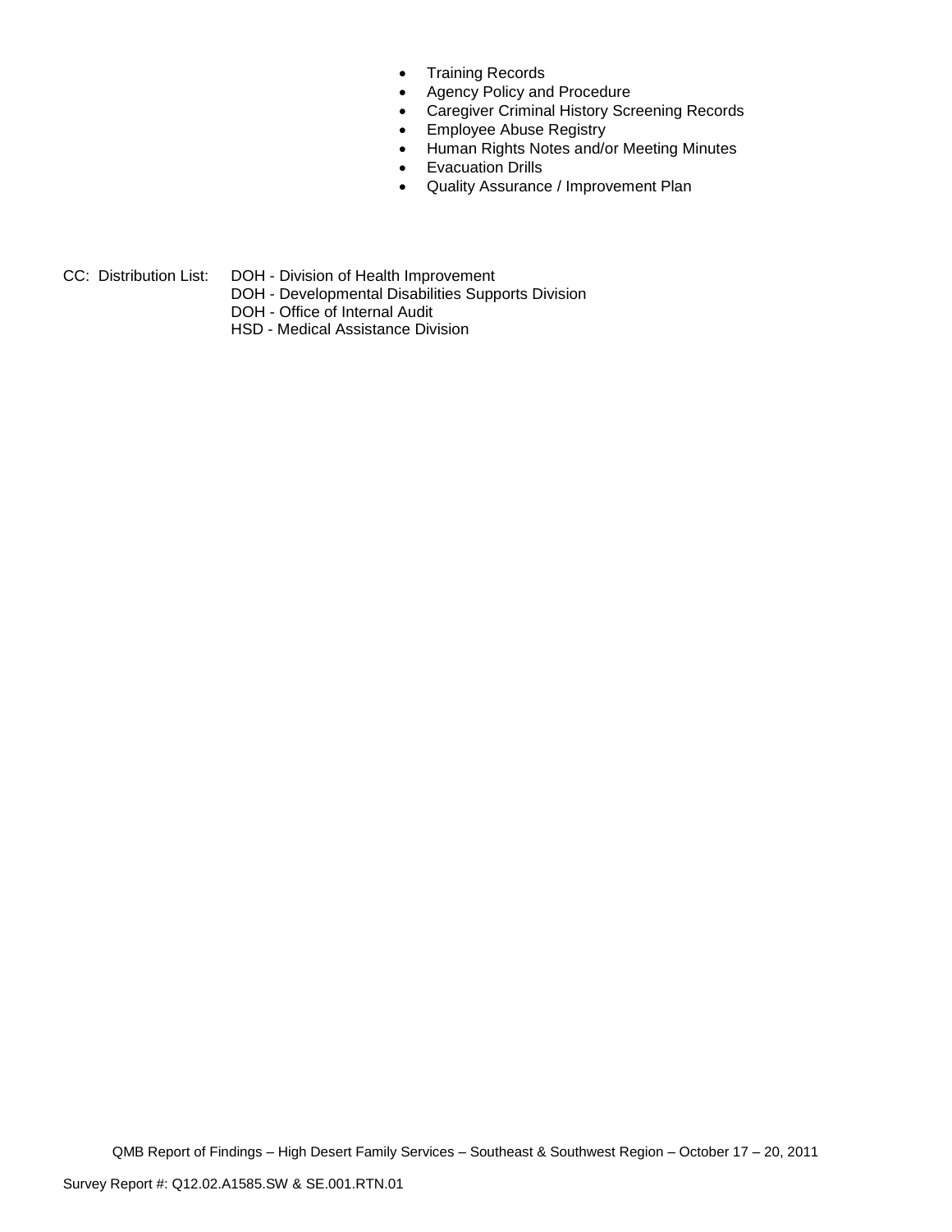- Training Records
- Agency Policy and Procedure
- Caregiver Criminal History Screening Records
- Employee Abuse Registry
- Human Rights Notes and/or Meeting Minutes
- Evacuation Drills
- Quality Assurance / Improvement Plan

CC: Distribution List: DOH - Division of Health Improvement
DOH - Developmental Disabilities Supports Division
DOH - Office of Internal Audit
HSD - Medical Assistance Division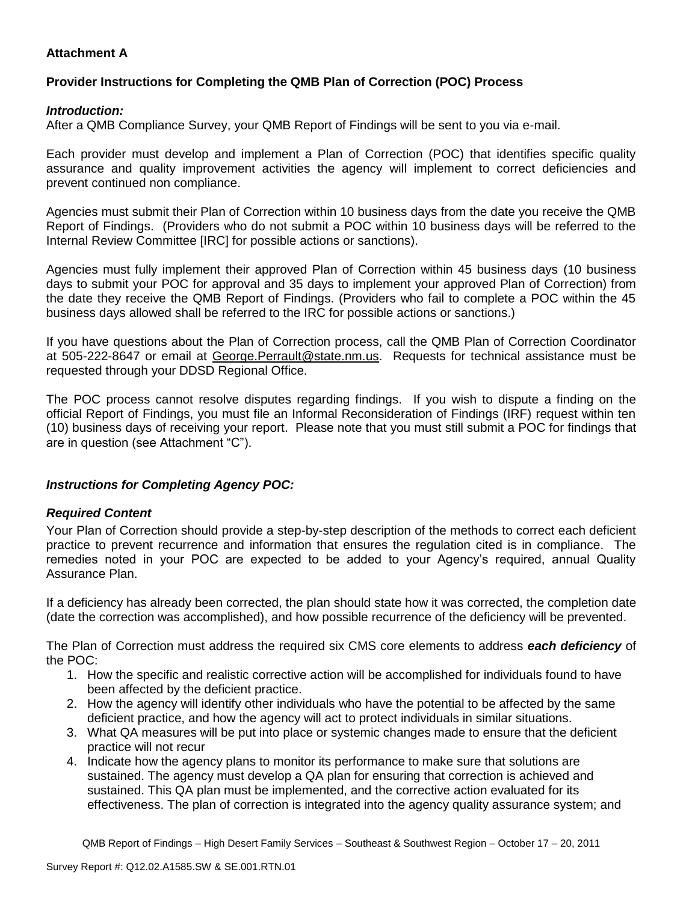**Attachment A**

**Provider Instructions for Completing the QMB Plan of Correction (POC) Process**

***Introduction:***

After a QMB Compliance Survey, your QMB Report of Findings will be sent to you via e-mail.

Each provider must develop and implement a Plan of Correction (POC) that identifies specific quality assurance and quality improvement activities the agency will implement to correct deficiencies and prevent continued non compliance.

Agencies must submit their Plan of Correction within 10 business days from the date you receive the QMB Report of Findings. (Providers who do not submit a POC within 10 business days will be referred to the Internal Review Committee [IRC] for possible actions or sanctions).

Agencies must fully implement their approved Plan of Correction within 45 business days (10 business days to submit your POC for approval and 35 days to implement your approved Plan of Correction) from the date they receive the QMB Report of Findings. (Providers who fail to complete a POC within the 45 business days allowed shall be referred to the IRC for possible actions or sanctions.)

If you have questions about the Plan of Correction process, call the QMB Plan of Correction Coordinator at 505-222-8647 or email at George.Perrault@state.nm.us. Requests for technical assistance must be requested through your DDSD Regional Office.

The POC process cannot resolve disputes regarding findings. If you wish to dispute a finding on the official Report of Findings, you must file an Informal Reconsideration of Findings (IRF) request within ten (10) business days of receiving your report. Please note that you must still submit a POC for findings that are in question (see Attachment "C").

***Instructions for Completing Agency POC:***

***Required Content***

Your Plan of Correction should provide a step-by-step description of the methods to correct each deficient practice to prevent recurrence and information that ensures the regulation cited is in compliance. The remedies noted in your POC are expected to be added to your Agency's required, annual Quality Assurance Plan.

If a deficiency has already been corrected, the plan should state how it was corrected, the completion date (date the correction was accomplished), and how possible recurrence of the deficiency will be prevented.

The Plan of Correction must address the required six CMS core elements to address ***each deficiency*** of the POC:

1. How the specific and realistic corrective action will be accomplished for individuals found to have been affected by the deficient practice.
2. How the agency will identify other individuals who have the potential to be affected by the same deficient practice, and how the agency will act to protect individuals in similar situations.
3. What QA measures will be put into place or systemic changes made to ensure that the deficient practice will not recur
4. Indicate how the agency plans to monitor its performance to make sure that solutions are sustained. The agency must develop a QA plan for ensuring that correction is achieved and sustained. This QA plan must be implemented, and the corrective action evaluated for its effectiveness. The plan of correction is integrated into the agency quality assurance system; and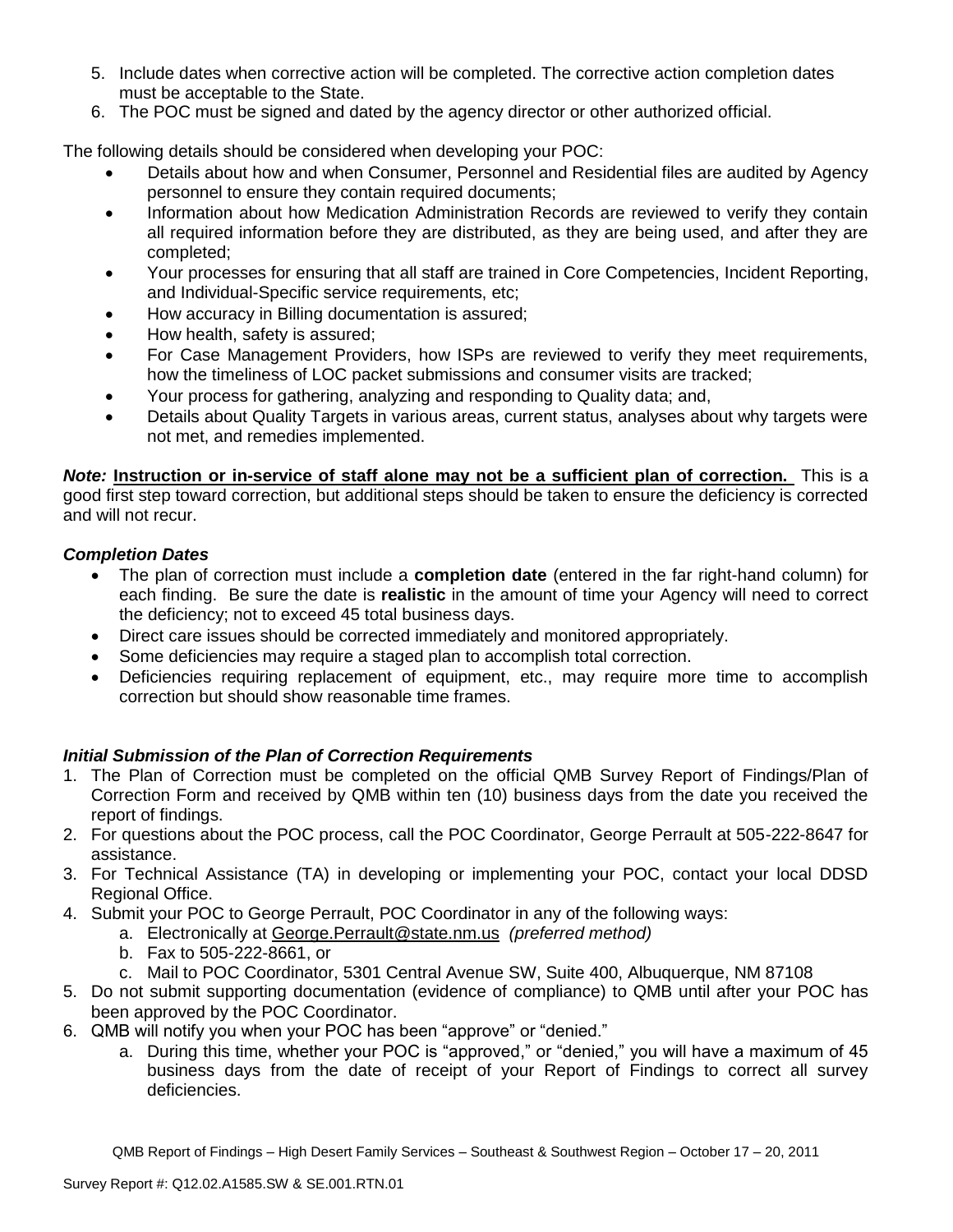5. Include dates when corrective action will be completed. The corrective action completion dates must be acceptable to the State.
6. The POC must be signed and dated by the agency director or other authorized official.

The following details should be considered when developing your POC:

- Details about how and when Consumer, Personnel and Residential files are audited by Agency personnel to ensure they contain required documents;
- Information about how Medication Administration Records are reviewed to verify they contain all required information before they are distributed, as they are being used, and after they are completed;
- Your processes for ensuring that all staff are trained in Core Competencies, Incident Reporting, and Individual-Specific service requirements, etc;
- How accuracy in Billing documentation is assured;
- How health, safety is assured;
- For Case Management Providers, how ISPs are reviewed to verify they meet requirements, how the timeliness of LOC packet submissions and consumer visits are tracked;
- Your process for gathering, analyzing and responding to Quality data; and,
- Details about Quality Targets in various areas, current status, analyses about why targets were not met, and remedies implemented.

***Note:*** **Instruction or in-service of staff alone may not be a sufficient plan of correction.** This is a good first step toward correction, but additional steps should be taken to ensure the deficiency is corrected and will not recur.

***Completion Dates***

- The plan of correction must include a **completion date** (entered in the far right-hand column) for each finding. Be sure the date is **realistic** in the amount of time your Agency will need to correct the deficiency; not to exceed 45 total business days.
- Direct care issues should be corrected immediately and monitored appropriately.
- Some deficiencies may require a staged plan to accomplish total correction.
- Deficiencies requiring replacement of equipment, etc., may require more time to accomplish correction but should show reasonable time frames.

***Initial Submission of the Plan of Correction Requirements***

1. The Plan of Correction must be completed on the official QMB Survey Report of Findings/Plan of Correction Form and received by QMB within ten (10) business days from the date you received the report of findings.
2. For questions about the POC process, call the POC Coordinator, George Perrault at 505-222-8647 for assistance.
3. For Technical Assistance (TA) in developing or implementing your POC, contact your local DDSD Regional Office.
4. Submit your POC to George Perrault, POC Coordinator in any of the following ways:
   a. Electronically at George.Perrault@state.nm.us *(preferred method)*
   b. Fax to 505-222-8661, or
   c. Mail to POC Coordinator, 5301 Central Avenue SW, Suite 400, Albuquerque, NM 87108
5. Do not submit supporting documentation (evidence of compliance) to QMB until after your POC has been approved by the POC Coordinator.
6. QMB will notify you when your POC has been "approve" or "denied."
   a. During this time, whether your POC is "approved," or "denied," you will have a maximum of 45 business days from the date of receipt of your Report of Findings to correct all survey deficiencies.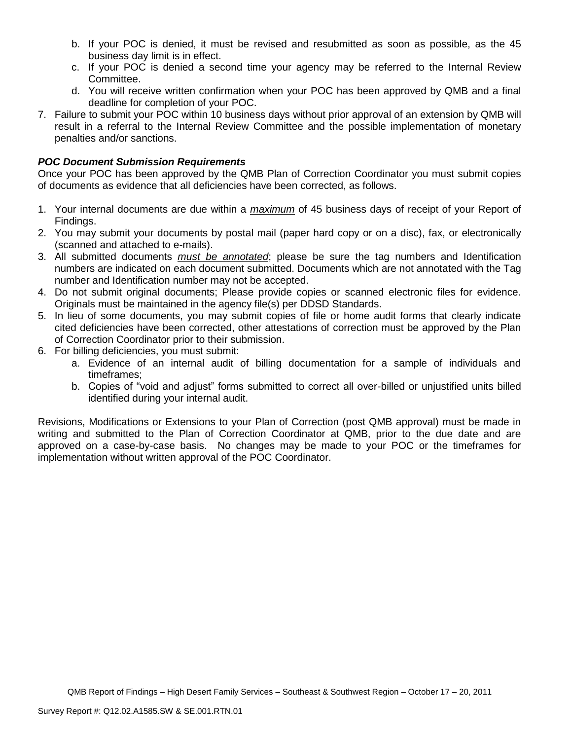b. If your POC is denied, it must be revised and resubmitted as soon as possible, as the 45 business day limit is in effect.
   c. If your POC is denied a second time your agency may be referred to the Internal Review Committee.
   d. You will receive written confirmation when your POC has been approved by QMB and a final deadline for completion of your POC.
7. Failure to submit your POC within 10 business days without prior approval of an extension by QMB will result in a referral to the Internal Review Committee and the possible implementation of monetary penalties and/or sanctions.

***POC Document Submission Requirements***

Once your POC has been approved by the QMB Plan of Correction Coordinator you must submit copies of documents as evidence that all deficiencies have been corrected, as follows.

1. Your internal documents are due within a ***maximum*** of 45 business days of receipt of your Report of Findings.
2. You may submit your documents by postal mail (paper hard copy or on a disc), fax, or electronically (scanned and attached to e-mails).
3. All submitted documents ***must be annotated***; please be sure the tag numbers and Identification numbers are indicated on each document submitted. Documents which are not annotated with the Tag number and Identification number may not be accepted.
4. Do not submit original documents; Please provide copies or scanned electronic files for evidence. Originals must be maintained in the agency file(s) per DDSD Standards.
5. In lieu of some documents, you may submit copies of file or home audit forms that clearly indicate cited deficiencies have been corrected, other attestations of correction must be approved by the Plan of Correction Coordinator prior to their submission.
6. For billing deficiencies, you must submit:
   a. Evidence of an internal audit of billing documentation for a sample of individuals and timeframes;
   b. Copies of "void and adjust" forms submitted to correct all over-billed or unjustified units billed identified during your internal audit.

Revisions, Modifications or Extensions to your Plan of Correction (post QMB approval) must be made in writing and submitted to the Plan of Correction Coordinator at QMB, prior to the due date and are approved on a case-by-case basis. No changes may be made to your POC or the timeframes for implementation without written approval of the POC Coordinator.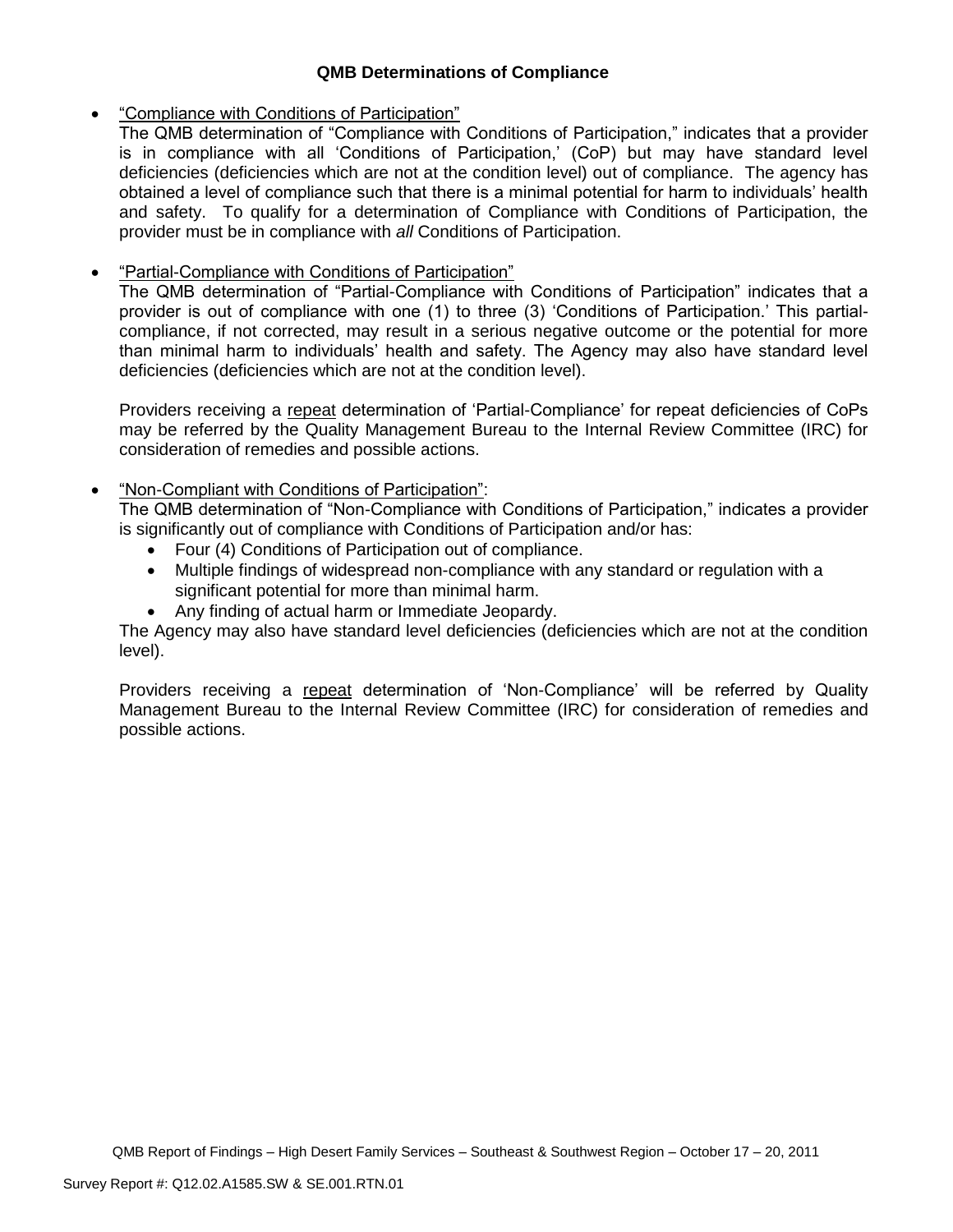**QMB Determinations of Compliance**

- "Compliance with Conditions of Participation"
  The QMB determination of "Compliance with Conditions of Participation," indicates that a provider is in compliance with all 'Conditions of Participation,' (CoP) but may have standard level deficiencies (deficiencies which are not at the condition level) out of compliance. The agency has obtained a level of compliance such that there is a minimal potential for harm to individuals' health and safety. To qualify for a determination of Compliance with Conditions of Participation, the provider must be in compliance with *all* Conditions of Participation.

- "Partial-Compliance with Conditions of Participation"
  The QMB determination of "Partial-Compliance with Conditions of Participation" indicates that a provider is out of compliance with one (1) to three (3) 'Conditions of Participation.' This partial-compliance, if not corrected, may result in a serious negative outcome or the potential for more than minimal harm to individuals' health and safety. The Agency may also have standard level deficiencies (deficiencies which are not at the condition level).

  Providers receiving a repeat determination of 'Partial-Compliance' for repeat deficiencies of CoPs may be referred by the Quality Management Bureau to the Internal Review Committee (IRC) for consideration of remedies and possible actions.

- "Non-Compliant with Conditions of Participation":
  The QMB determination of "Non-Compliance with Conditions of Participation," indicates a provider is significantly out of compliance with Conditions of Participation and/or has:
  - Four (4) Conditions of Participation out of compliance.
  - Multiple findings of widespread non-compliance with any standard or regulation with a significant potential for more than minimal harm.
  - Any finding of actual harm or Immediate Jeopardy.

  The Agency may also have standard level deficiencies (deficiencies which are not at the condition level).

  Providers receiving a repeat determination of 'Non-Compliance' will be referred by Quality Management Bureau to the Internal Review Committee (IRC) for consideration of remedies and possible actions.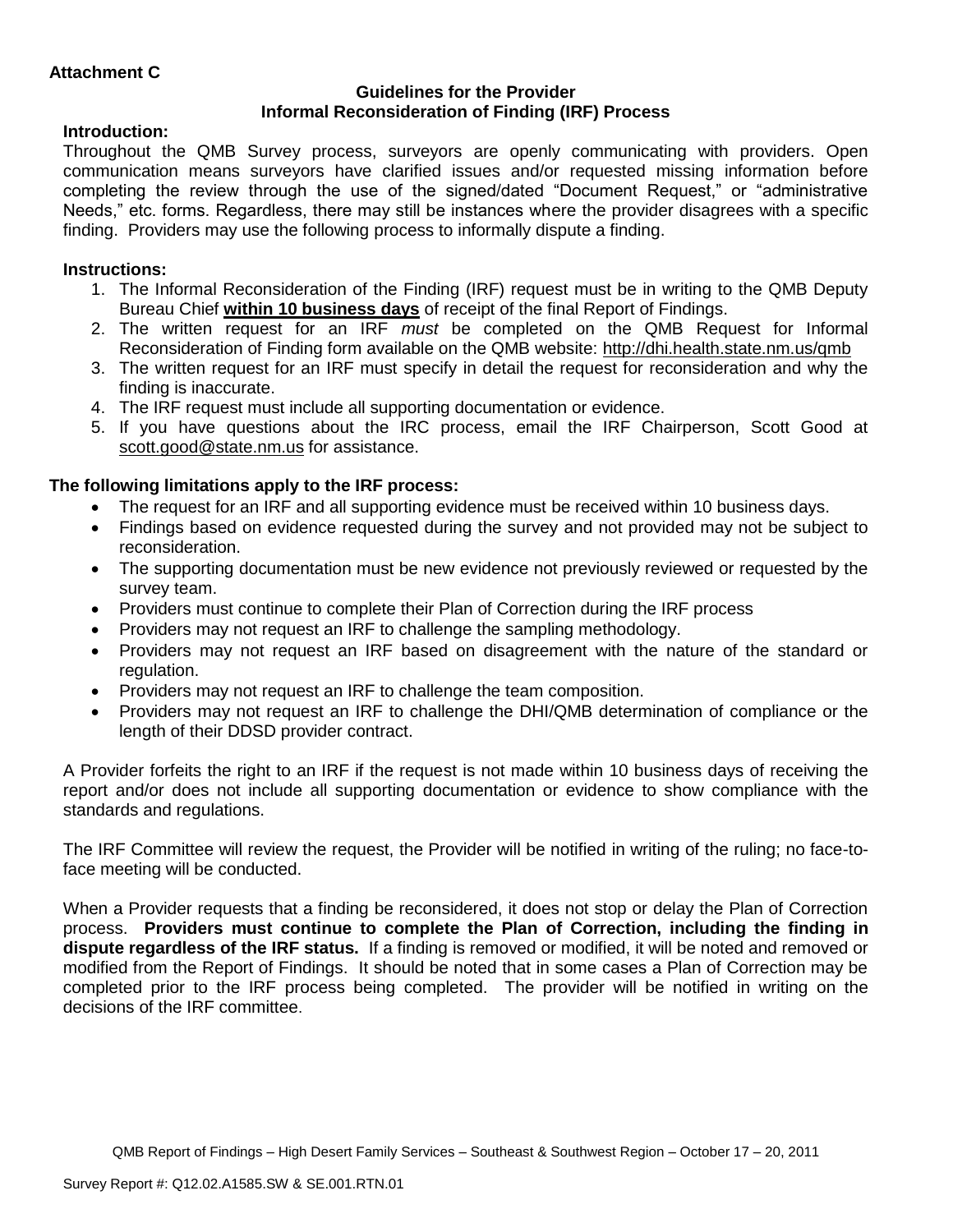**Attachment C**

**Guidelines for the Provider**
**Informal Reconsideration of Finding (IRF) Process**

**Introduction:**

Throughout the QMB Survey process, surveyors are openly communicating with providers. Open communication means surveyors have clarified issues and/or requested missing information before completing the review through the use of the signed/dated "Document Request," or "administrative Needs," etc. forms. Regardless, there may still be instances where the provider disagrees with a specific finding. Providers may use the following process to informally dispute a finding.

**Instructions:**

1. The Informal Reconsideration of the Finding (IRF) request must be in writing to the QMB Deputy Bureau Chief **within 10 business days** of receipt of the final Report of Findings.
2. The written request for an IRF *must* be completed on the QMB Request for Informal Reconsideration of Finding form available on the QMB website: http://dhi.health.state.nm.us/qmb
3. The written request for an IRF must specify in detail the request for reconsideration and why the finding is inaccurate.
4. The IRF request must include all supporting documentation or evidence.
5. If you have questions about the IRC process, email the IRF Chairperson, Scott Good at scott.good@state.nm.us for assistance.

**The following limitations apply to the IRF process:**

- The request for an IRF and all supporting evidence must be received within 10 business days.
- Findings based on evidence requested during the survey and not provided may not be subject to reconsideration.
- The supporting documentation must be new evidence not previously reviewed or requested by the survey team.
- Providers must continue to complete their Plan of Correction during the IRF process
- Providers may not request an IRF to challenge the sampling methodology.
- Providers may not request an IRF based on disagreement with the nature of the standard or regulation.
- Providers may not request an IRF to challenge the team composition.
- Providers may not request an IRF to challenge the DHI/QMB determination of compliance or the length of their DDSD provider contract.

A Provider forfeits the right to an IRF if the request is not made within 10 business days of receiving the report and/or does not include all supporting documentation or evidence to show compliance with the standards and regulations.

The IRF Committee will review the request, the Provider will be notified in writing of the ruling; no face-to-face meeting will be conducted.

When a Provider requests that a finding be reconsidered, it does not stop or delay the Plan of Correction process. **Providers must continue to complete the Plan of Correction, including the finding in dispute regardless of the IRF status.** If a finding is removed or modified, it will be noted and removed or modified from the Report of Findings. It should be noted that in some cases a Plan of Correction may be completed prior to the IRF process being completed. The provider will be notified in writing on the decisions of the IRF committee.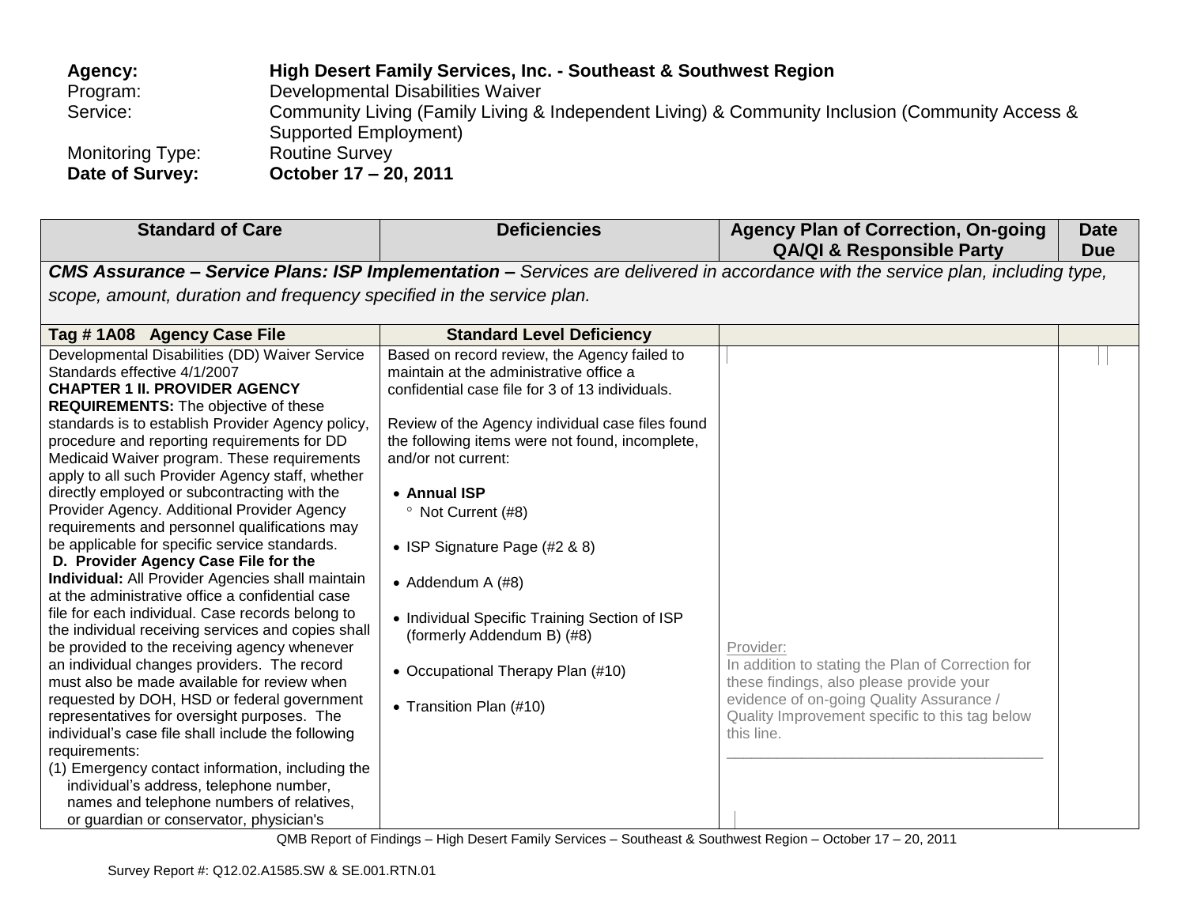**Agency:** **High Desert Family Services, Inc. - Southeast & Southwest Region**
Program: Developmental Disabilities Waiver
Service: Community Living (Family Living & Independent Living) & Community Inclusion (Community Access & Supported Employment)
Monitoring Type: Routine Survey
**Date of Survey:** **October 17 – 20, 2011**

| Standard of Care | Deficiencies | Agency Plan of Correction, On-going QA/QI & Responsible Party | Date Due |
|---|---|---|---|
| ***CMS Assurance – Service Plans: ISP Implementation –*** *Services are delivered in accordance with the service plan, including type, scope, amount, duration and frequency specified in the service plan.* | | | |
| **Tag # 1A08 Agency Case File** | **Standard Level Deficiency** | | |
| Developmental Disabilities (DD) Waiver Service Standards effective 4/1/2007<br>**CHAPTER 1 II. PROVIDER AGENCY REQUIREMENTS:** The objective of these standards is to establish Provider Agency policy, procedure and reporting requirements for DD Medicaid Waiver program. These requirements apply to all such Provider Agency staff, whether directly employed or subcontracting with the Provider Agency. Additional Provider Agency requirements and personnel qualifications may be applicable for specific service standards.<br>**D. Provider Agency Case File for the Individual:** All Provider Agencies shall maintain at the administrative office a confidential case file for each individual. Case records belong to the individual receiving services and copies shall be provided to the receiving agency whenever an individual changes providers. The record must also be made available for review when requested by DOH, HSD or federal government representatives for oversight purposes. The individual's case file shall include the following requirements:<br>(1) Emergency contact information, including the individual's address, telephone number, names and telephone numbers of relatives, or guardian or conservator, physician's | Based on record review, the Agency failed to maintain at the administrative office a confidential case file for 3 of 13 individuals.<br><br>Review of the Agency individual case files found the following items were not found, incomplete, and/or not current:<br><br>• **Annual ISP**<br>° Not Current (#8)<br><br>• ISP Signature Page (#2 & 8)<br><br>• Addendum A (#8)<br><br>• Individual Specific Training Section of ISP (formerly Addendum B) (#8)<br><br>• Occupational Therapy Plan (#10)<br><br>• Transition Plan (#10) | Provider:<br>In addition to stating the Plan of Correction for these findings, also please provide your evidence of on-going Quality Assurance / Quality Improvement specific to this tag below this line.<br>______________________________________ | |

QMB Report of Findings – High Desert Family Services – Southeast & Southwest Region – October 17 – 20, 2011

Survey Report #: Q12.02.A1585.SW & SE.001.RTN.01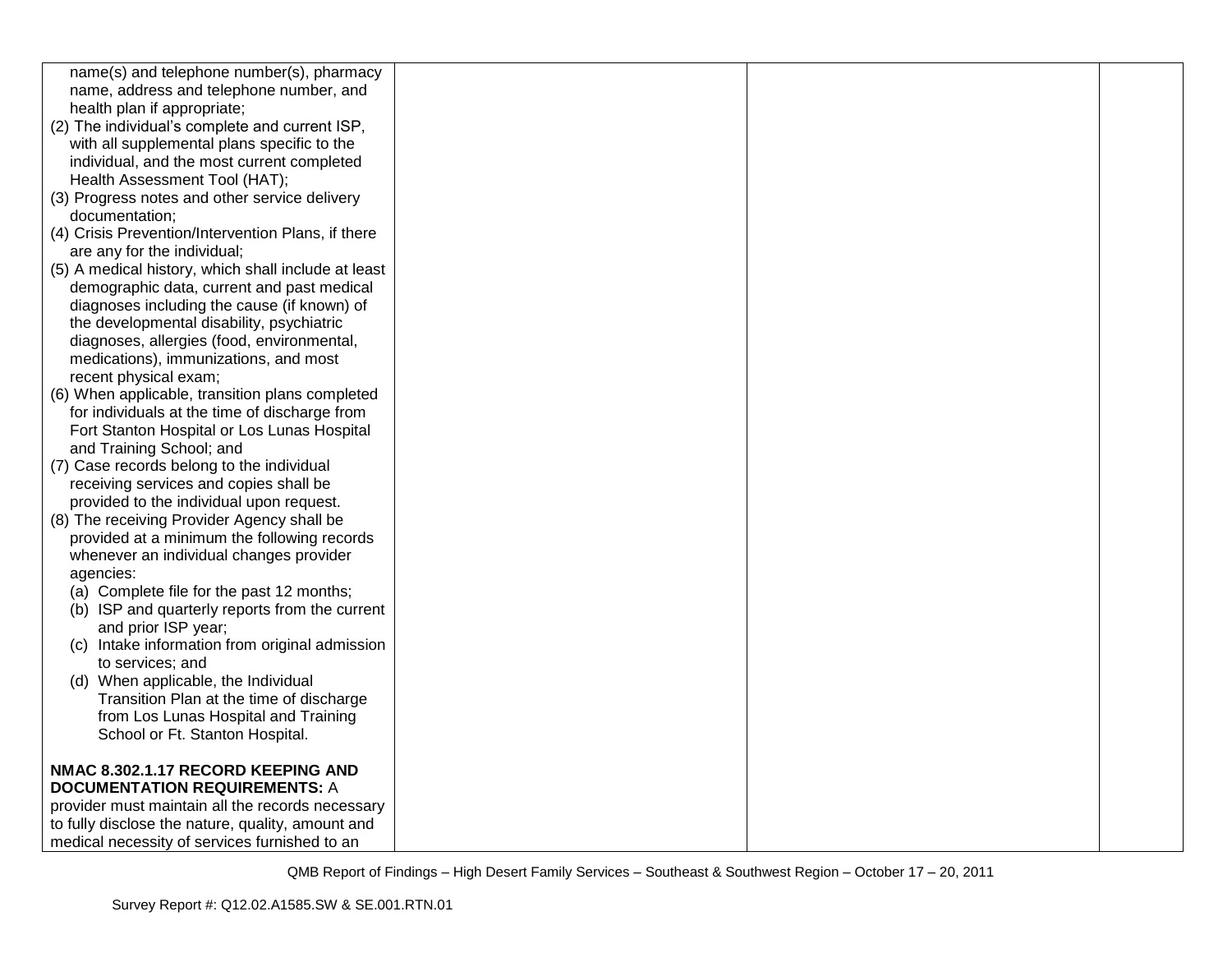| | | | |
|---|---|---|---|
| name(s) and telephone number(s), pharmacy name, address and telephone number, and health plan if appropriate;<br>(2) The individual's complete and current ISP, with all supplemental plans specific to the individual, and the most current completed Health Assessment Tool (HAT);<br>(3) Progress notes and other service delivery documentation;<br>(4) Crisis Prevention/Intervention Plans, if there are any for the individual;<br>(5) A medical history, which shall include at least demographic data, current and past medical diagnoses including the cause (if known) of the developmental disability, psychiatric diagnoses, allergies (food, environmental, medications), immunizations, and most recent physical exam;<br>(6) When applicable, transition plans completed for individuals at the time of discharge from Fort Stanton Hospital or Los Lunas Hospital and Training School; and<br>(7) Case records belong to the individual receiving services and copies shall be provided to the individual upon request.<br>(8) The receiving Provider Agency shall be provided at a minimum the following records whenever an individual changes provider agencies:<br>(a) Complete file for the past 12 months;<br>(b) ISP and quarterly reports from the current and prior ISP year;<br>(c) Intake information from original admission to services; and<br>(d) When applicable, the Individual Transition Plan at the time of discharge from Los Lunas Hospital and Training School or Ft. Stanton Hospital.<br><br>**NMAC 8.302.1.17 RECORD KEEPING AND DOCUMENTATION REQUIREMENTS:** A provider must maintain all the records necessary to fully disclose the nature, quality, amount and medical necessity of services furnished to an | | | |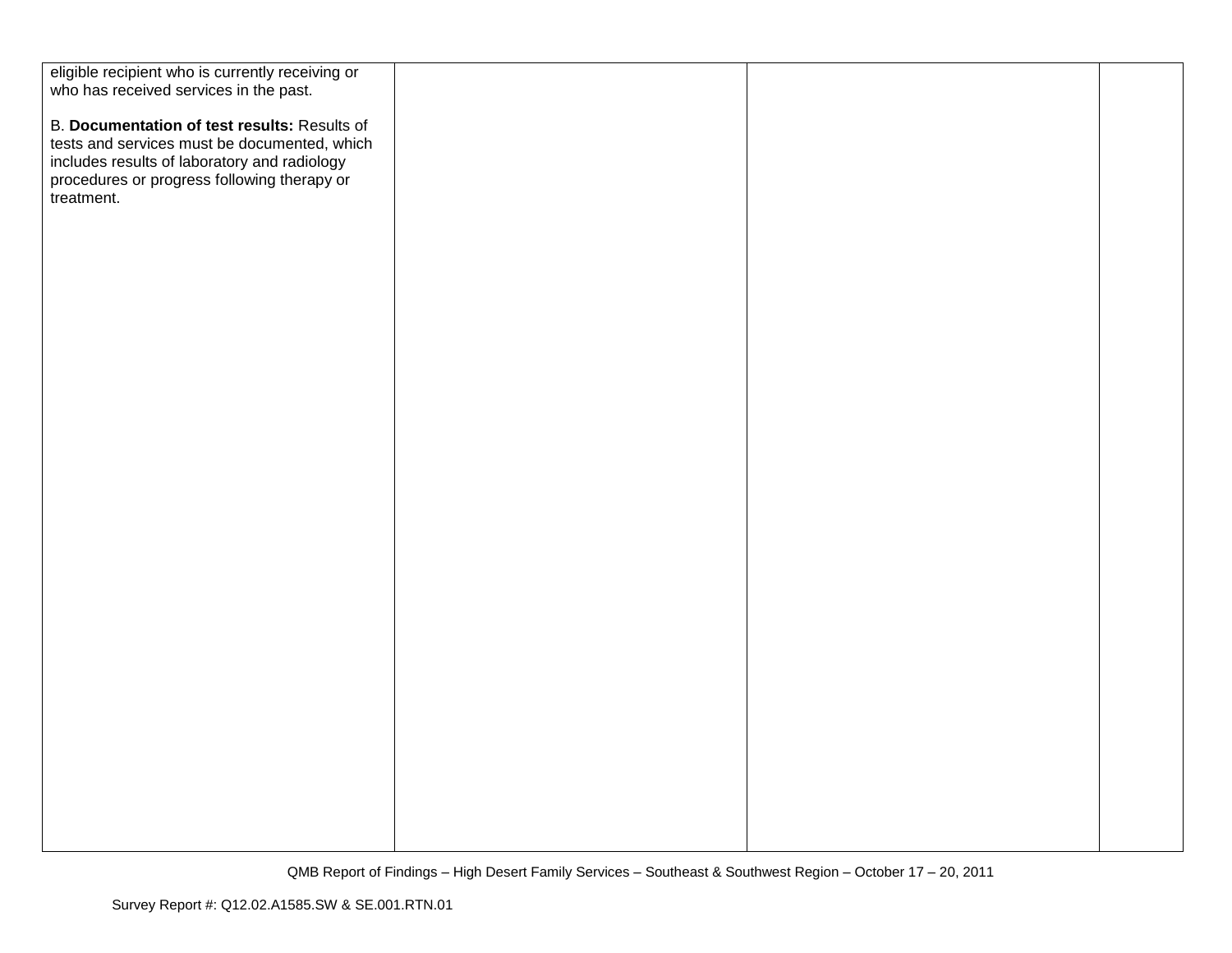| | | | |
|---|---|---|---|
| eligible recipient who is currently receiving or who has received services in the past.<br><br>B. **Documentation of test results:** Results of tests and services must be documented, which includes results of laboratory and radiology procedures or progress following therapy or treatment. | | | |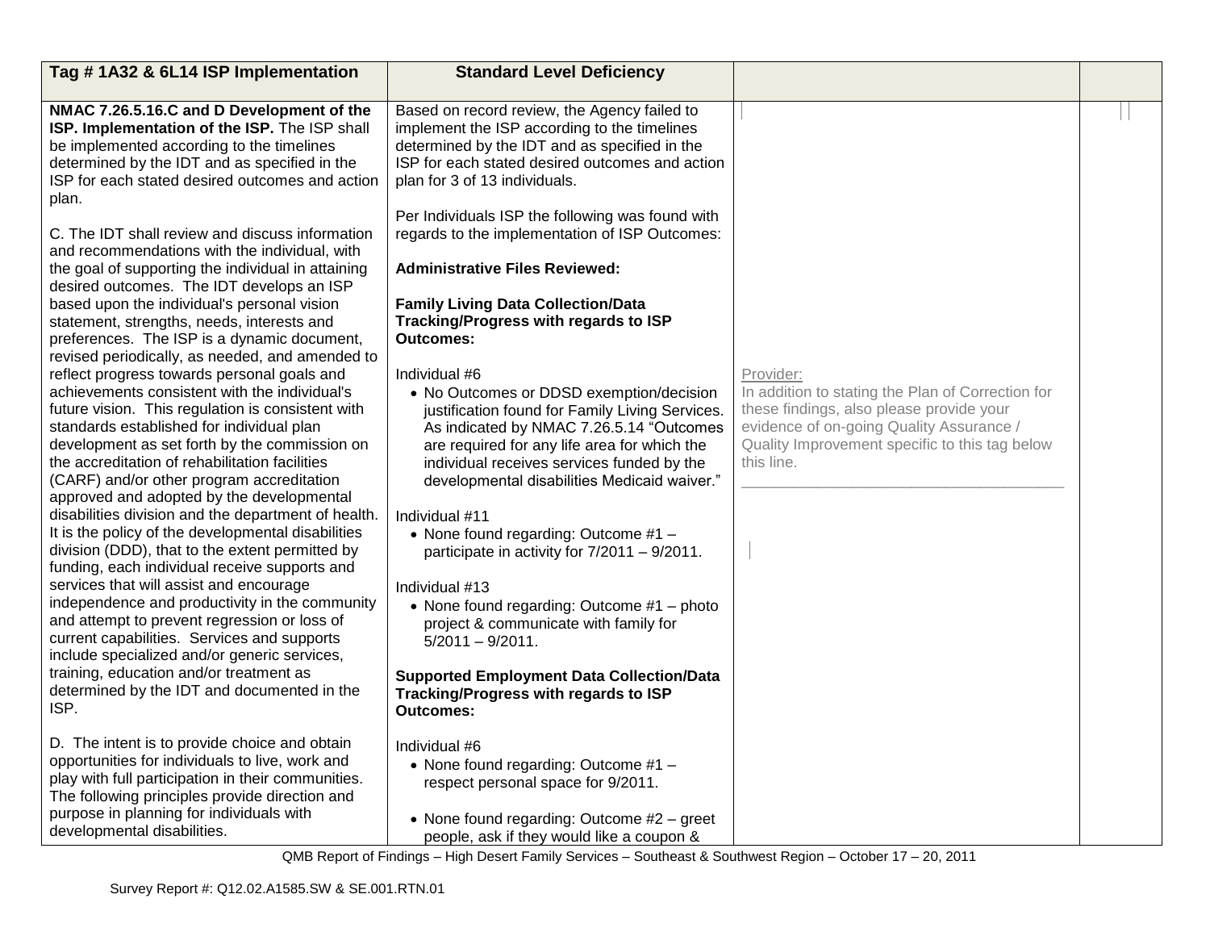| Tag # 1A32 & 6L14 ISP Implementation | Standard Level Deficiency | | |
|---|---|---|---|
| **NMAC 7.26.5.16.C and D Development of the ISP. Implementation of the ISP.** The ISP shall be implemented according to the timelines determined by the IDT and as specified in the ISP for each stated desired outcomes and action plan.<br><br>C. The IDT shall review and discuss information and recommendations with the individual, with the goal of supporting the individual in attaining desired outcomes. The IDT develops an ISP based upon the individual's personal vision statement, strengths, needs, interests and preferences. The ISP is a dynamic document, revised periodically, as needed, and amended to reflect progress towards personal goals and achievements consistent with the individual's future vision. This regulation is consistent with standards established for individual plan development as set forth by the commission on the accreditation of rehabilitation facilities (CARF) and/or other program accreditation approved and adopted by the developmental disabilities division and the department of health. It is the policy of the developmental disabilities division (DDD), that to the extent permitted by funding, each individual receive supports and services that will assist and encourage independence and productivity in the community and attempt to prevent regression or loss of current capabilities. Services and supports include specialized and/or generic services, training, education and/or treatment as determined by the IDT and documented in the ISP.<br><br>D. The intent is to provide choice and obtain opportunities for individuals to live, work and play with full participation in their communities. The following principles provide direction and purpose in planning for individuals with developmental disabilities. | Based on record review, the Agency failed to implement the ISP according to the timelines determined by the IDT and as specified in the ISP for each stated desired outcomes and action plan for 3 of 13 individuals.<br><br>Per Individuals ISP the following was found with regards to the implementation of ISP Outcomes:<br><br>**Administrative Files Reviewed:**<br><br>**Family Living Data Collection/Data Tracking/Progress with regards to ISP Outcomes:**<br><br>Individual #6<br>• No Outcomes or DDSD exemption/decision justification found for Family Living Services. As indicated by NMAC 7.26.5.14 "Outcomes are required for any life area for which the individual receives services funded by the developmental disabilities Medicaid waiver."<br><br>Individual #11<br>• None found regarding: Outcome #1 – participate in activity for 7/2011 – 9/2011.<br><br>Individual #13<br>• None found regarding: Outcome #1 – photo project & communicate with family for 5/2011 – 9/2011.<br><br>**Supported Employment Data Collection/Data Tracking/Progress with regards to ISP Outcomes:**<br><br>Individual #6<br>• None found regarding: Outcome #1 – respect personal space for 9/2011.<br><br>• None found regarding: Outcome #2 – greet people, ask if they would like a coupon & | Provider:<br>In addition to stating the Plan of Correction for these findings, also please provide your evidence of on-going Quality Assurance / Quality Improvement specific to this tag below this line.<br>\_\_\_\_\_\_\_\_\_\_\_\_\_\_\_\_\_\_\_\_\_\_\_\_\_\_\_\_\_\_\_\_\_\_\_\_\_\_ | |

QMB Report of Findings – High Desert Family Services – Southeast & Southwest Region – October 17 – 20, 2011

Survey Report #: Q12.02.A1585.SW & SE.001.RTN.01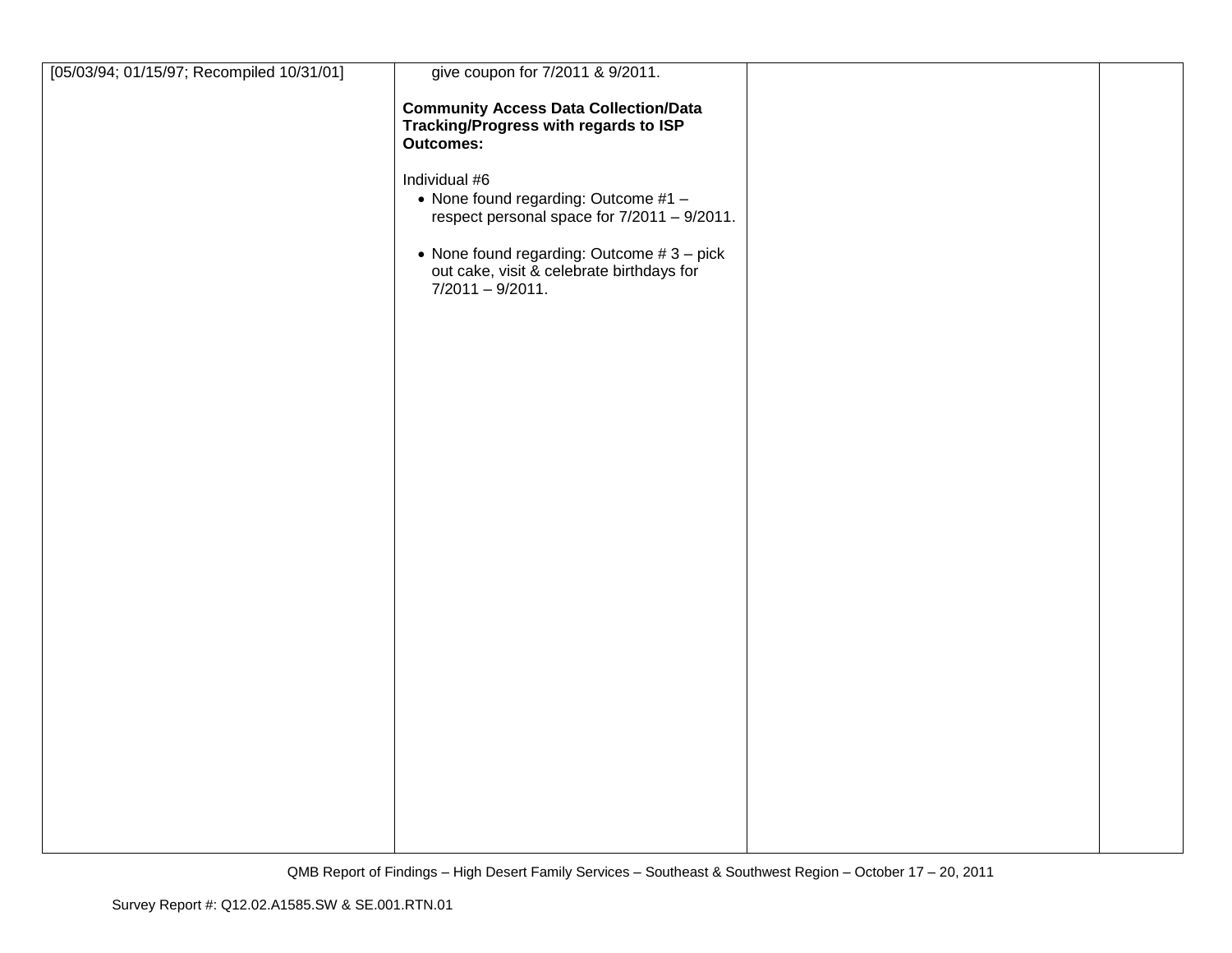| | | | |
|---|---|---|---|
| [05/03/94; 01/15/97; Recompiled 10/31/01] | give coupon for 7/2011 & 9/2011.<br><br>**Community Access Data Collection/Data Tracking/Progress with regards to ISP Outcomes:**<br><br>Individual #6<br>• None found regarding: Outcome #1 – respect personal space for 7/2011 – 9/2011.<br><br>• None found regarding: Outcome # 3 – pick out cake, visit & celebrate birthdays for 7/2011 – 9/2011. | | |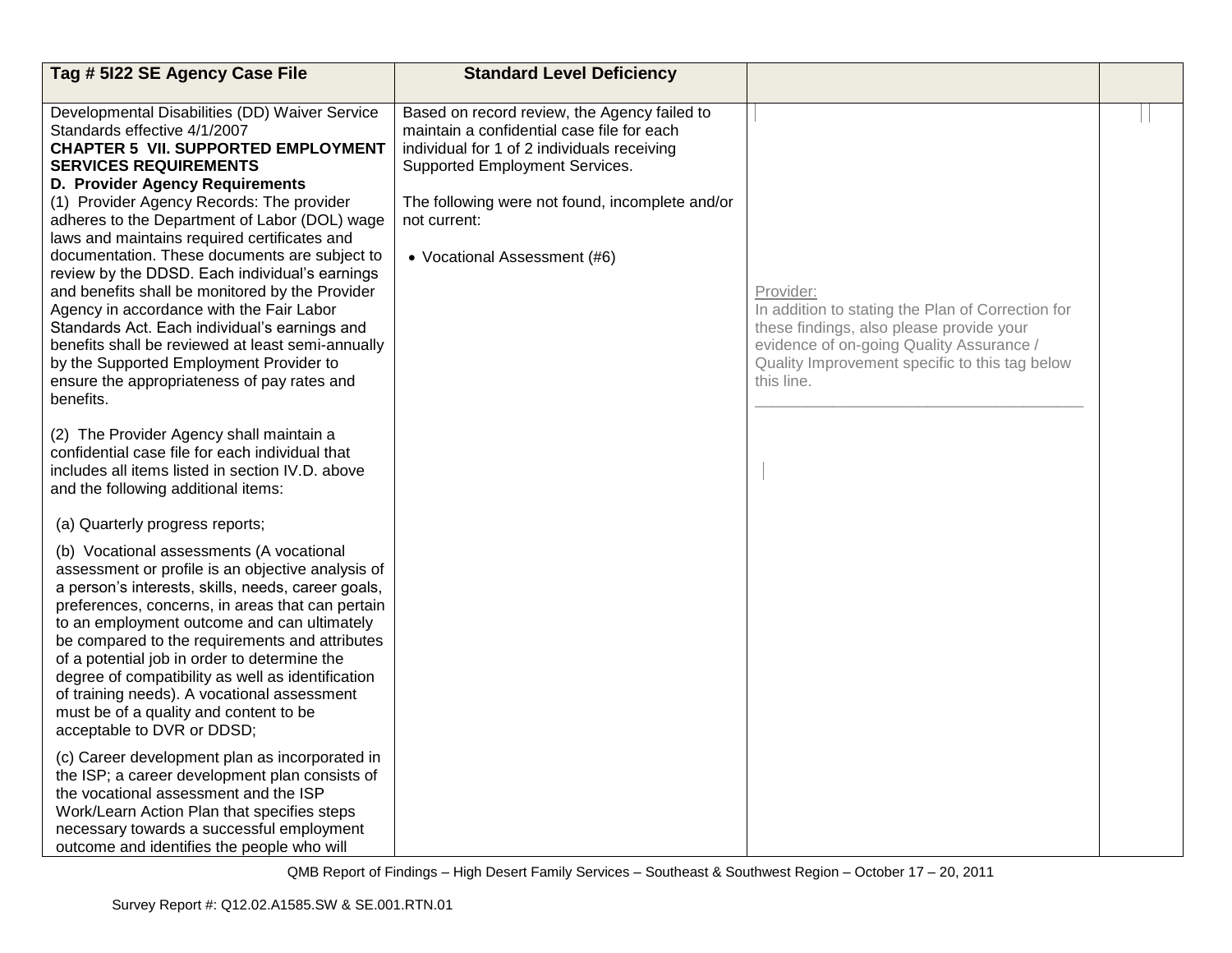| Tag # 5I22 SE Agency Case File | Standard Level Deficiency | | |
|---|---|---|---|
| Developmental Disabilities (DD) Waiver Service Standards effective 4/1/2007<br>**CHAPTER 5 VII. SUPPORTED EMPLOYMENT SERVICES REQUIREMENTS**<br>**D. Provider Agency Requirements**<br>(1) Provider Agency Records: The provider adheres to the Department of Labor (DOL) wage laws and maintains required certificates and documentation. These documents are subject to review by the DDSD. Each individual's earnings and benefits shall be monitored by the Provider Agency in accordance with the Fair Labor Standards Act. Each individual's earnings and benefits shall be reviewed at least semi-annually by the Supported Employment Provider to ensure the appropriateness of pay rates and benefits.<br><br>(2) The Provider Agency shall maintain a confidential case file for each individual that includes all items listed in section IV.D. above and the following additional items:<br><br>(a) Quarterly progress reports;<br><br>(b) Vocational assessments (A vocational assessment or profile is an objective analysis of a person's interests, skills, needs, career goals, preferences, concerns, in areas that can pertain to an employment outcome and can ultimately be compared to the requirements and attributes of a potential job in order to determine the degree of compatibility as well as identification of training needs). A vocational assessment must be of a quality and content to be acceptable to DVR or DDSD;<br><br>(c) Career development plan as incorporated in the ISP; a career development plan consists of the vocational assessment and the ISP Work/Learn Action Plan that specifies steps necessary towards a successful employment outcome and identifies the people who will | Based on record review, the Agency failed to maintain a confidential case file for each individual for 1 of 2 individuals receiving Supported Employment Services.<br><br>The following were not found, incomplete and/or not current:<br><br>• Vocational Assessment (#6) | Provider:<br>In addition to stating the Plan of Correction for these findings, also please provide your evidence of on-going Quality Assurance / Quality Improvement specific to this tag below this line.<br>______________________________________ | |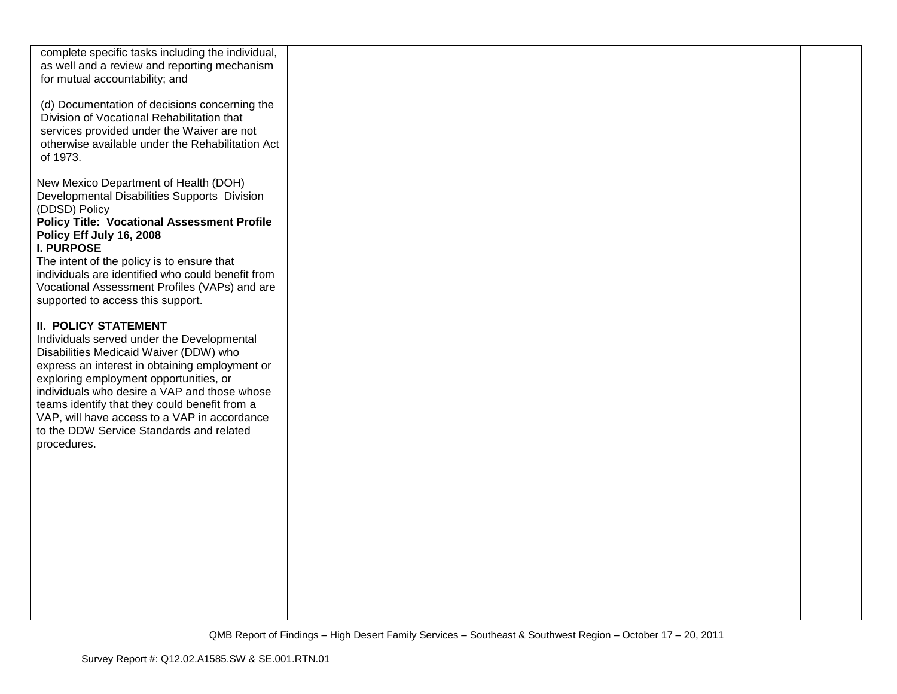| | | | |
|---|---|---|---|
| complete specific tasks including the individual, as well and a review and reporting mechanism for mutual accountability; and<br><br>(d) Documentation of decisions concerning the Division of Vocational Rehabilitation that services provided under the Waiver are not otherwise available under the Rehabilitation Act of 1973.<br><br>New Mexico Department of Health (DOH) Developmental Disabilities Supports Division (DDSD) Policy<br>**Policy Title: Vocational Assessment Profile Policy Eff July 16, 2008**<br>**I. PURPOSE**<br>The intent of the policy is to ensure that individuals are identified who could benefit from Vocational Assessment Profiles (VAPs) and are supported to access this support.<br><br>**II. POLICY STATEMENT**<br>Individuals served under the Developmental Disabilities Medicaid Waiver (DDW) who express an interest in obtaining employment or exploring employment opportunities, or individuals who desire a VAP and those whose teams identify that they could benefit from a VAP, will have access to a VAP in accordance to the DDW Service Standards and related procedures. | | | |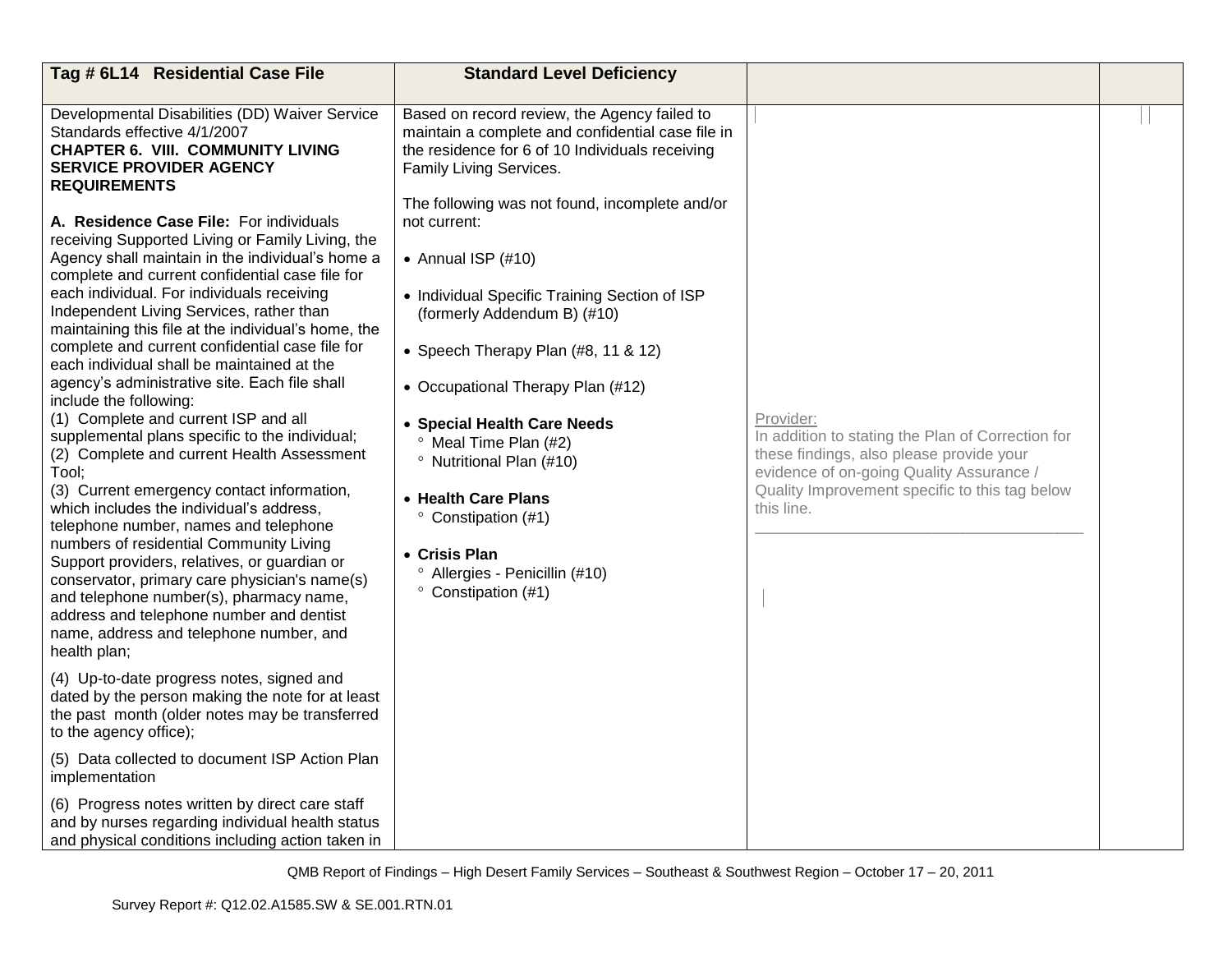| Tag # 6L14 Residential Case File | Standard Level Deficiency | | |
|---|---|---|---|
| Developmental Disabilities (DD) Waiver Service Standards effective 4/1/2007<br>**CHAPTER 6. VIII. COMMUNITY LIVING SERVICE PROVIDER AGENCY REQUIREMENTS**<br><br>**A. Residence Case File:** For individuals receiving Supported Living or Family Living, the Agency shall maintain in the individual's home a complete and current confidential case file for each individual. For individuals receiving Independent Living Services, rather than maintaining this file at the individual's home, the complete and current confidential case file for each individual shall be maintained at the agency's administrative site. Each file shall include the following:<br>(1) Complete and current ISP and all supplemental plans specific to the individual;<br>(2) Complete and current Health Assessment Tool;<br>(3) Current emergency contact information, which includes the individual's address, telephone number, names and telephone numbers of residential Community Living Support providers, relatives, or guardian or conservator, primary care physician's name(s) and telephone number(s), pharmacy name, address and telephone number and dentist name, address and telephone number, and health plan;<br><br>(4) Up-to-date progress notes, signed and dated by the person making the note for at least the past month (older notes may be transferred to the agency office);<br><br>(5) Data collected to document ISP Action Plan implementation<br><br>(6) Progress notes written by direct care staff and by nurses regarding individual health status and physical conditions including action taken in | Based on record review, the Agency failed to maintain a complete and confidential case file in the residence for 6 of 10 Individuals receiving Family Living Services.<br><br>The following was not found, incomplete and/or not current:<br><br>• Annual ISP (#10)<br><br>• Individual Specific Training Section of ISP (formerly Addendum B) (#10)<br><br>• Speech Therapy Plan (#8, 11 & 12)<br><br>• Occupational Therapy Plan (#12)<br><br>• **Special Health Care Needs**<br>° Meal Time Plan (#2)<br>° Nutritional Plan (#10)<br><br>• **Health Care Plans**<br>° Constipation (#1)<br><br>• **Crisis Plan**<br>° Allergies - Penicillin (#10)<br>° Constipation (#1) | Provider:<br>In addition to stating the Plan of Correction for these findings, also please provide your evidence of on-going Quality Assurance / Quality Improvement specific to this tag below this line.<br>______________________________________ | |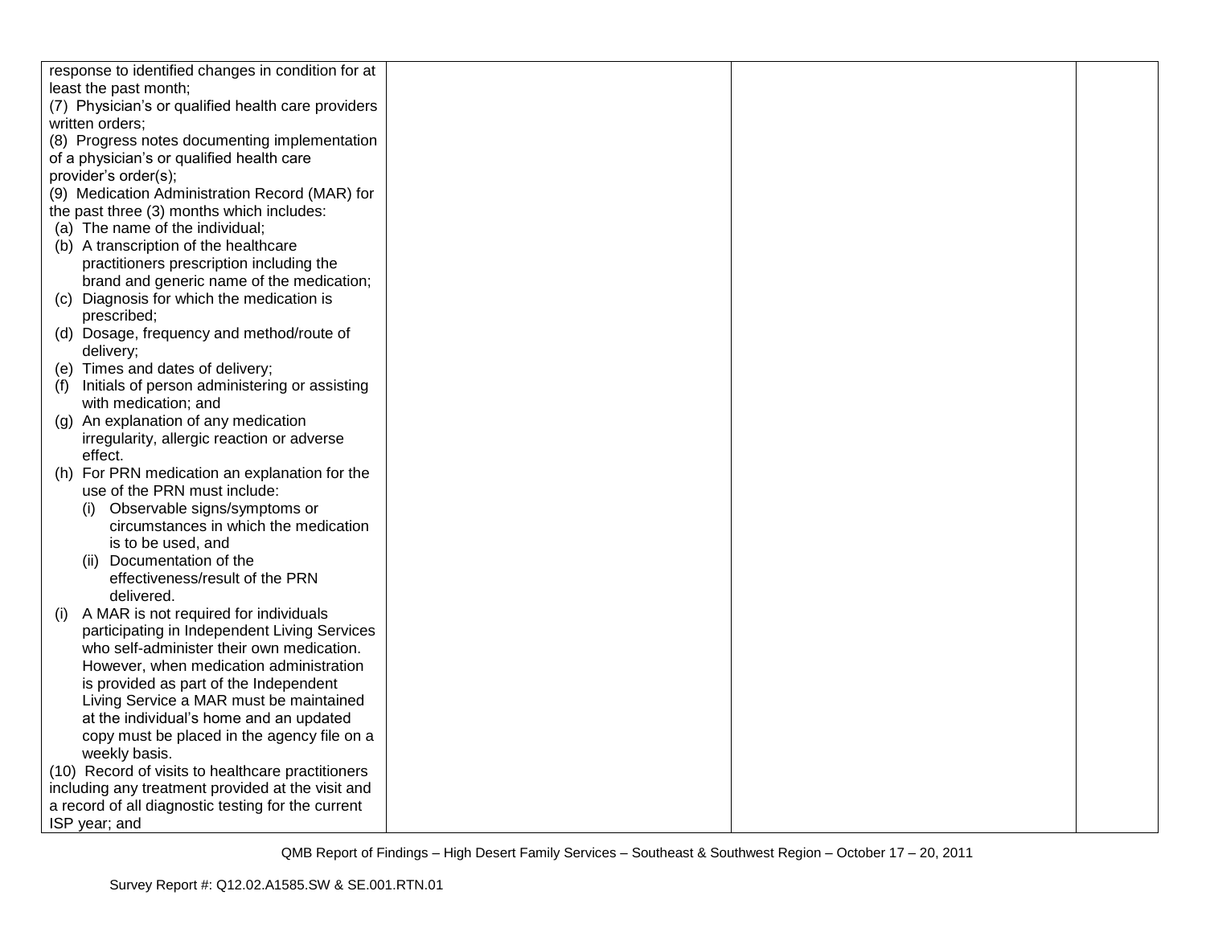| | | | |
|---|---|---|---|
| response to identified changes in condition for at least the past month;<br>(7) Physician's or qualified health care providers written orders;<br>(8) Progress notes documenting implementation of a physician's or qualified health care provider's order(s);<br>(9) Medication Administration Record (MAR) for the past three (3) months which includes:<br>(a) The name of the individual;<br>(b) A transcription of the healthcare practitioners prescription including the brand and generic name of the medication;<br>(c) Diagnosis for which the medication is prescribed;<br>(d) Dosage, frequency and method/route of delivery;<br>(e) Times and dates of delivery;<br>(f) Initials of person administering or assisting with medication; and<br>(g) An explanation of any medication irregularity, allergic reaction or adverse effect.<br>(h) For PRN medication an explanation for the use of the PRN must include:<br>(i) Observable signs/symptoms or circumstances in which the medication is to be used, and<br>(ii) Documentation of the effectiveness/result of the PRN delivered.<br>(i) A MAR is not required for individuals participating in Independent Living Services who self-administer their own medication. However, when medication administration is provided as part of the Independent Living Service a MAR must be maintained at the individual's home and an updated copy must be placed in the agency file on a weekly basis.<br>(10) Record of visits to healthcare practitioners including any treatment provided at the visit and a record of all diagnostic testing for the current ISP year; and | | | |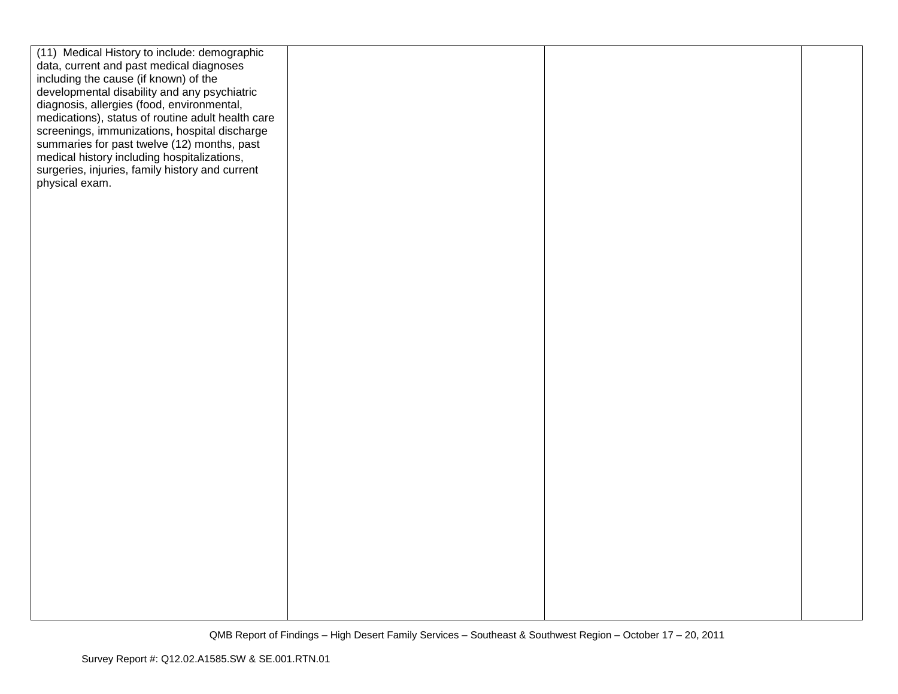| | | | |
|---|---|---|---|
| (11) Medical History to include: demographic data, current and past medical diagnoses including the cause (if known) of the developmental disability and any psychiatric diagnosis, allergies (food, environmental, medications), status of routine adult health care screenings, immunizations, hospital discharge summaries for past twelve (12) months, past medical history including hospitalizations, surgeries, injuries, family history and current physical exam. | | | |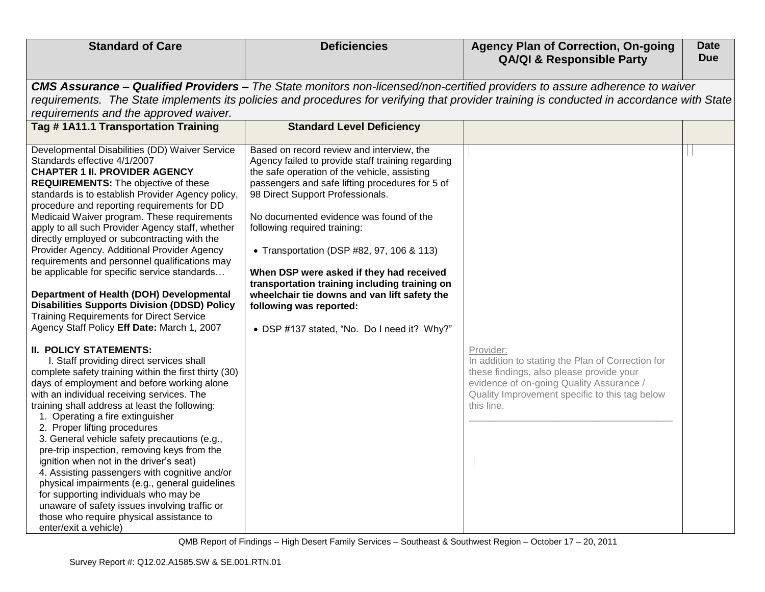| Standard of Care | Deficiencies | Agency Plan of Correction, On-going QA/QI & Responsible Party | Date Due |
|---|---|---|---|
| ***CMS Assurance – Qualified Providers –*** *The State monitors non-licensed/non-certified providers to assure adherence to waiver requirements. The State implements its policies and procedures for verifying that provider training is conducted in accordance with State requirements and the approved waiver.* | | | |
| **Tag # 1A11.1 Transportation Training** | **Standard Level Deficiency** | | |
| Developmental Disabilities (DD) Waiver Service Standards effective 4/1/2007<br>**CHAPTER 1 II. PROVIDER AGENCY REQUIREMENTS:** The objective of these standards is to establish Provider Agency policy, procedure and reporting requirements for DD Medicaid Waiver program. These requirements apply to all such Provider Agency staff, whether directly employed or subcontracting with the Provider Agency. Additional Provider Agency requirements and personnel qualifications may be applicable for specific service standards…<br><br>**Department of Health (DOH) Developmental Disabilities Supports Division (DDSD) Policy** Training Requirements for Direct Service Agency Staff Policy **Eff Date:** March 1, 2007<br><br>**II. POLICY STATEMENTS:**<br>I. Staff providing direct services shall complete safety training within the first thirty (30) days of employment and before working alone with an individual receiving services. The training shall address at least the following:<br>1. Operating a fire extinguisher<br>2. Proper lifting procedures<br>3. General vehicle safety precautions (e.g., pre-trip inspection, removing keys from the ignition when not in the driver's seat)<br>4. Assisting passengers with cognitive and/or physical impairments (e.g., general guidelines for supporting individuals who may be unaware of safety issues involving traffic or those who require physical assistance to enter/exit a vehicle) | Based on record review and interview, the Agency failed to provide staff training regarding the safe operation of the vehicle, assisting passengers and safe lifting procedures for 5 of 98 Direct Support Professionals.<br><br>No documented evidence was found of the following required training:<br><br>• Transportation (DSP #82, 97, 106 & 113)<br><br>**When DSP were asked if they had received transportation training including training on wheelchair tie downs and van lift safety the following was reported:**<br><br>• DSP #137 stated, "No. Do I need it? Why?" | Provider:<br>In addition to stating the Plan of Correction for these findings, also please provide your evidence of on-going Quality Assurance / Quality Improvement specific to this tag below this line.<br>\_\_\_\_\_\_\_\_\_\_\_\_\_\_\_\_\_\_\_\_\_\_\_\_\_\_\_\_\_\_\_\_\_\_\_\_\_\_ | |

QMB Report of Findings – High Desert Family Services – Southeast & Southwest Region – October 17 – 20, 2011

Survey Report #: Q12.02.A1585.SW & SE.001.RTN.01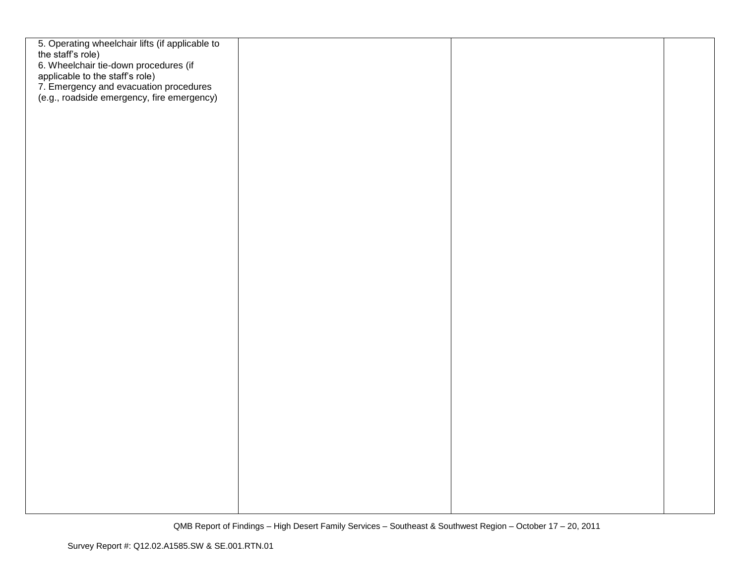| | | | |
|---|---|---|---|
| 5. Operating wheelchair lifts (if applicable to the staff's role)<br>6. Wheelchair tie-down procedures (if applicable to the staff's role)<br>7. Emergency and evacuation procedures (e.g., roadside emergency, fire emergency) | | | |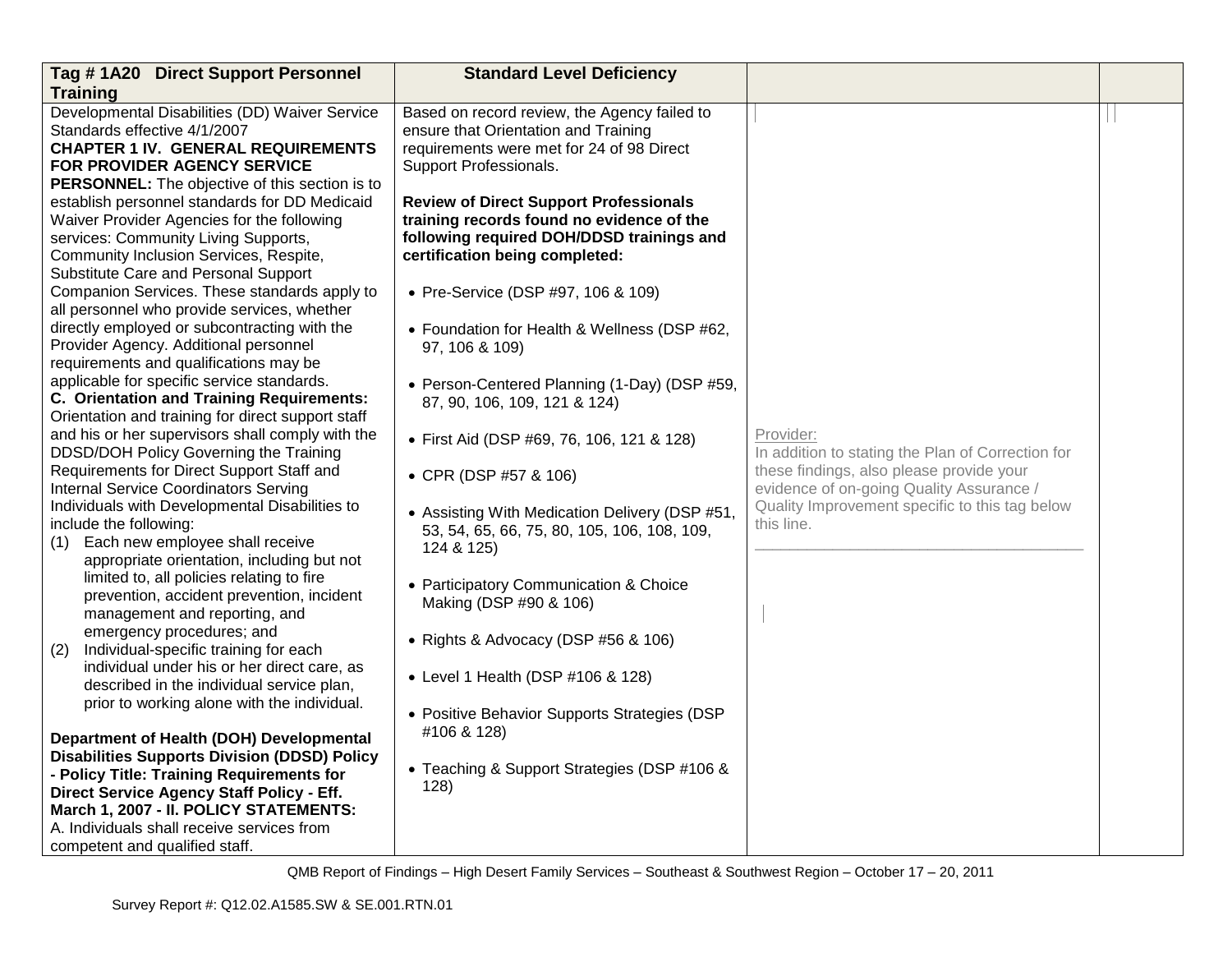| Tag # 1A20 Direct Support Personnel Training | Standard Level Deficiency | | |
|---|---|---|---|
| Developmental Disabilities (DD) Waiver Service Standards effective 4/1/2007<br>**CHAPTER 1 IV. GENERAL REQUIREMENTS FOR PROVIDER AGENCY SERVICE PERSONNEL:** The objective of this section is to establish personnel standards for DD Medicaid Waiver Provider Agencies for the following services: Community Living Supports, Community Inclusion Services, Respite, Substitute Care and Personal Support Companion Services. These standards apply to all personnel who provide services, whether directly employed or subcontracting with the Provider Agency. Additional personnel requirements and qualifications may be applicable for specific service standards.<br>**C. Orientation and Training Requirements:** Orientation and training for direct support staff and his or her supervisors shall comply with the DDSD/DOH Policy Governing the Training Requirements for Direct Support Staff and Internal Service Coordinators Serving Individuals with Developmental Disabilities to include the following:<br>(1) Each new employee shall receive appropriate orientation, including but not limited to, all policies relating to fire prevention, accident prevention, incident management and reporting, and emergency procedures; and<br>(2) Individual-specific training for each individual under his or her direct care, as described in the individual service plan, prior to working alone with the individual.<br><br>**Department of Health (DOH) Developmental Disabilities Supports Division (DDSD) Policy - Policy Title: Training Requirements for Direct Service Agency Staff Policy - Eff. March 1, 2007 - II. POLICY STATEMENTS:**<br>A. Individuals shall receive services from competent and qualified staff. | Based on record review, the Agency failed to ensure that Orientation and Training requirements were met for 24 of 98 Direct Support Professionals.<br><br>**Review of Direct Support Professionals training records found no evidence of the following required DOH/DDSD trainings and certification being completed:**<br><br>• Pre-Service (DSP #97, 106 & 109)<br><br>• Foundation for Health & Wellness (DSP #62, 97, 106 & 109)<br><br>• Person-Centered Planning (1-Day) (DSP #59, 87, 90, 106, 109, 121 & 124)<br><br>• First Aid (DSP #69, 76, 106, 121 & 128)<br><br>• CPR (DSP #57 & 106)<br><br>• Assisting With Medication Delivery (DSP #51, 53, 54, 65, 66, 75, 80, 105, 106, 108, 109, 124 & 125)<br><br>• Participatory Communication & Choice Making (DSP #90 & 106)<br><br>• Rights & Advocacy (DSP #56 & 106)<br><br>• Level 1 Health (DSP #106 & 128)<br><br>• Positive Behavior Supports Strategies (DSP #106 & 128)<br><br>• Teaching & Support Strategies (DSP #106 & 128) | Provider:<br>In addition to stating the Plan of Correction for these findings, also please provide your evidence of on-going Quality Assurance / Quality Improvement specific to this tag below this line.<br>\_\_\_\_\_\_\_\_\_\_\_\_\_\_\_\_\_\_\_\_\_\_\_\_\_\_\_\_\_\_\_\_\_\_\_\_\_\_\_\_ | |

QMB Report of Findings – High Desert Family Services – Southeast & Southwest Region – October 17 – 20, 2011

Survey Report #: Q12.02.A1585.SW & SE.001.RTN.01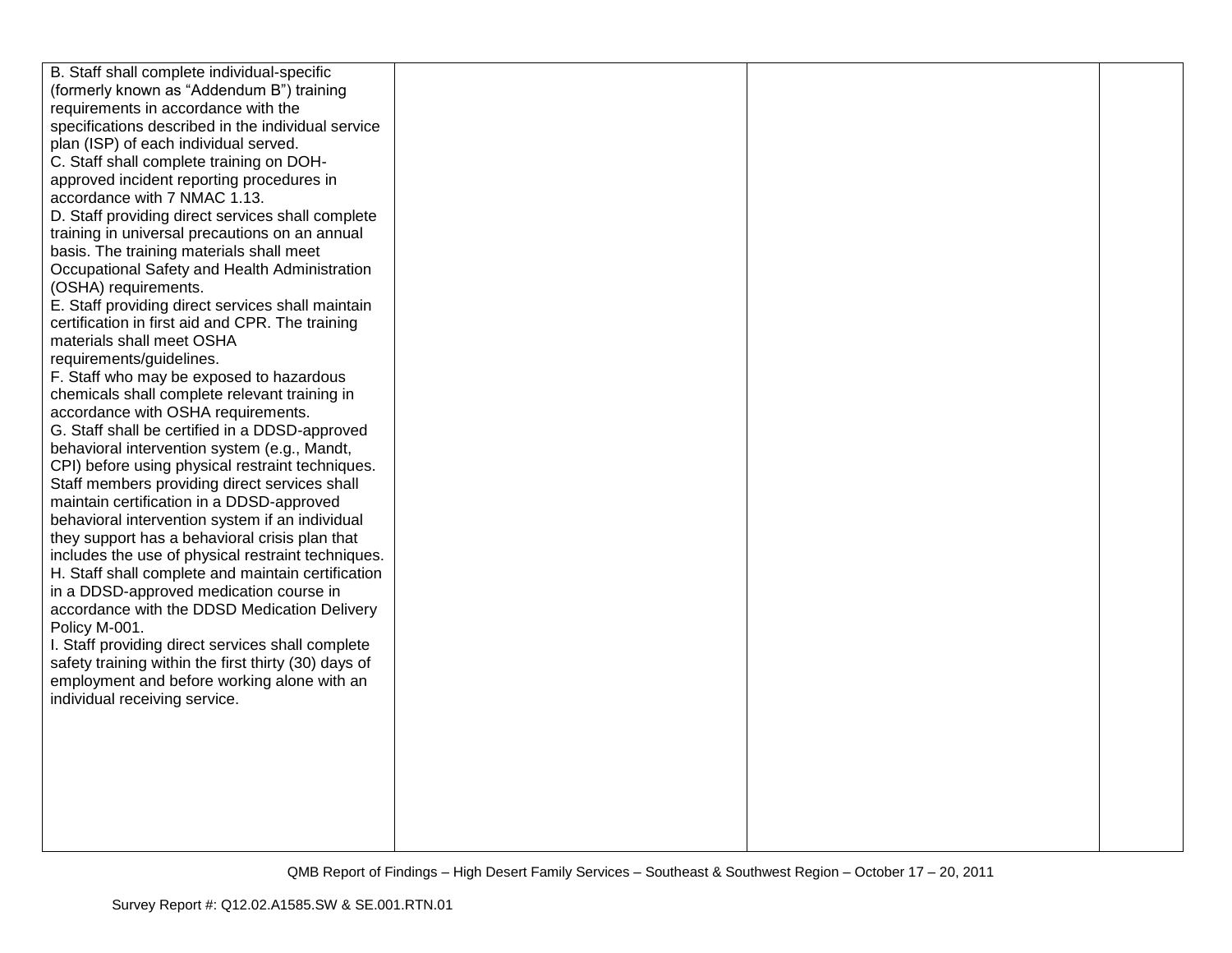| | | | |
|---|---|---|---|
| B. Staff shall complete individual-specific (formerly known as “Addendum B”) training requirements in accordance with the specifications described in the individual service plan (ISP) of each individual served.<br>C. Staff shall complete training on DOH-approved incident reporting procedures in accordance with 7 NMAC 1.13.<br>D. Staff providing direct services shall complete training in universal precautions on an annual basis. The training materials shall meet Occupational Safety and Health Administration (OSHA) requirements.<br>E. Staff providing direct services shall maintain certification in first aid and CPR. The training materials shall meet OSHA requirements/guidelines.<br>F. Staff who may be exposed to hazardous chemicals shall complete relevant training in accordance with OSHA requirements.<br>G. Staff shall be certified in a DDSD-approved behavioral intervention system (e.g., Mandt, CPI) before using physical restraint techniques. Staff members providing direct services shall maintain certification in a DDSD-approved behavioral intervention system if an individual they support has a behavioral crisis plan that includes the use of physical restraint techniques.<br>H. Staff shall complete and maintain certification in a DDSD-approved medication course in accordance with the DDSD Medication Delivery Policy M-001.<br>I. Staff providing direct services shall complete safety training within the first thirty (30) days of employment and before working alone with an individual receiving service. | | | |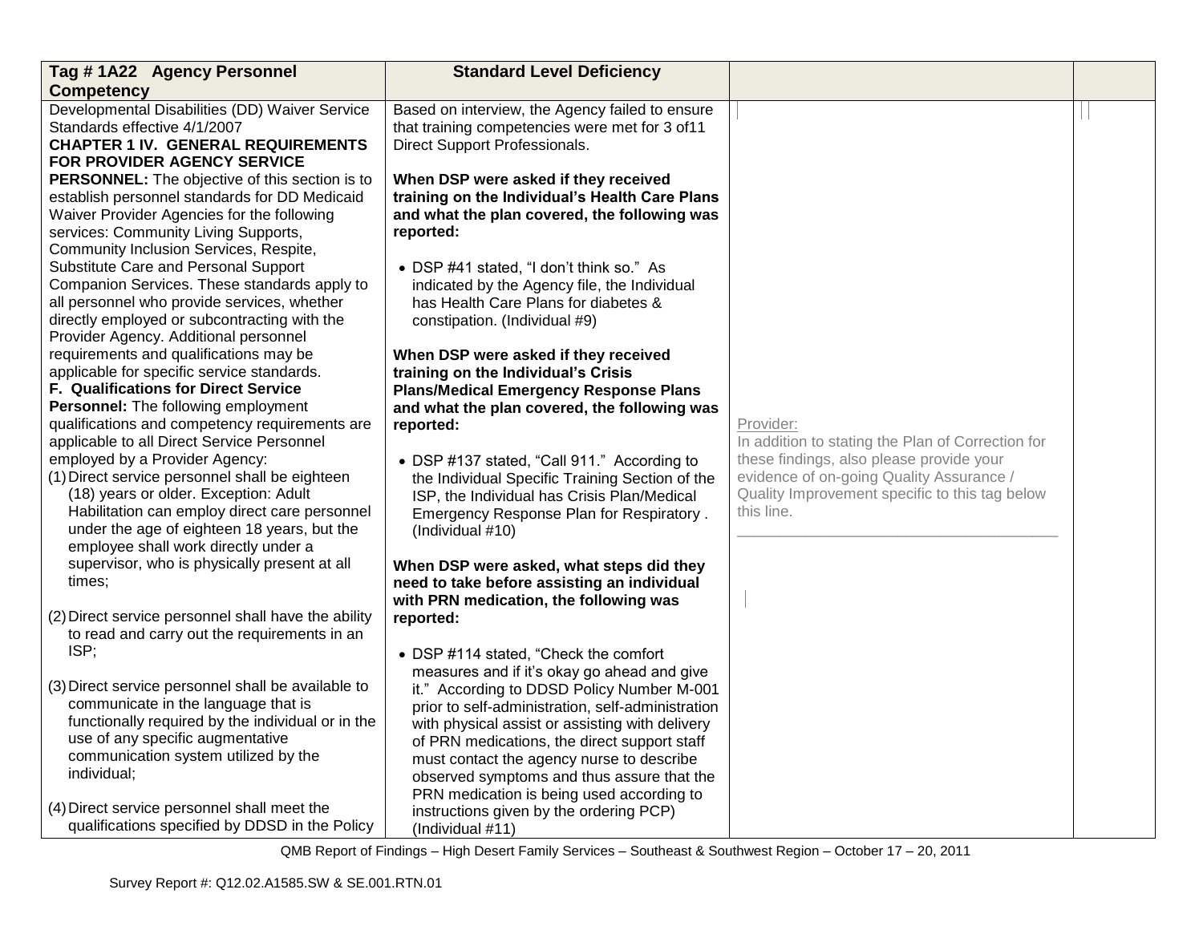| Tag # 1A22 Agency Personnel Competency | Standard Level Deficiency | | |
|---|---|---|---|
| Developmental Disabilities (DD) Waiver Service Standards effective 4/1/2007<br>**CHAPTER 1 IV. GENERAL REQUIREMENTS FOR PROVIDER AGENCY SERVICE PERSONNEL:** The objective of this section is to establish personnel standards for DD Medicaid Waiver Provider Agencies for the following services: Community Living Supports, Community Inclusion Services, Respite, Substitute Care and Personal Support Companion Services. These standards apply to all personnel who provide services, whether directly employed or subcontracting with the Provider Agency. Additional personnel requirements and qualifications may be applicable for specific service standards.<br>**F. Qualifications for Direct Service Personnel:** The following employment qualifications and competency requirements are applicable to all Direct Service Personnel employed by a Provider Agency:<br>(1) Direct service personnel shall be eighteen (18) years or older. Exception: Adult Habilitation can employ direct care personnel under the age of eighteen 18 years, but the employee shall work directly under a supervisor, who is physically present at all times;<br><br>(2) Direct service personnel shall have the ability to read and carry out the requirements in an ISP;<br><br>(3) Direct service personnel shall be available to communicate in the language that is functionally required by the individual or in the use of any specific augmentative communication system utilized by the individual;<br><br>(4) Direct service personnel shall meet the qualifications specified by DDSD in the Policy | Based on interview, the Agency failed to ensure that training competencies were met for 3 of11 Direct Support Professionals.<br><br>**When DSP were asked if they received training on the Individual's Health Care Plans and what the plan covered, the following was reported:**<br><br>• DSP #41 stated, "I don't think so." As indicated by the Agency file, the Individual has Health Care Plans for diabetes & constipation. (Individual #9)<br><br>**When DSP were asked if they received training on the Individual's Crisis Plans/Medical Emergency Response Plans and what the plan covered, the following was reported:**<br><br>• DSP #137 stated, "Call 911." According to the Individual Specific Training Section of the ISP, the Individual has Crisis Plan/Medical Emergency Response Plan for Respiratory . (Individual #10)<br><br>**When DSP were asked, what steps did they need to take before assisting an individual with PRN medication, the following was reported:**<br><br>• DSP #114 stated, "Check the comfort measures and if it's okay go ahead and give it." According to DDSD Policy Number M-001 prior to self-administration, self-administration with physical assist or assisting with delivery of PRN medications, the direct support staff must contact the agency nurse to describe observed symptoms and thus assure that the PRN medication is being used according to instructions given by the ordering PCP) (Individual #11) | Provider:<br>In addition to stating the Plan of Correction for these findings, also please provide your evidence of on-going Quality Assurance / Quality Improvement specific to this tag below this line.<br>\_\_\_\_\_\_\_\_\_\_\_\_\_\_\_\_\_\_\_\_\_\_\_\_\_\_\_\_\_\_\_\_\_\_\_\_\_\_ | |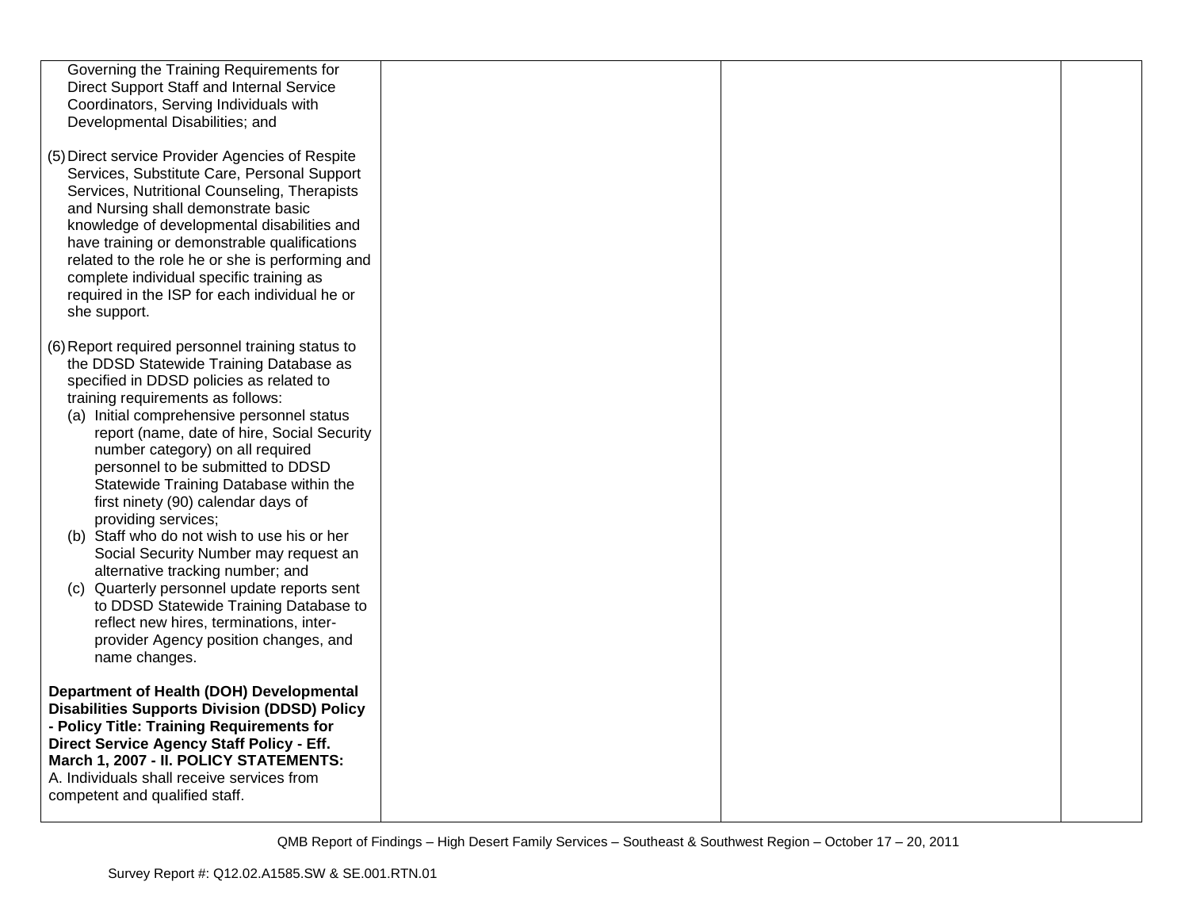| | | | |
|---|---|---|---|
| Governing the Training Requirements for Direct Support Staff and Internal Service Coordinators, Serving Individuals with Developmental Disabilities; and<br><br>(5) Direct service Provider Agencies of Respite Services, Substitute Care, Personal Support Services, Nutritional Counseling, Therapists and Nursing shall demonstrate basic knowledge of developmental disabilities and have training or demonstrable qualifications related to the role he or she is performing and complete individual specific training as required in the ISP for each individual he or she support.<br><br>(6) Report required personnel training status to the DDSD Statewide Training Database as specified in DDSD policies as related to training requirements as follows:<br>(a) Initial comprehensive personnel status report (name, date of hire, Social Security number category) on all required personnel to be submitted to DDSD Statewide Training Database within the first ninety (90) calendar days of providing services;<br>(b) Staff who do not wish to use his or her Social Security Number may request an alternative tracking number; and<br>(c) Quarterly personnel update reports sent to DDSD Statewide Training Database to reflect new hires, terminations, inter-provider Agency position changes, and name changes.<br><br>**Department of Health (DOH) Developmental Disabilities Supports Division (DDSD) Policy - Policy Title: Training Requirements for Direct Service Agency Staff Policy - Eff. March 1, 2007 - II. POLICY STATEMENTS:**<br>A. Individuals shall receive services from competent and qualified staff. | | | |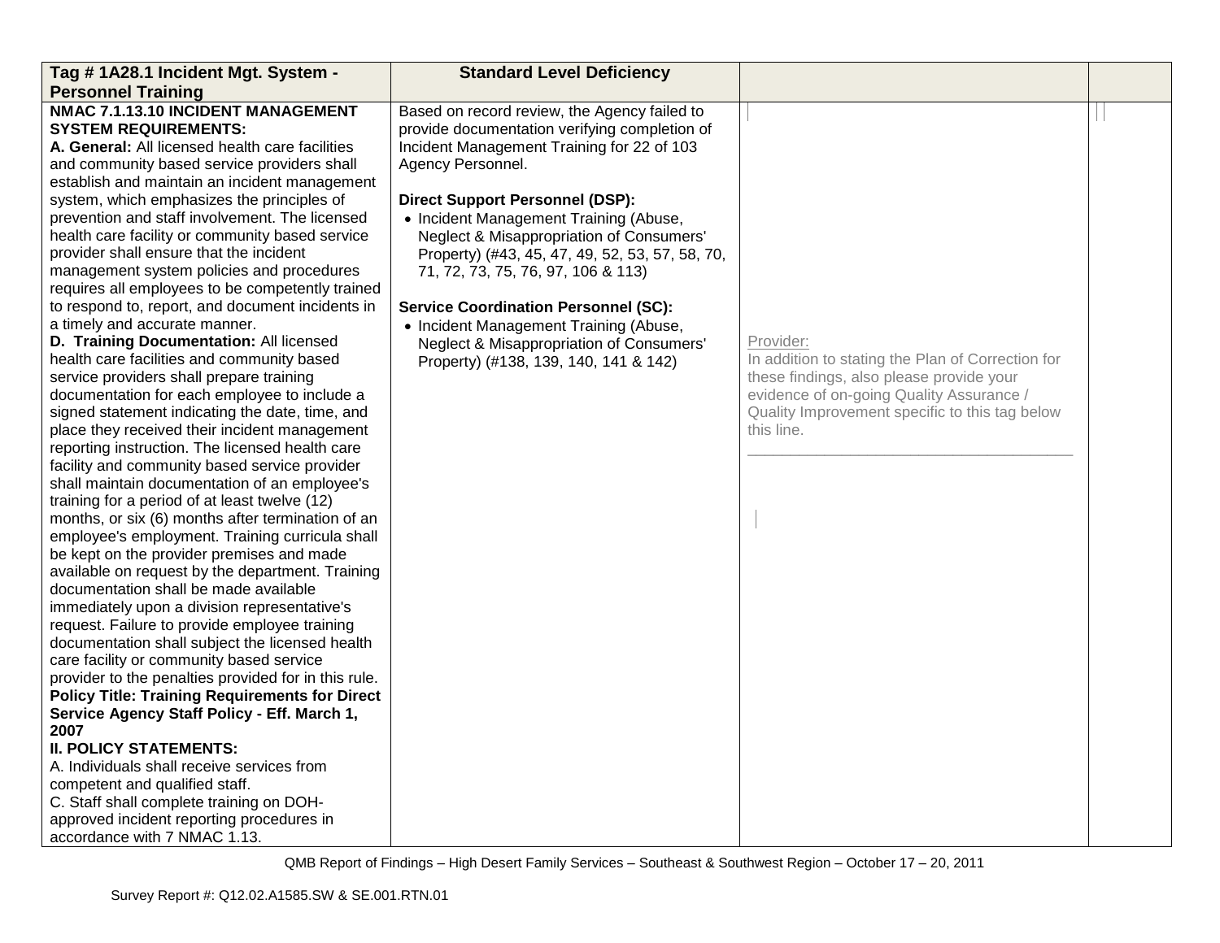| Tag # 1A28.1 Incident Mgt. System - Personnel Training | Standard Level Deficiency | | |
|---|---|---|---|
| **NMAC 7.1.13.10 INCIDENT MANAGEMENT SYSTEM REQUIREMENTS:**<br>**A. General:** All licensed health care facilities and community based service providers shall establish and maintain an incident management system, which emphasizes the principles of prevention and staff involvement. The licensed health care facility or community based service provider shall ensure that the incident management system policies and procedures requires all employees to be competently trained to respond to, report, and document incidents in a timely and accurate manner.<br>**D. Training Documentation:** All licensed health care facilities and community based service providers shall prepare training documentation for each employee to include a signed statement indicating the date, time, and place they received their incident management reporting instruction. The licensed health care facility and community based service provider shall maintain documentation of an employee's training for a period of at least twelve (12) months, or six (6) months after termination of an employee's employment. Training curricula shall be kept on the provider premises and made available on request by the department. Training documentation shall be made available immediately upon a division representative's request. Failure to provide employee training documentation shall subject the licensed health care facility or community based service provider to the penalties provided for in this rule.<br>**Policy Title: Training Requirements for Direct Service Agency Staff Policy - Eff. March 1, 2007**<br>**II. POLICY STATEMENTS:**<br>A. Individuals shall receive services from competent and qualified staff.<br>C. Staff shall complete training on DOH-approved incident reporting procedures in accordance with 7 NMAC 1.13. | Based on record review, the Agency failed to provide documentation verifying completion of Incident Management Training for 22 of 103 Agency Personnel.<br><br>**Direct Support Personnel (DSP):**<br>• Incident Management Training (Abuse, Neglect & Misappropriation of Consumers' Property) (#43, 45, 47, 49, 52, 53, 57, 58, 70, 71, 72, 73, 75, 76, 97, 106 & 113)<br><br>**Service Coordination Personnel (SC):**<br>• Incident Management Training (Abuse, Neglect & Misappropriation of Consumers' Property) (#138, 139, 140, 141 & 142) | Provider:<br>In addition to stating the Plan of Correction for these findings, also please provide your evidence of on-going Quality Assurance / Quality Improvement specific to this tag below this line.<br>________________________________________ | |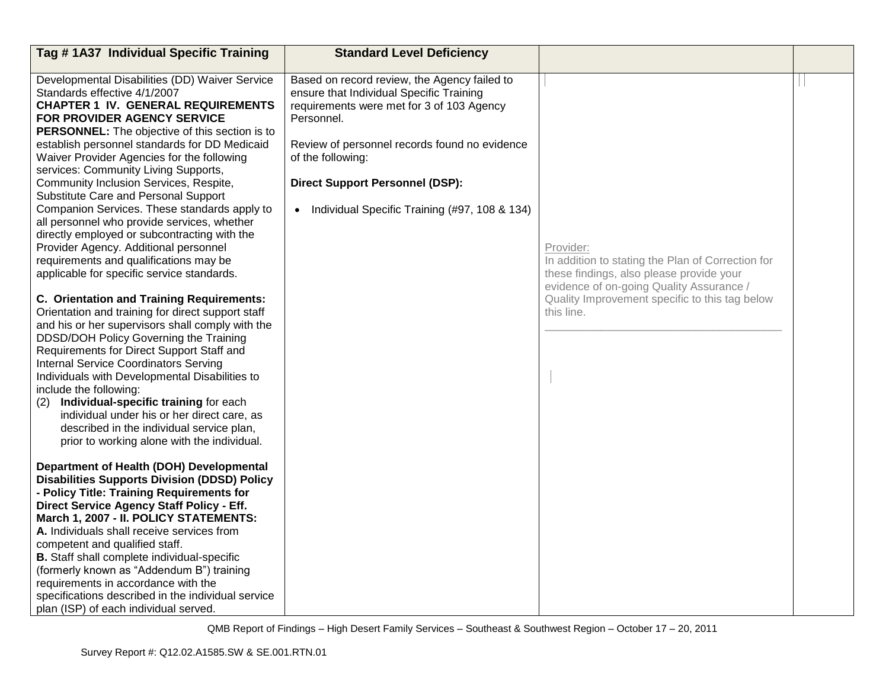| Tag # 1A37 Individual Specific Training | Standard Level Deficiency | | |
|---|---|---|---|
| Developmental Disabilities (DD) Waiver Service Standards effective 4/1/2007<br>**CHAPTER 1 IV. GENERAL REQUIREMENTS FOR PROVIDER AGENCY SERVICE PERSONNEL:** The objective of this section is to establish personnel standards for DD Medicaid Waiver Provider Agencies for the following services: Community Living Supports, Community Inclusion Services, Respite, Substitute Care and Personal Support Companion Services. These standards apply to all personnel who provide services, whether directly employed or subcontracting with the Provider Agency. Additional personnel requirements and qualifications may be applicable for specific service standards.<br><br>**C. Orientation and Training Requirements:** Orientation and training for direct support staff and his or her supervisors shall comply with the DDSD/DOH Policy Governing the Training Requirements for Direct Support Staff and Internal Service Coordinators Serving Individuals with Developmental Disabilities to include the following:<br>(2) **Individual-specific training** for each individual under his or her direct care, as described in the individual service plan, prior to working alone with the individual.<br><br>**Department of Health (DOH) Developmental Disabilities Supports Division (DDSD) Policy - Policy Title: Training Requirements for Direct Service Agency Staff Policy - Eff. March 1, 2007 - II. POLICY STATEMENTS:**<br>**A.** Individuals shall receive services from competent and qualified staff.<br>**B.** Staff shall complete individual-specific (formerly known as "Addendum B") training requirements in accordance with the specifications described in the individual service plan (ISP) of each individual served. | Based on record review, the Agency failed to ensure that Individual Specific Training requirements were met for 3 of 103 Agency Personnel.<br><br>Review of personnel records found no evidence of the following:<br><br>**Direct Support Personnel (DSP):**<br><br>• Individual Specific Training (#97, 108 & 134) | Provider:<br>In addition to stating the Plan of Correction for these findings, also please provide your evidence of on-going Quality Assurance / Quality Improvement specific to this tag below this line.<br>\_\_\_\_\_\_\_\_\_\_\_\_\_\_\_\_\_\_\_\_\_\_\_\_\_\_\_\_\_\_\_\_\_\_\_\_\_\_\_\_ | |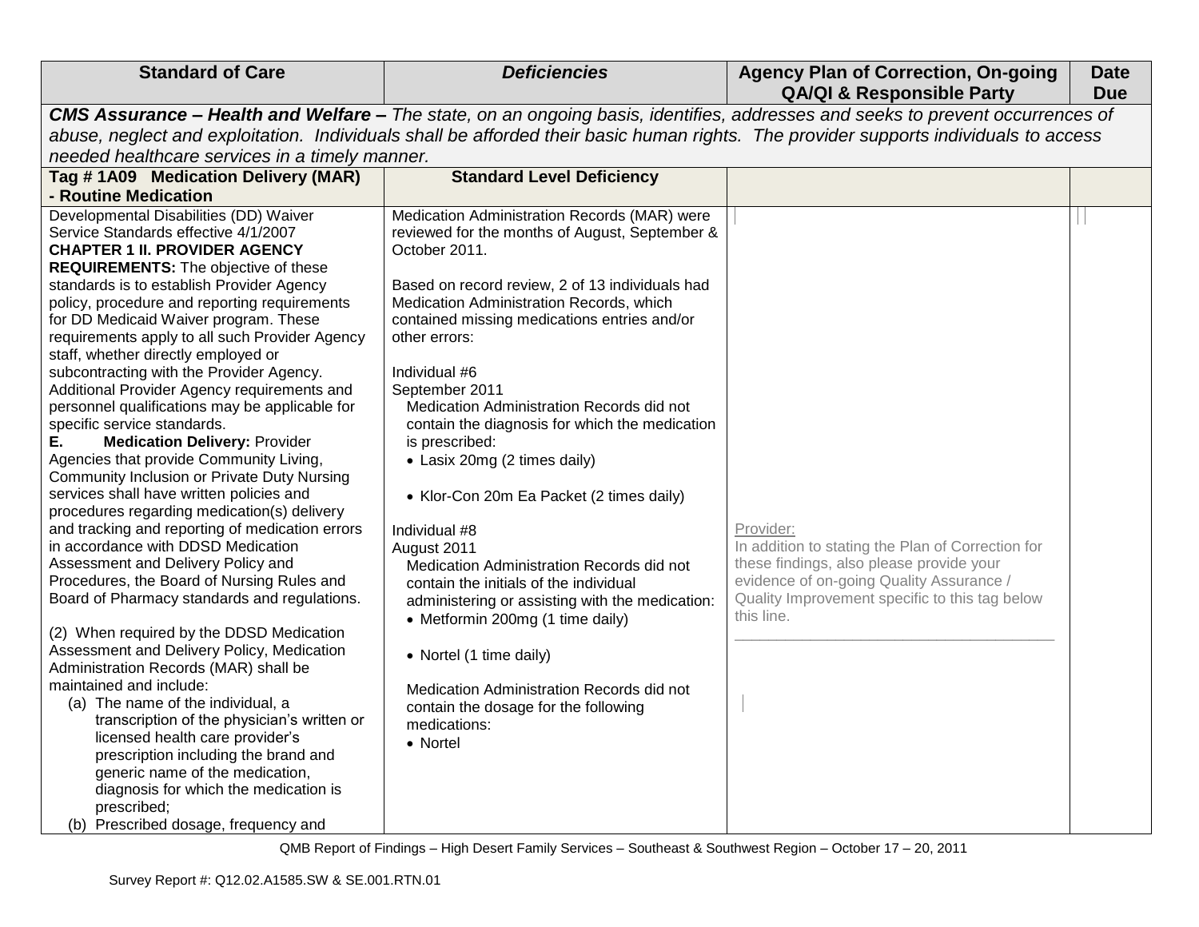| Standard of Care | *Deficiencies* | Agency Plan of Correction, On-going QA/QI & Responsible Party | Date Due |
|---|---|---|---|
| ***CMS Assurance – Health and Welfare –*** *The state, on an ongoing basis, identifies, addresses and seeks to prevent occurrences of abuse, neglect and exploitation. Individuals shall be afforded their basic human rights. The provider supports individuals to access needed healthcare services in a timely manner.* | | | |
| **Tag # 1A09 Medication Delivery (MAR) - Routine Medication** | **Standard Level Deficiency** | | |
| Developmental Disabilities (DD) Waiver Service Standards effective 4/1/2007<br>**CHAPTER 1 II. PROVIDER AGENCY REQUIREMENTS:** The objective of these standards is to establish Provider Agency policy, procedure and reporting requirements for DD Medicaid Waiver program. These requirements apply to all such Provider Agency staff, whether directly employed or subcontracting with the Provider Agency. Additional Provider Agency requirements and personnel qualifications may be applicable for specific service standards.<br>**E. Medication Delivery:** Provider Agencies that provide Community Living, Community Inclusion or Private Duty Nursing services shall have written policies and procedures regarding medication(s) delivery and tracking and reporting of medication errors in accordance with DDSD Medication Assessment and Delivery Policy and Procedures, the Board of Nursing Rules and Board of Pharmacy standards and regulations.<br><br>(2) When required by the DDSD Medication Assessment and Delivery Policy, Medication Administration Records (MAR) shall be maintained and include:<br>(a) The name of the individual, a transcription of the physician's written or licensed health care provider's prescription including the brand and generic name of the medication, diagnosis for which the medication is prescribed;<br>(b) Prescribed dosage, frequency and | Medication Administration Records (MAR) were reviewed for the months of August, September & October 2011.<br><br>Based on record review, 2 of 13 individuals had Medication Administration Records, which contained missing medications entries and/or other errors:<br><br>Individual #6<br>September 2011<br>Medication Administration Records did not contain the diagnosis for which the medication is prescribed:<br>• Lasix 20mg (2 times daily)<br><br>• Klor-Con 20m Ea Packet (2 times daily)<br><br>Individual #8<br>August 2011<br>Medication Administration Records did not contain the initials of the individual administering or assisting with the medication:<br>• Metformin 200mg (1 time daily)<br><br>• Nortel (1 time daily)<br><br>Medication Administration Records did not contain the dosage for the following medications:<br>• Nortel | Provider:<br>In addition to stating the Plan of Correction for these findings, also please provide your evidence of on-going Quality Assurance / Quality Improvement specific to this tag below this line.<br>______________________________________ | |

QMB Report of Findings – High Desert Family Services – Southeast & Southwest Region – October 17 – 20, 2011

Survey Report #: Q12.02.A1585.SW & SE.001.RTN.01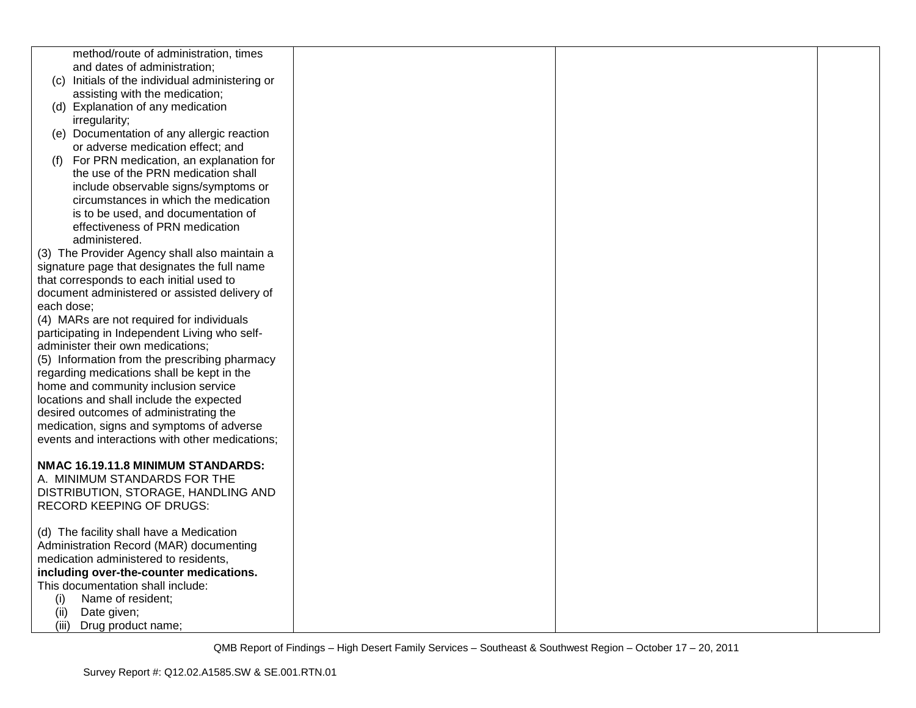| | | | |
|---|---|---|---|
| method/route of administration, times and dates of administration;<br>(c) Initials of the individual administering or assisting with the medication;<br>(d) Explanation of any medication irregularity;<br>(e) Documentation of any allergic reaction or adverse medication effect; and<br>(f) For PRN medication, an explanation for the use of the PRN medication shall include observable signs/symptoms or circumstances in which the medication is to be used, and documentation of effectiveness of PRN medication administered.<br>(3) The Provider Agency shall also maintain a signature page that designates the full name that corresponds to each initial used to document administered or assisted delivery of each dose;<br>(4) MARs are not required for individuals participating in Independent Living who self-administer their own medications;<br>(5) Information from the prescribing pharmacy regarding medications shall be kept in the home and community inclusion service locations and shall include the expected desired outcomes of administrating the medication, signs and symptoms of adverse events and interactions with other medications;<br><br>**NMAC 16.19.11.8 MINIMUM STANDARDS:**<br>A. MINIMUM STANDARDS FOR THE DISTRIBUTION, STORAGE, HANDLING AND RECORD KEEPING OF DRUGS:<br><br>(d) The facility shall have a Medication Administration Record (MAR) documenting medication administered to residents, **including over-the-counter medications.** This documentation shall include:<br>(i) Name of resident;<br>(ii) Date given;<br>(iii) Drug product name; | | | |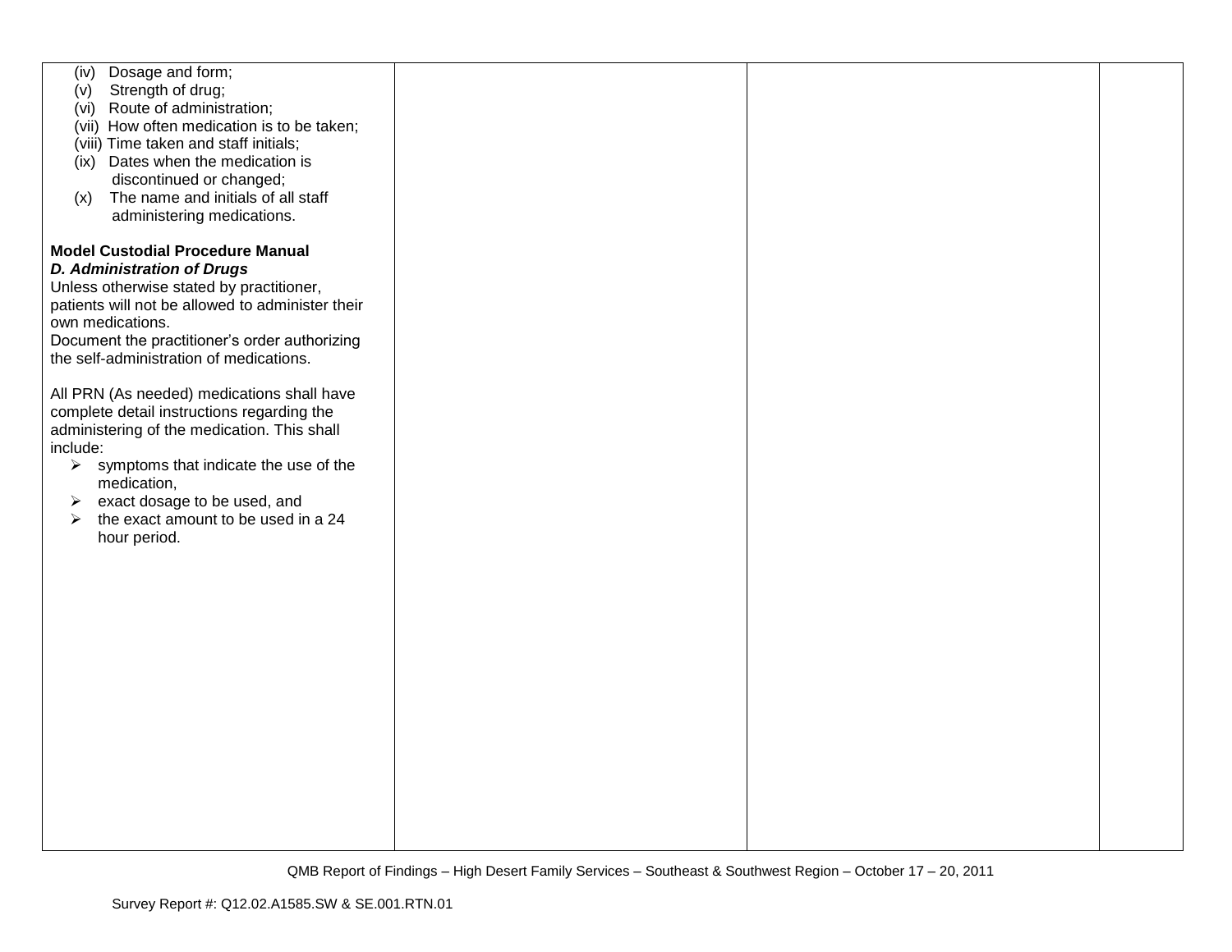| | | | |
|---|---|---|---|
| (iv) Dosage and form;<br>(v) Strength of drug;<br>(vi) Route of administration;<br>(vii) How often medication is to be taken;<br>(viii) Time taken and staff initials;<br>(ix) Dates when the medication is discontinued or changed;<br>(x) The name and initials of all staff administering medications.<br><br>**Model Custodial Procedure Manual**<br>***D. Administration of Drugs***<br>Unless otherwise stated by practitioner, patients will not be allowed to administer their own medications.<br>Document the practitioner's order authorizing the self-administration of medications.<br><br>All PRN (As needed) medications shall have complete detail instructions regarding the administering of the medication. This shall include:<br>➢ symptoms that indicate the use of the medication,<br>➢ exact dosage to be used, and<br>➢ the exact amount to be used in a 24 hour period. | | | |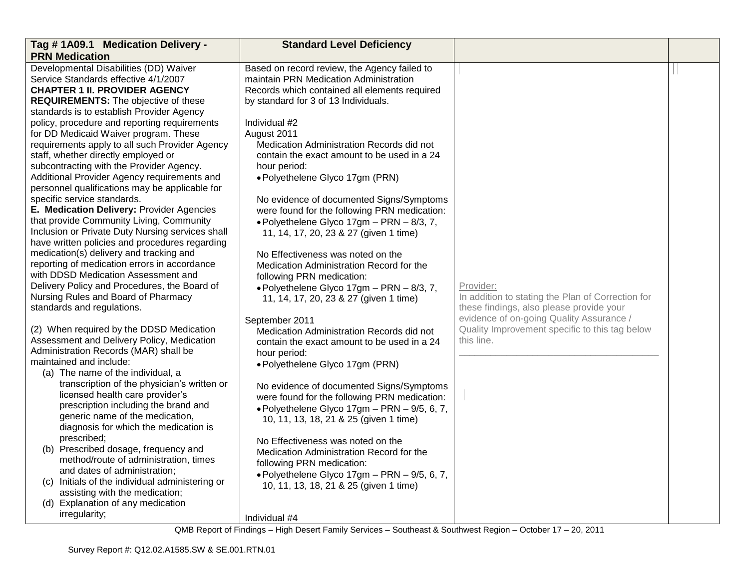| Tag # 1A09.1 Medication Delivery - PRN Medication | Standard Level Deficiency | | |
|---|---|---|---|
| Developmental Disabilities (DD) Waiver Service Standards effective 4/1/2007<br>**CHAPTER 1 II. PROVIDER AGENCY REQUIREMENTS:** The objective of these standards is to establish Provider Agency policy, procedure and reporting requirements for DD Medicaid Waiver program. These requirements apply to all such Provider Agency staff, whether directly employed or subcontracting with the Provider Agency. Additional Provider Agency requirements and personnel qualifications may be applicable for specific service standards.<br>**E. Medication Delivery:** Provider Agencies that provide Community Living, Community Inclusion or Private Duty Nursing services shall have written policies and procedures regarding medication(s) delivery and tracking and reporting of medication errors in accordance with DDSD Medication Assessment and Delivery Policy and Procedures, the Board of Nursing Rules and Board of Pharmacy standards and regulations.<br><br>(2) When required by the DDSD Medication Assessment and Delivery Policy, Medication Administration Records (MAR) shall be maintained and include:<br>(a) The name of the individual, a transcription of the physician's written or licensed health care provider's prescription including the brand and generic name of the medication, diagnosis for which the medication is prescribed;<br>(b) Prescribed dosage, frequency and method/route of administration, times and dates of administration;<br>(c) Initials of the individual administering or assisting with the medication;<br>(d) Explanation of any medication irregularity; | Based on record review, the Agency failed to maintain PRN Medication Administration Records which contained all elements required by standard for 3 of 13 Individuals.<br><br>Individual #2<br>August 2011<br>Medication Administration Records did not contain the exact amount to be used in a 24 hour period:<br>• Polyethelene Glyco 17gm (PRN)<br><br>No evidence of documented Signs/Symptoms were found for the following PRN medication:<br>• Polyethelene Glyco 17gm – PRN – 8/3, 7, 11, 14, 17, 20, 23 & 27 (given 1 time)<br><br>No Effectiveness was noted on the Medication Administration Record for the following PRN medication:<br>• Polyethelene Glyco 17gm – PRN – 8/3, 7, 11, 14, 17, 20, 23 & 27 (given 1 time)<br><br>September 2011<br>Medication Administration Records did not contain the exact amount to be used in a 24 hour period:<br>• Polyethelene Glyco 17gm (PRN)<br><br>No evidence of documented Signs/Symptoms were found for the following PRN medication:<br>• Polyethelene Glyco 17gm – PRN – 9/5, 6, 7, 10, 11, 13, 18, 21 & 25 (given 1 time)<br><br>No Effectiveness was noted on the Medication Administration Record for the following PRN medication:<br>• Polyethelene Glyco 17gm – PRN – 9/5, 6, 7, 10, 11, 13, 18, 21 & 25 (given 1 time)<br><br>Individual #4 | Provider:<br>In addition to stating the Plan of Correction for these findings, also please provide your evidence of on-going Quality Assurance / Quality Improvement specific to this tag below this line.<br>________________________________________ | |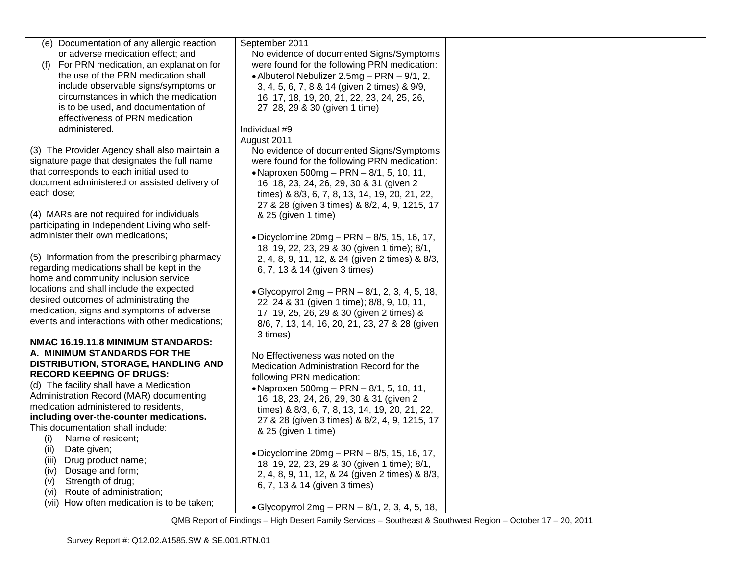| | | | |
|---|---|---|---|
| (e) Documentation of any allergic reaction or adverse medication effect; and<br>(f) For PRN medication, an explanation for the use of the PRN medication shall include observable signs/symptoms or circumstances in which the medication is to be used, and documentation of effectiveness of PRN medication administered.<br><br>(3) The Provider Agency shall also maintain a signature page that designates the full name that corresponds to each initial used to document administered or assisted delivery of each dose;<br><br>(4) MARs are not required for individuals participating in Independent Living who self-administer their own medications;<br><br>(5) Information from the prescribing pharmacy regarding medications shall be kept in the home and community inclusion service locations and shall include the expected desired outcomes of administrating the medication, signs and symptoms of adverse events and interactions with other medications;<br><br>**NMAC 16.19.11.8 MINIMUM STANDARDS: A. MINIMUM STANDARDS FOR THE DISTRIBUTION, STORAGE, HANDLING AND RECORD KEEPING OF DRUGS:**<br>(d) The facility shall have a Medication Administration Record (MAR) documenting medication administered to residents, **including over-the-counter medications.** This documentation shall include:<br>(i) Name of resident;<br>(ii) Date given;<br>(iii) Drug product name;<br>(iv) Dosage and form;<br>(v) Strength of drug;<br>(vi) Route of administration;<br>(vii) How often medication is to be taken; | September 2011<br>No evidence of documented Signs/Symptoms were found for the following PRN medication:<br>• Albuterol Nebulizer 2.5mg – PRN – 9/1, 2, 3, 4, 5, 6, 7, 8 & 14 (given 2 times) & 9/9, 16, 17, 18, 19, 20, 21, 22, 23, 24, 25, 26, 27, 28, 29 & 30 (given 1 time)<br><br>Individual #9<br>August 2011<br>No evidence of documented Signs/Symptoms were found for the following PRN medication:<br>• Naproxen 500mg – PRN – 8/1, 5, 10, 11, 16, 18, 23, 24, 26, 29, 30 & 31 (given 2 times) & 8/3, 6, 7, 8, 13, 14, 19, 20, 21, 22, 27 & 28 (given 3 times) & 8/2, 4, 9, 1215, 17 & 25 (given 1 time)<br><br>• Dicyclomine 20mg – PRN – 8/5, 15, 16, 17, 18, 19, 22, 23, 29 & 30 (given 1 time); 8/1, 2, 4, 8, 9, 11, 12, & 24 (given 2 times) & 8/3, 6, 7, 13 & 14 (given 3 times)<br><br>• Glycopyrrol 2mg – PRN – 8/1, 2, 3, 4, 5, 18, 22, 24 & 31 (given 1 time); 8/8, 9, 10, 11, 17, 19, 25, 26, 29 & 30 (given 2 times) & 8/6, 7, 13, 14, 16, 20, 21, 23, 27 & 28 (given 3 times)<br><br>No Effectiveness was noted on the Medication Administration Record for the following PRN medication:<br>• Naproxen 500mg – PRN – 8/1, 5, 10, 11, 16, 18, 23, 24, 26, 29, 30 & 31 (given 2 times) & 8/3, 6, 7, 8, 13, 14, 19, 20, 21, 22, 27 & 28 (given 3 times) & 8/2, 4, 9, 1215, 17 & 25 (given 1 time)<br><br>• Dicyclomine 20mg – PRN – 8/5, 15, 16, 17, 18, 19, 22, 23, 29 & 30 (given 1 time); 8/1, 2, 4, 8, 9, 11, 12, & 24 (given 2 times) & 8/3, 6, 7, 13 & 14 (given 3 times)<br><br>• Glycopyrrol 2mg – PRN – 8/1, 2, 3, 4, 5, 18, | | |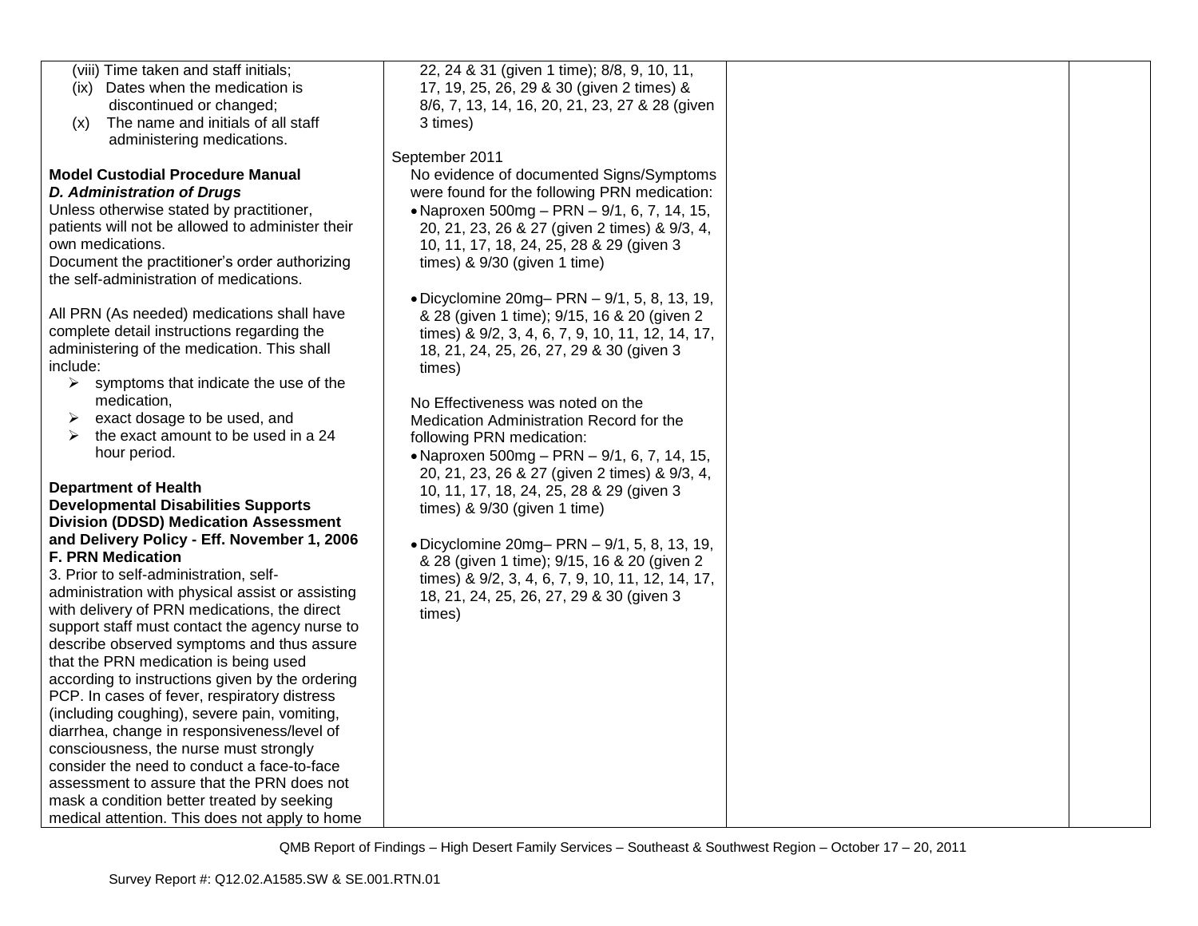| | | | |
|---|---|---|---|
| (viii) Time taken and staff initials;<br>(ix) Dates when the medication is discontinued or changed;<br>(x) The name and initials of all staff administering medications.<br><br>**Model Custodial Procedure Manual**<br>***D. Administration of Drugs***<br>Unless otherwise stated by practitioner, patients will not be allowed to administer their own medications.<br>Document the practitioner's order authorizing the self-administration of medications.<br><br>All PRN (As needed) medications shall have complete detail instructions regarding the administering of the medication. This shall include:<br>➢ symptoms that indicate the use of the medication,<br>➢ exact dosage to be used, and<br>➢ the exact amount to be used in a 24 hour period.<br><br>**Department of Health Developmental Disabilities Supports Division (DDSD) Medication Assessment and Delivery Policy - Eff. November 1, 2006**<br>**F. PRN Medication**<br>3. Prior to self-administration, self-administration with physical assist or assisting with delivery of PRN medications, the direct support staff must contact the agency nurse to describe observed symptoms and thus assure that the PRN medication is being used according to instructions given by the ordering PCP. In cases of fever, respiratory distress (including coughing), severe pain, vomiting, diarrhea, change in responsiveness/level of consciousness, the nurse must strongly consider the need to conduct a face-to-face assessment to assure that the PRN does not mask a condition better treated by seeking medical attention. This does not apply to home | 22, 24 & 31 (given 1 time); 8/8, 9, 10, 11, 17, 19, 25, 26, 29 & 30 (given 2 times) & 8/6, 7, 13, 14, 16, 20, 21, 23, 27 & 28 (given 3 times)<br><br>September 2011<br>No evidence of documented Signs/Symptoms were found for the following PRN medication:<br>• Naproxen 500mg – PRN – 9/1, 6, 7, 14, 15, 20, 21, 23, 26 & 27 (given 2 times) & 9/3, 4, 10, 11, 17, 18, 24, 25, 28 & 29 (given 3 times) & 9/30 (given 1 time)<br><br>• Dicyclomine 20mg– PRN – 9/1, 5, 8, 13, 19, & 28 (given 1 time); 9/15, 16 & 20 (given 2 times) & 9/2, 3, 4, 6, 7, 9, 10, 11, 12, 14, 17, 18, 21, 24, 25, 26, 27, 29 & 30 (given 3 times)<br><br>No Effectiveness was noted on the Medication Administration Record for the following PRN medication:<br>• Naproxen 500mg – PRN – 9/1, 6, 7, 14, 15, 20, 21, 23, 26 & 27 (given 2 times) & 9/3, 4, 10, 11, 17, 18, 24, 25, 28 & 29 (given 3 times) & 9/30 (given 1 time)<br><br>• Dicyclomine 20mg– PRN – 9/1, 5, 8, 13, 19, & 28 (given 1 time); 9/15, 16 & 20 (given 2 times) & 9/2, 3, 4, 6, 7, 9, 10, 11, 12, 14, 17, 18, 21, 24, 25, 26, 27, 29 & 30 (given 3 times) | | |

QMB Report of Findings – High Desert Family Services – Southeast & Southwest Region – October 17 – 20, 2011

Survey Report #: Q12.02.A1585.SW & SE.001.RTN.01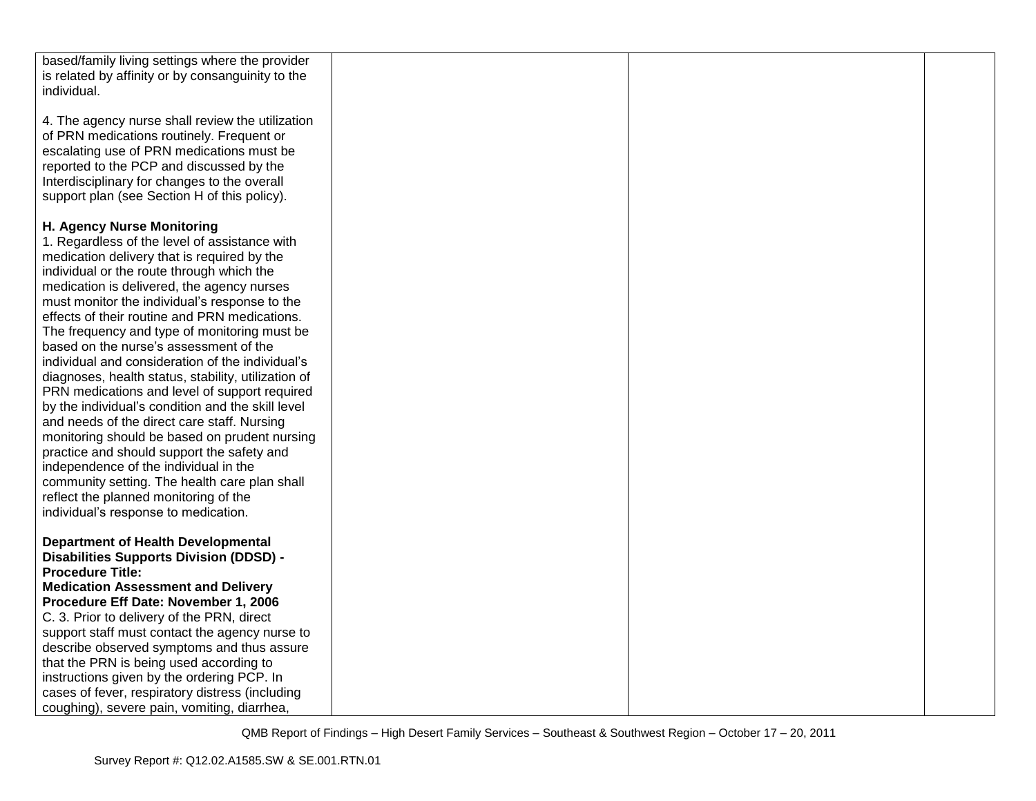| | | | |
|---|---|---|---|
| based/family living settings where the provider is related by affinity or by consanguinity to the individual.<br><br>4. The agency nurse shall review the utilization of PRN medications routinely. Frequent or escalating use of PRN medications must be reported to the PCP and discussed by the Interdisciplinary for changes to the overall support plan (see Section H of this policy).<br><br>**H. Agency Nurse Monitoring**<br>1. Regardless of the level of assistance with medication delivery that is required by the individual or the route through which the medication is delivered, the agency nurses must monitor the individual's response to the effects of their routine and PRN medications. The frequency and type of monitoring must be based on the nurse's assessment of the individual and consideration of the individual's diagnoses, health status, stability, utilization of PRN medications and level of support required by the individual's condition and the skill level and needs of the direct care staff. Nursing monitoring should be based on prudent nursing practice and should support the safety and independence of the individual in the community setting. The health care plan shall reflect the planned monitoring of the individual's response to medication.<br><br>**Department of Health Developmental Disabilities Supports Division (DDSD) - Procedure Title: Medication Assessment and Delivery Procedure Eff Date: November 1, 2006**<br>C. 3. Prior to delivery of the PRN, direct support staff must contact the agency nurse to describe observed symptoms and thus assure that the PRN is being used according to instructions given by the ordering PCP. In cases of fever, respiratory distress (including coughing), severe pain, vomiting, diarrhea, | | | |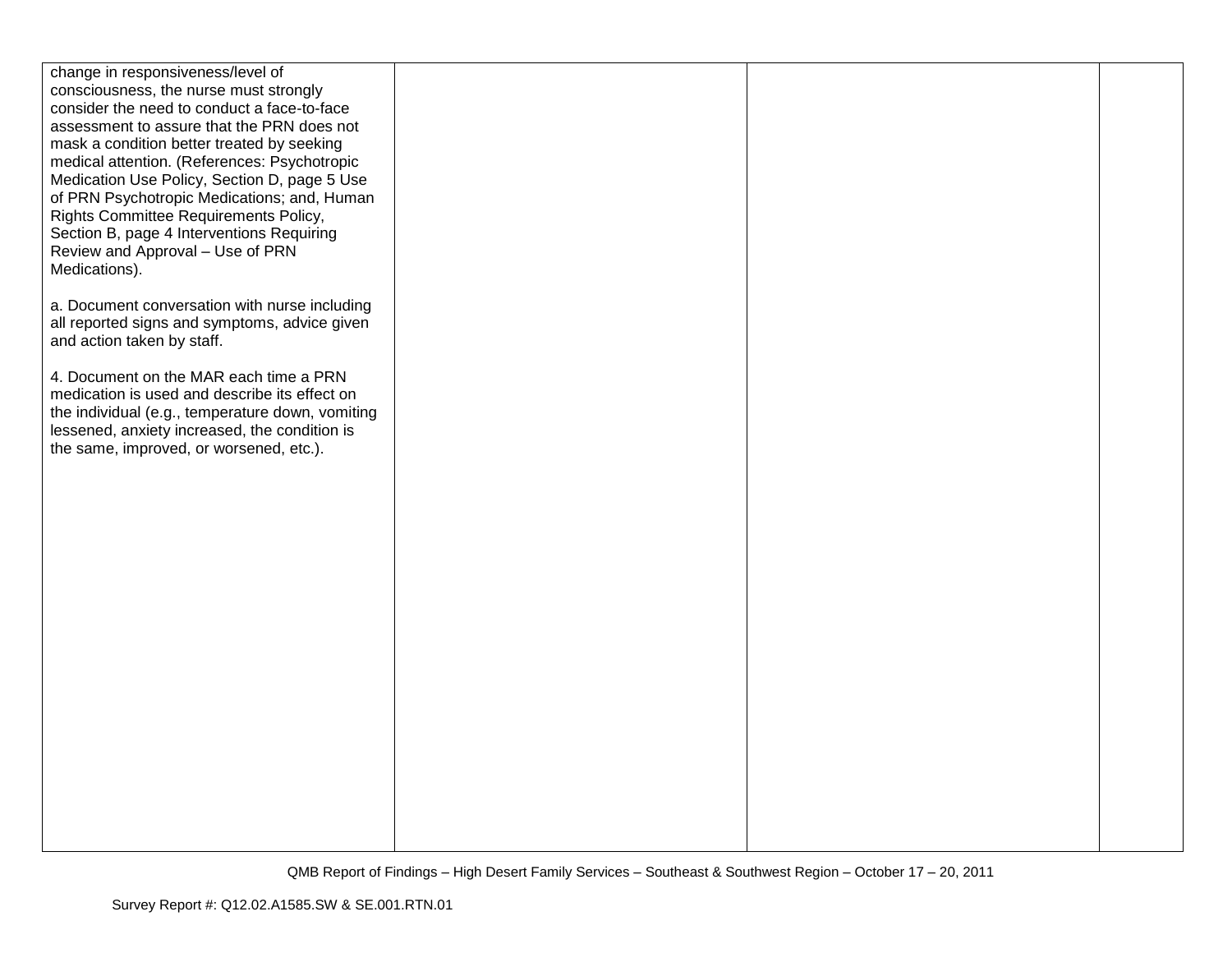| | | | |
|---|---|---|---|
| change in responsiveness/level of consciousness, the nurse must strongly consider the need to conduct a face-to-face assessment to assure that the PRN does not mask a condition better treated by seeking medical attention. (References: Psychotropic Medication Use Policy, Section D, page 5 Use of PRN Psychotropic Medications; and, Human Rights Committee Requirements Policy, Section B, page 4 Interventions Requiring Review and Approval – Use of PRN Medications).<br><br>a. Document conversation with nurse including all reported signs and symptoms, advice given and action taken by staff.<br><br>4. Document on the MAR each time a PRN medication is used and describe its effect on the individual (e.g., temperature down, vomiting lessened, anxiety increased, the condition is the same, improved, or worsened, etc.). | | | |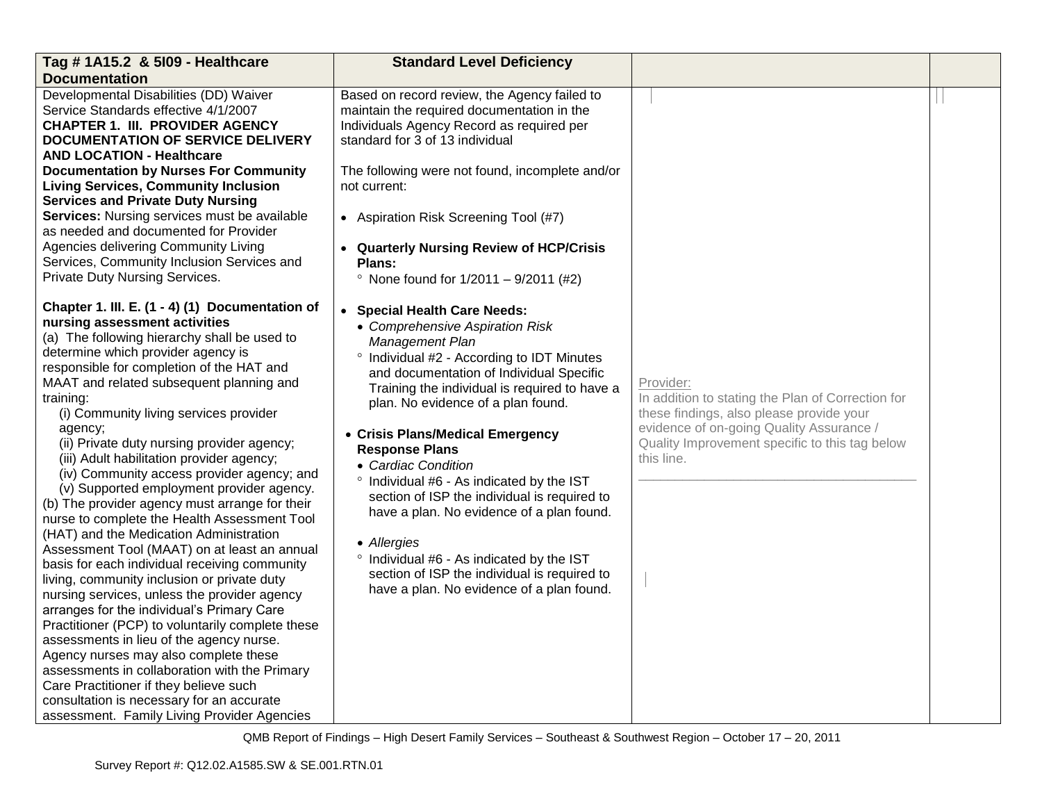| Tag # 1A15.2 & 5I09 - Healthcare Documentation | Standard Level Deficiency | | |
|---|---|---|---|
| Developmental Disabilities (DD) Waiver Service Standards effective 4/1/2007<br>**CHAPTER 1. III. PROVIDER AGENCY DOCUMENTATION OF SERVICE DELIVERY AND LOCATION - Healthcare Documentation by Nurses For Community Living Services, Community Inclusion Services and Private Duty Nursing Services:** Nursing services must be available as needed and documented for Provider Agencies delivering Community Living Services, Community Inclusion Services and Private Duty Nursing Services.<br><br>**Chapter 1. III. E. (1 - 4) (1) Documentation of nursing assessment activities**<br>(a) The following hierarchy shall be used to determine which provider agency is responsible for completion of the HAT and MAAT and related subsequent planning and training:<br>(i) Community living services provider agency;<br>(ii) Private duty nursing provider agency;<br>(iii) Adult habilitation provider agency;<br>(iv) Community access provider agency; and<br>(v) Supported employment provider agency.<br>(b) The provider agency must arrange for their nurse to complete the Health Assessment Tool (HAT) and the Medication Administration Assessment Tool (MAAT) on at least an annual basis for each individual receiving community living, community inclusion or private duty nursing services, unless the provider agency arranges for the individual's Primary Care Practitioner (PCP) to voluntarily complete these assessments in lieu of the agency nurse. Agency nurses may also complete these assessments in collaboration with the Primary Care Practitioner if they believe such consultation is necessary for an accurate assessment. Family Living Provider Agencies | Based on record review, the Agency failed to maintain the required documentation in the Individuals Agency Record as required per standard for 3 of 13 individual<br><br>The following were not found, incomplete and/or not current:<br><br>• Aspiration Risk Screening Tool (#7)<br><br>• **Quarterly Nursing Review of HCP/Crisis Plans:**<br>° None found for 1/2011 – 9/2011 (#2)<br><br>• **Special Health Care Needs:**<br>• *Comprehensive Aspiration Risk Management Plan*<br>° Individual #2 - According to IDT Minutes and documentation of Individual Specific Training the individual is required to have a plan. No evidence of a plan found.<br><br>• **Crisis Plans/Medical Emergency Response Plans**<br>• *Cardiac Condition*<br>° Individual #6 - As indicated by the IST section of ISP the individual is required to have a plan. No evidence of a plan found.<br><br>• *Allergies*<br>° Individual #6 - As indicated by the IST section of ISP the individual is required to have a plan. No evidence of a plan found. | Provider:<br>In addition to stating the Plan of Correction for these findings, also please provide your evidence of on-going Quality Assurance / Quality Improvement specific to this tag below this line.<br>\_\_\_\_\_\_\_\_\_\_\_\_\_\_\_\_\_\_\_\_\_\_\_\_\_\_\_\_\_\_\_\_\_\_\_\_ | |

QMB Report of Findings – High Desert Family Services – Southeast & Southwest Region – October 17 – 20, 2011

Survey Report #: Q12.02.A1585.SW & SE.001.RTN.01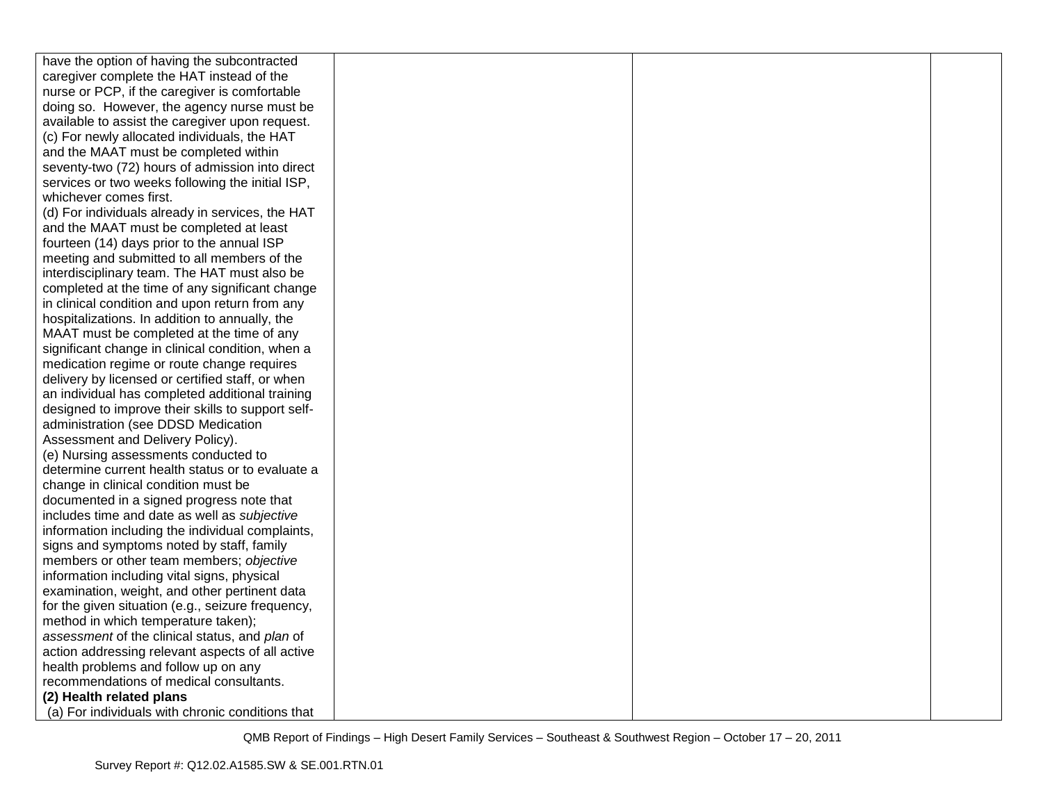| | | | |
|---|---|---|---|
| have the option of having the subcontracted caregiver complete the HAT instead of the nurse or PCP, if the caregiver is comfortable doing so. However, the agency nurse must be available to assist the caregiver upon request.<br>(c) For newly allocated individuals, the HAT and the MAAT must be completed within seventy-two (72) hours of admission into direct services or two weeks following the initial ISP, whichever comes first.<br>(d) For individuals already in services, the HAT and the MAAT must be completed at least fourteen (14) days prior to the annual ISP meeting and submitted to all members of the interdisciplinary team. The HAT must also be completed at the time of any significant change in clinical condition and upon return from any hospitalizations. In addition to annually, the MAAT must be completed at the time of any significant change in clinical condition, when a medication regime or route change requires delivery by licensed or certified staff, or when an individual has completed additional training designed to improve their skills to support self-administration (see DDSD Medication Assessment and Delivery Policy).<br>(e) Nursing assessments conducted to determine current health status or to evaluate a change in clinical condition must be documented in a signed progress note that includes time and date as well as *subjective* information including the individual complaints, signs and symptoms noted by staff, family members or other team members; *objective* information including vital signs, physical examination, weight, and other pertinent data for the given situation (e.g., seizure frequency, method in which temperature taken); *assessment* of the clinical status, and *plan* of action addressing relevant aspects of all active health problems and follow up on any recommendations of medical consultants.<br>**(2) Health related plans**<br>(a) For individuals with chronic conditions that | | | |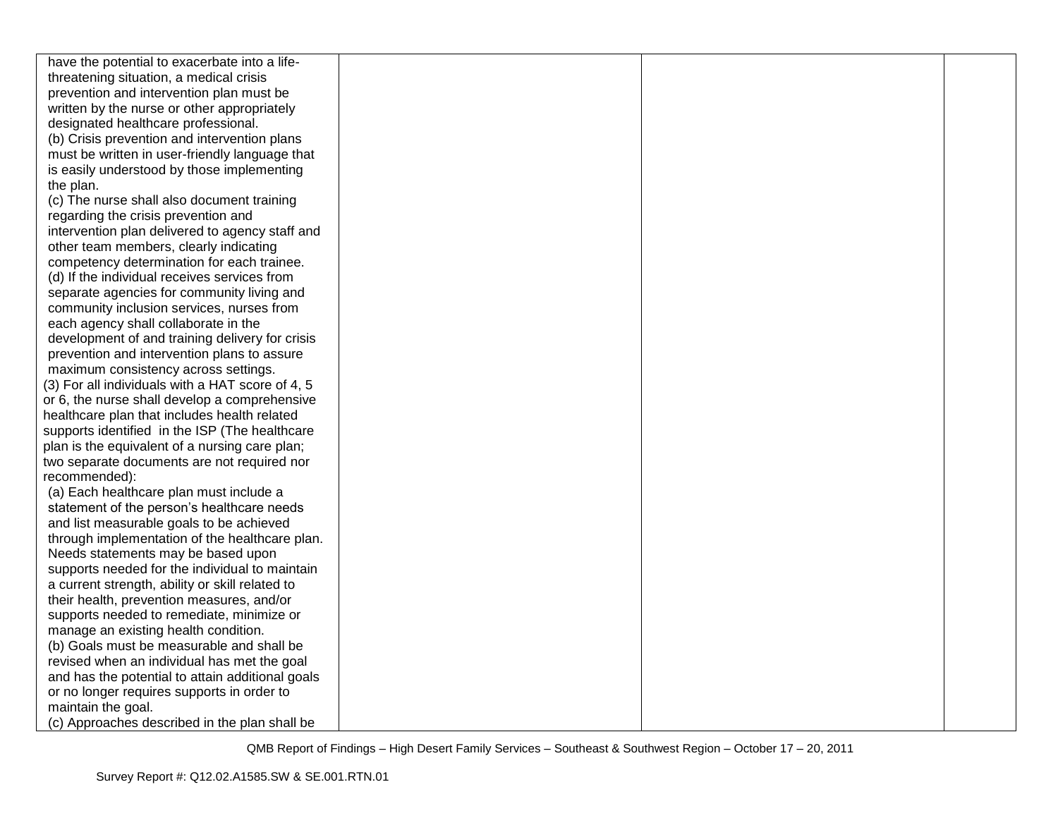| | | | |
|---|---|---|---|
| have the potential to exacerbate into a life-threatening situation, a medical crisis prevention and intervention plan must be written by the nurse or other appropriately designated healthcare professional.<br>(b) Crisis prevention and intervention plans must be written in user-friendly language that is easily understood by those implementing the plan.<br>(c) The nurse shall also document training regarding the crisis prevention and intervention plan delivered to agency staff and other team members, clearly indicating competency determination for each trainee.<br>(d) If the individual receives services from separate agencies for community living and community inclusion services, nurses from each agency shall collaborate in the development of and training delivery for crisis prevention and intervention plans to assure maximum consistency across settings.<br>(3) For all individuals with a HAT score of 4, 5 or 6, the nurse shall develop a comprehensive healthcare plan that includes health related supports identified in the ISP (The healthcare plan is the equivalent of a nursing care plan; two separate documents are not required nor recommended):<br>(a) Each healthcare plan must include a statement of the person's healthcare needs and list measurable goals to be achieved through implementation of the healthcare plan. Needs statements may be based upon supports needed for the individual to maintain a current strength, ability or skill related to their health, prevention measures, and/or supports needed to remediate, minimize or manage an existing health condition.<br>(b) Goals must be measurable and shall be revised when an individual has met the goal and has the potential to attain additional goals or no longer requires supports in order to maintain the goal.<br>(c) Approaches described in the plan shall be | | | |

QMB Report of Findings – High Desert Family Services – Southeast & Southwest Region – October 17 – 20, 2011

Survey Report #: Q12.02.A1585.SW & SE.001.RTN.01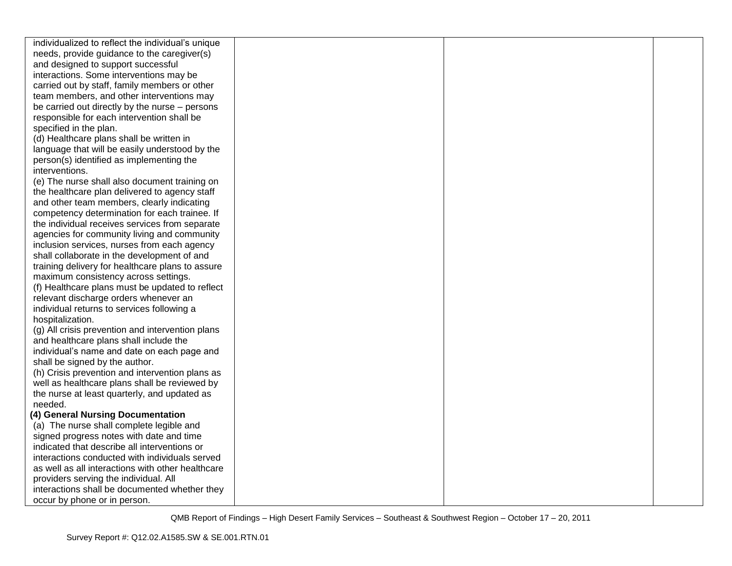| | | | |
|---|---|---|---|
| individualized to reflect the individual's unique needs, provide guidance to the caregiver(s) and designed to support successful interactions. Some interventions may be carried out by staff, family members or other team members, and other interventions may be carried out directly by the nurse – persons responsible for each intervention shall be specified in the plan.<br>(d) Healthcare plans shall be written in language that will be easily understood by the person(s) identified as implementing the interventions.<br>(e) The nurse shall also document training on the healthcare plan delivered to agency staff and other team members, clearly indicating competency determination for each trainee. If the individual receives services from separate agencies for community living and community inclusion services, nurses from each agency shall collaborate in the development of and training delivery for healthcare plans to assure maximum consistency across settings.<br>(f) Healthcare plans must be updated to reflect relevant discharge orders whenever an individual returns to services following a hospitalization.<br>(g) All crisis prevention and intervention plans and healthcare plans shall include the individual's name and date on each page and shall be signed by the author.<br>(h) Crisis prevention and intervention plans as well as healthcare plans shall be reviewed by the nurse at least quarterly, and updated as needed.<br>**(4) General Nursing Documentation**<br>(a) The nurse shall complete legible and signed progress notes with date and time indicated that describe all interventions or interactions conducted with individuals served as well as all interactions with other healthcare providers serving the individual. All interactions shall be documented whether they occur by phone or in person. | | | |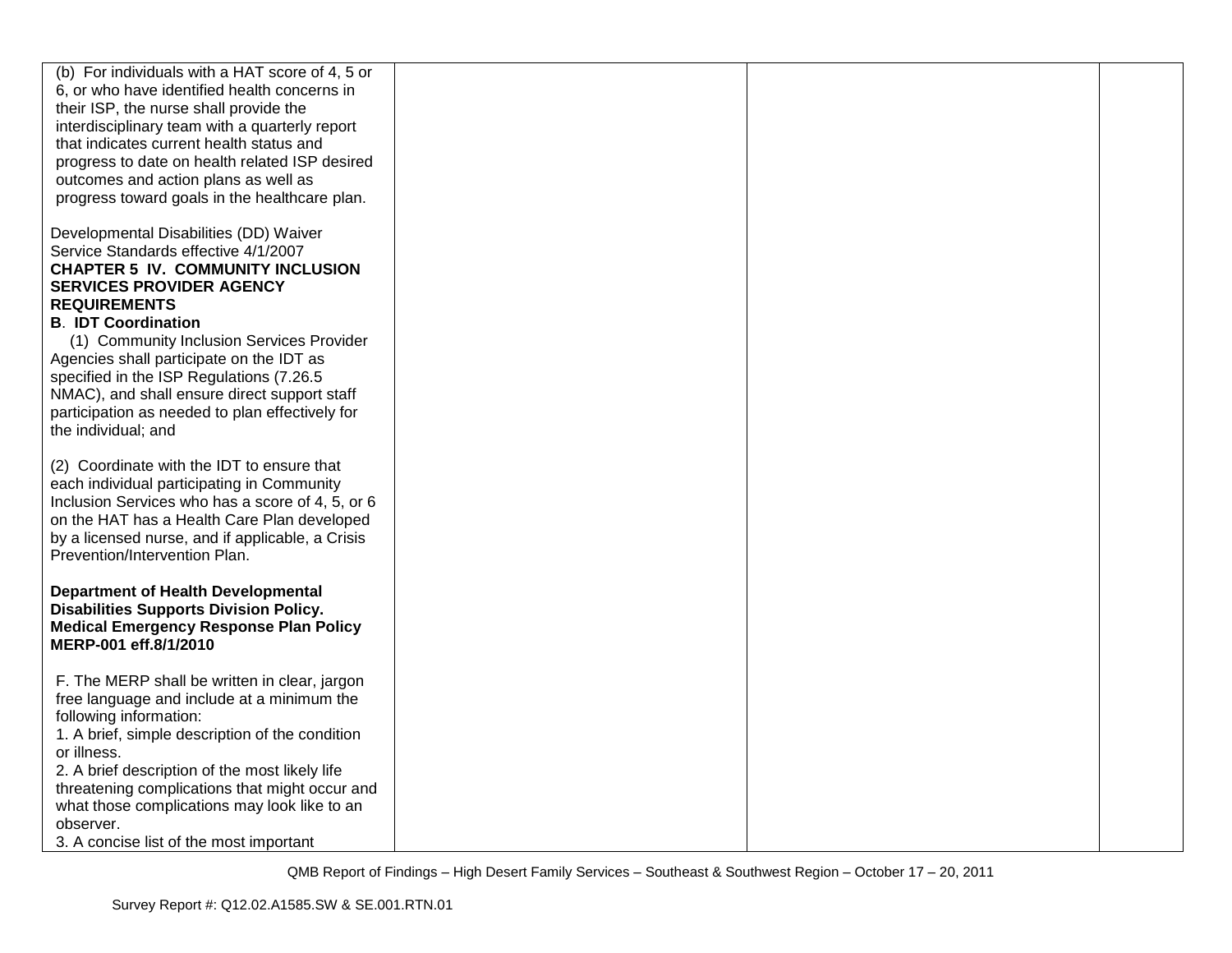| | | | |
|---|---|---|---|
| (b) For individuals with a HAT score of 4, 5 or 6, or who have identified health concerns in their ISP, the nurse shall provide the interdisciplinary team with a quarterly report that indicates current health status and progress to date on health related ISP desired outcomes and action plans as well as progress toward goals in the healthcare plan.<br><br>Developmental Disabilities (DD) Waiver Service Standards effective 4/1/2007<br>**CHAPTER 5 IV. COMMUNITY INCLUSION SERVICES PROVIDER AGENCY REQUIREMENTS**<br>**B. IDT Coordination**<br>(1) Community Inclusion Services Provider Agencies shall participate on the IDT as specified in the ISP Regulations (7.26.5 NMAC), and shall ensure direct support staff participation as needed to plan effectively for the individual; and<br><br>(2) Coordinate with the IDT to ensure that each individual participating in Community Inclusion Services who has a score of 4, 5, or 6 on the HAT has a Health Care Plan developed by a licensed nurse, and if applicable, a Crisis Prevention/Intervention Plan.<br><br>**Department of Health Developmental Disabilities Supports Division Policy. Medical Emergency Response Plan Policy MERP-001 eff.8/1/2010**<br><br>F. The MERP shall be written in clear, jargon free language and include at a minimum the following information:<br>1. A brief, simple description of the condition or illness.<br>2. A brief description of the most likely life threatening complications that might occur and what those complications may look like to an observer.<br>3. A concise list of the most important | | | |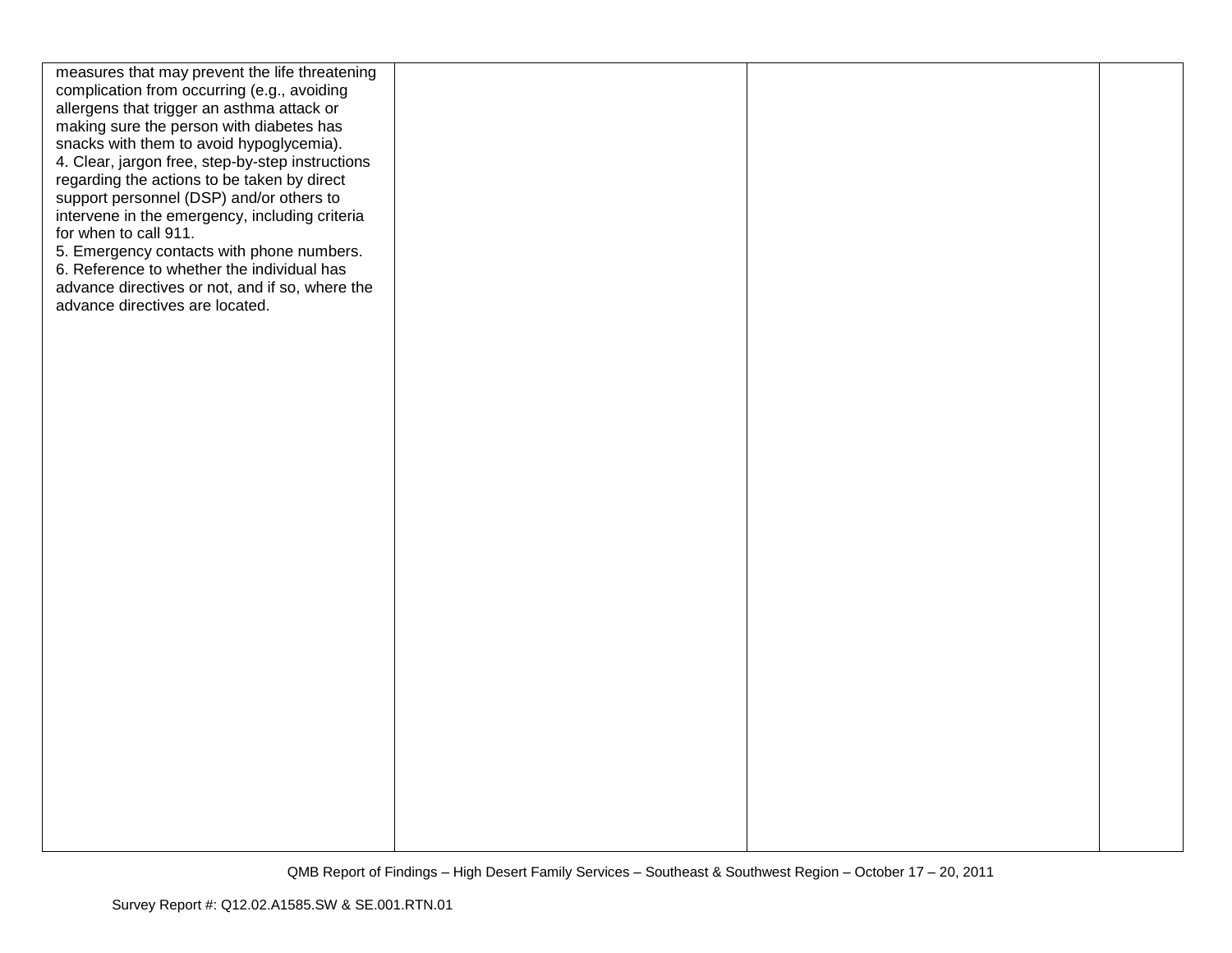| | | | |
|---|---|---|---|
| measures that may prevent the life threatening complication from occurring (e.g., avoiding allergens that trigger an asthma attack or making sure the person with diabetes has snacks with them to avoid hypoglycemia).<br>4. Clear, jargon free, step-by-step instructions regarding the actions to be taken by direct support personnel (DSP) and/or others to intervene in the emergency, including criteria for when to call 911.<br>5. Emergency contacts with phone numbers.<br>6. Reference to whether the individual has advance directives or not, and if so, where the advance directives are located. | | | |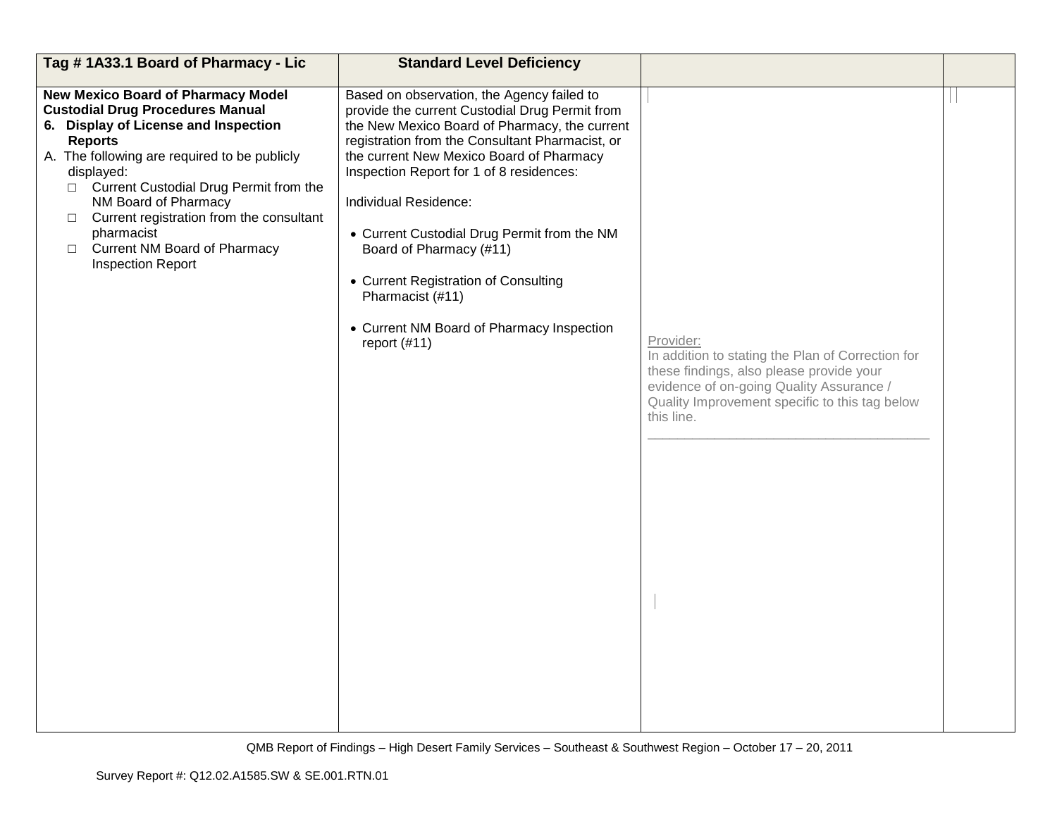| Tag # 1A33.1 Board of Pharmacy - Lic | Standard Level Deficiency | | |
|---|---|---|---|
| **New Mexico Board of Pharmacy Model Custodial Drug Procedures Manual**<br>**6. Display of License and Inspection Reports**<br>A. The following are required to be publicly displayed:<br>□ Current Custodial Drug Permit from the NM Board of Pharmacy<br>□ Current registration from the consultant pharmacist<br>□ Current NM Board of Pharmacy Inspection Report | Based on observation, the Agency failed to provide the current Custodial Drug Permit from the New Mexico Board of Pharmacy, the current registration from the Consultant Pharmacist, or the current New Mexico Board of Pharmacy Inspection Report for 1 of 8 residences:<br><br>Individual Residence:<br><br>• Current Custodial Drug Permit from the NM Board of Pharmacy (#11)<br><br>• Current Registration of Consulting Pharmacist (#11)<br><br>• Current NM Board of Pharmacy Inspection report (#11) | Provider:<br>In addition to stating the Plan of Correction for these findings, also please provide your evidence of on-going Quality Assurance / Quality Improvement specific to this tag below this line.<br>\_\_\_\_\_\_\_\_\_\_\_\_\_\_\_\_\_\_\_\_\_\_\_\_\_\_\_\_\_\_\_\_\_\_\_\_\_\_ | |

QMB Report of Findings – High Desert Family Services – Southeast & Southwest Region – October 17 – 20, 2011

Survey Report #: Q12.02.A1585.SW & SE.001.RTN.01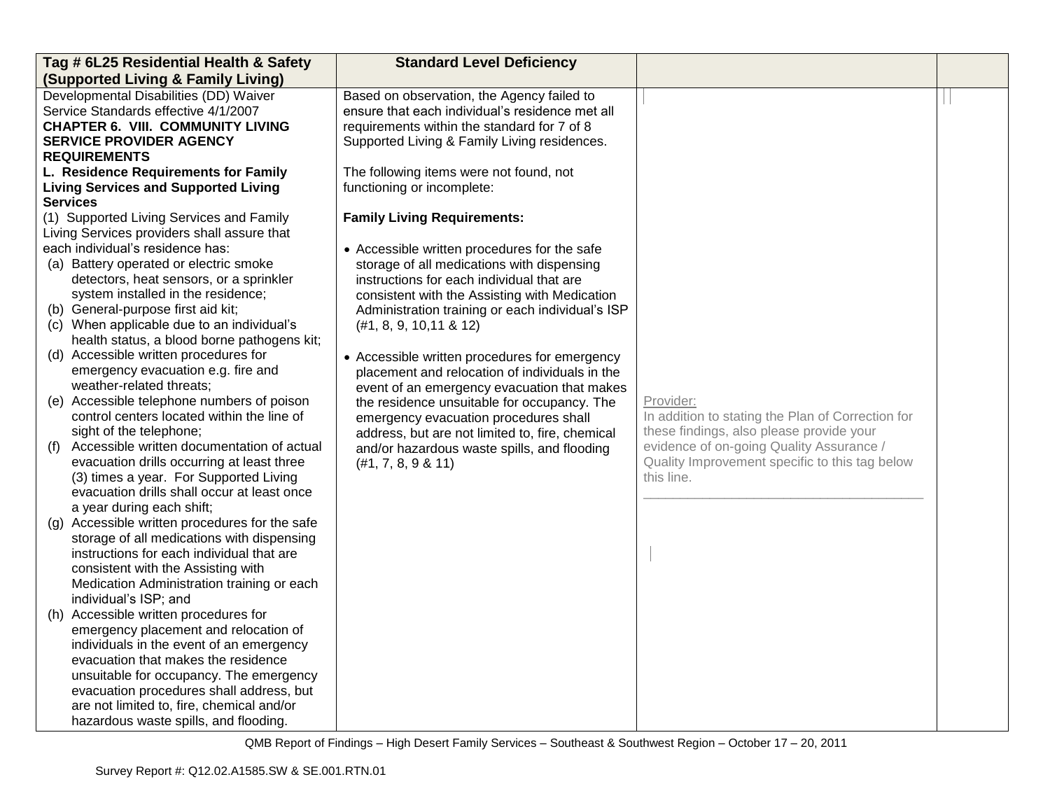| Tag # 6L25 Residential Health & Safety (Supported Living & Family Living) | Standard Level Deficiency | | |
|---|---|---|---|
| Developmental Disabilities (DD) Waiver Service Standards effective 4/1/2007<br>**CHAPTER 6. VIII. COMMUNITY LIVING SERVICE PROVIDER AGENCY REQUIREMENTS**<br>**L. Residence Requirements for Family Living Services and Supported Living Services**<br>(1) Supported Living Services and Family Living Services providers shall assure that each individual's residence has:<br>(a) Battery operated or electric smoke detectors, heat sensors, or a sprinkler system installed in the residence;<br>(b) General-purpose first aid kit;<br>(c) When applicable due to an individual's health status, a blood borne pathogens kit;<br>(d) Accessible written procedures for emergency evacuation e.g. fire and weather-related threats;<br>(e) Accessible telephone numbers of poison control centers located within the line of sight of the telephone;<br>(f) Accessible written documentation of actual evacuation drills occurring at least three (3) times a year. For Supported Living evacuation drills shall occur at least once a year during each shift;<br>(g) Accessible written procedures for the safe storage of all medications with dispensing instructions for each individual that are consistent with the Assisting with Medication Administration training or each individual's ISP; and<br>(h) Accessible written procedures for emergency placement and relocation of individuals in the event of an emergency evacuation that makes the residence unsuitable for occupancy. The emergency evacuation procedures shall address, but are not limited to, fire, chemical and/or hazardous waste spills, and flooding. | Based on observation, the Agency failed to ensure that each individual's residence met all requirements within the standard for 7 of 8 Supported Living & Family Living residences.<br><br>The following items were not found, not functioning or incomplete:<br><br>**Family Living Requirements:**<br><br>• Accessible written procedures for the safe storage of all medications with dispensing instructions for each individual that are consistent with the Assisting with Medication Administration training or each individual's ISP (#1, 8, 9, 10,11 & 12)<br><br>• Accessible written procedures for emergency placement and relocation of individuals in the event of an emergency evacuation that makes the residence unsuitable for occupancy. The emergency evacuation procedures shall address, but are not limited to, fire, chemical and/or hazardous waste spills, and flooding (#1, 7, 8, 9 & 11) | Provider:<br>In addition to stating the Plan of Correction for these findings, also please provide your evidence of on-going Quality Assurance / Quality Improvement specific to this tag below this line.<br>\_\_\_\_\_\_\_\_\_\_\_\_\_\_\_\_\_\_\_\_\_\_\_\_\_\_\_\_\_\_\_\_\_\_\_\_\_\_ | |

QMB Report of Findings – High Desert Family Services – Southeast & Southwest Region – October 17 – 20, 2011

Survey Report #: Q12.02.A1585.SW & SE.001.RTN.01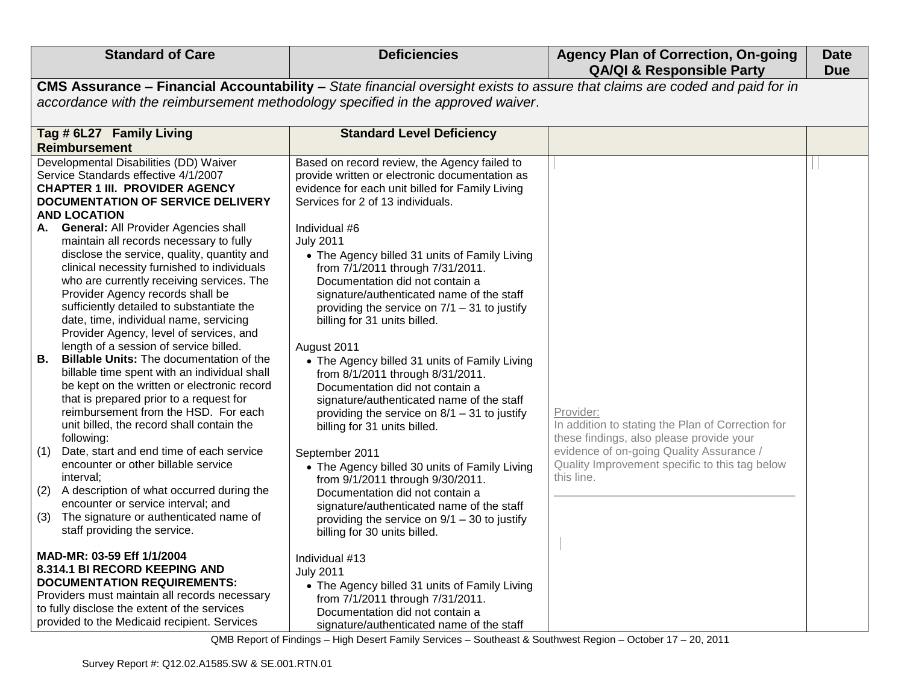| Standard of Care | Deficiencies | Agency Plan of Correction, On-going QA/QI & Responsible Party | Date Due |
|---|---|---|---|
| **CMS Assurance – Financial Accountability –** *State financial oversight exists to assure that claims are coded and paid for in accordance with the reimbursement methodology specified in the approved waiver*. | | | |
| **Tag # 6L27 Family Living Reimbursement** | **Standard Level Deficiency** | | |
| Developmental Disabilities (DD) Waiver Service Standards effective 4/1/2007<br>**CHAPTER 1 III. PROVIDER AGENCY DOCUMENTATION OF SERVICE DELIVERY AND LOCATION**<br>**A. General:** All Provider Agencies shall maintain all records necessary to fully disclose the service, quality, quantity and clinical necessity furnished to individuals who are currently receiving services. The Provider Agency records shall be sufficiently detailed to substantiate the date, time, individual name, servicing Provider Agency, level of services, and length of a session of service billed.<br>**B. Billable Units:** The documentation of the billable time spent with an individual shall be kept on the written or electronic record that is prepared prior to a request for reimbursement from the HSD. For each unit billed, the record shall contain the following:<br>(1) Date, start and end time of each service encounter or other billable service interval;<br>(2) A description of what occurred during the encounter or service interval; and<br>(3) The signature or authenticated name of staff providing the service.<br><br>**MAD-MR: 03-59 Eff 1/1/2004**<br>**8.314.1 BI RECORD KEEPING AND DOCUMENTATION REQUIREMENTS:**<br>Providers must maintain all records necessary to fully disclose the extent of the services provided to the Medicaid recipient. Services | Based on record review, the Agency failed to provide written or electronic documentation as evidence for each unit billed for Family Living Services for 2 of 13 individuals.<br><br>Individual #6<br>July 2011<br>• The Agency billed 31 units of Family Living from 7/1/2011 through 7/31/2011. Documentation did not contain a signature/authenticated name of the staff providing the service on 7/1 – 31 to justify billing for 31 units billed.<br><br>August 2011<br>• The Agency billed 31 units of Family Living from 8/1/2011 through 8/31/2011. Documentation did not contain a signature/authenticated name of the staff providing the service on 8/1 – 31 to justify billing for 31 units billed.<br><br>September 2011<br>• The Agency billed 30 units of Family Living from 9/1/2011 through 9/30/2011. Documentation did not contain a signature/authenticated name of the staff providing the service on 9/1 – 30 to justify billing for 30 units billed.<br><br>Individual #13<br>July 2011<br>• The Agency billed 31 units of Family Living from 7/1/2011 through 7/31/2011. Documentation did not contain a signature/authenticated name of the staff | Provider:<br>In addition to stating the Plan of Correction for these findings, also please provide your evidence of on-going Quality Assurance / Quality Improvement specific to this tag below this line.<br>\_\_\_\_\_\_\_\_\_\_\_\_\_\_\_\_\_\_\_\_\_\_\_\_\_\_\_\_\_\_\_\_\_\_\_\_\_\_ | |

QMB Report of Findings – High Desert Family Services – Southeast & Southwest Region – October 17 – 20, 2011

Survey Report #: Q12.02.A1585.SW & SE.001.RTN.01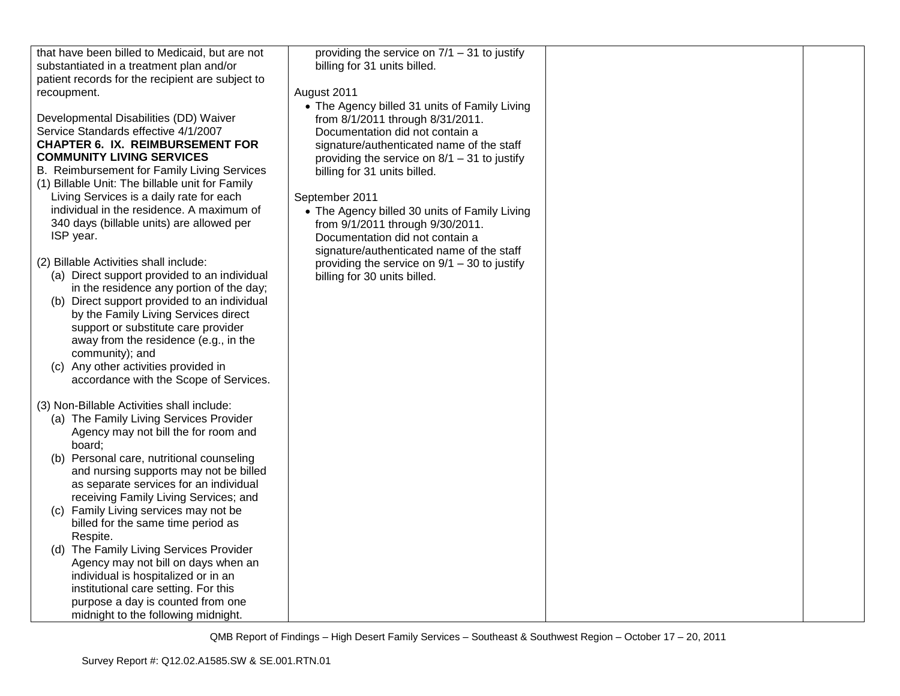| | | | |
|---|---|---|---|
| that have been billed to Medicaid, but are not substantiated in a treatment plan and/or patient records for the recipient are subject to recoupment.<br><br>Developmental Disabilities (DD) Waiver Service Standards effective 4/1/2007<br>**CHAPTER 6. IX. REIMBURSEMENT FOR COMMUNITY LIVING SERVICES**<br>B. Reimbursement for Family Living Services<br>(1) Billable Unit: The billable unit for Family Living Services is a daily rate for each individual in the residence. A maximum of 340 days (billable units) are allowed per ISP year.<br><br>(2) Billable Activities shall include:<br>(a) Direct support provided to an individual in the residence any portion of the day;<br>(b) Direct support provided to an individual by the Family Living Services direct support or substitute care provider away from the residence (e.g., in the community); and<br>(c) Any other activities provided in accordance with the Scope of Services.<br><br>(3) Non-Billable Activities shall include:<br>(a) The Family Living Services Provider Agency may not bill the for room and board;<br>(b) Personal care, nutritional counseling and nursing supports may not be billed as separate services for an individual receiving Family Living Services; and<br>(c) Family Living services may not be billed for the same time period as Respite.<br>(d) The Family Living Services Provider Agency may not bill on days when an individual is hospitalized or in an institutional care setting. For this purpose a day is counted from one midnight to the following midnight. | providing the service on 7/1 – 31 to justify billing for 31 units billed.<br><br>August 2011<br>• The Agency billed 31 units of Family Living from 8/1/2011 through 8/31/2011. Documentation did not contain a signature/authenticated name of the staff providing the service on 8/1 – 31 to justify billing for 31 units billed.<br><br>September 2011<br>• The Agency billed 30 units of Family Living from 9/1/2011 through 9/30/2011. Documentation did not contain a signature/authenticated name of the staff providing the service on 9/1 – 30 to justify billing for 30 units billed. | | |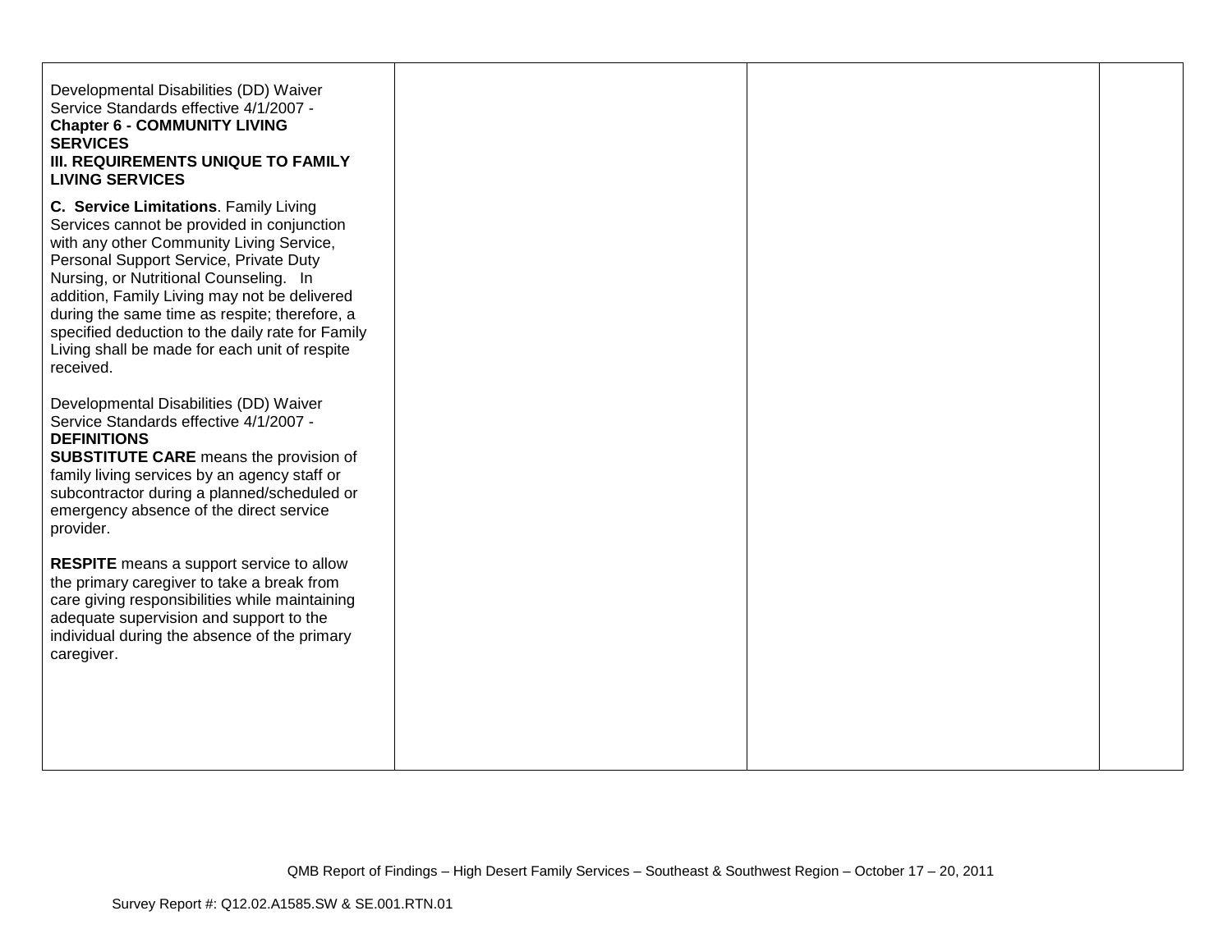| | | | |
|---|---|---|---|
| Developmental Disabilities (DD) Waiver Service Standards effective 4/1/2007 - **Chapter 6 - COMMUNITY LIVING SERVICES** **III. REQUIREMENTS UNIQUE TO FAMILY LIVING SERVICES** <br><br> **C. Service Limitations**. Family Living Services cannot be provided in conjunction with any other Community Living Service, Personal Support Service, Private Duty Nursing, or Nutritional Counseling. In addition, Family Living may not be delivered during the same time as respite; therefore, a specified deduction to the daily rate for Family Living shall be made for each unit of respite received. <br><br> Developmental Disabilities (DD) Waiver Service Standards effective 4/1/2007 - **DEFINITIONS** <br> **SUBSTITUTE CARE** means the provision of family living services by an agency staff or subcontractor during a planned/scheduled or emergency absence of the direct service provider. <br><br> **RESPITE** means a support service to allow the primary caregiver to take a break from care giving responsibilities while maintaining adequate supervision and support to the individual during the absence of the primary caregiver. | | | |

QMB Report of Findings – High Desert Family Services – Southeast & Southwest Region – October 17 – 20, 2011

Survey Report #: Q12.02.A1585.SW & SE.001.RTN.01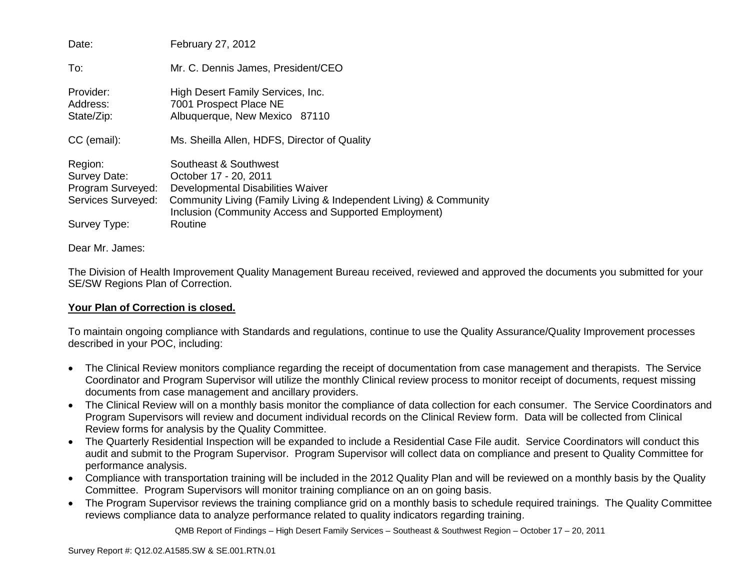Date: February 27, 2012

To: Mr. C. Dennis James, President/CEO

Provider: High Desert Family Services, Inc.
Address: 7001 Prospect Place NE
State/Zip: Albuquerque, New Mexico 87110

CC (email): Ms. Sheilla Allen, HDFS, Director of Quality

Region: Southeast & Southwest
Survey Date: October 17 - 20, 2011
Program Surveyed: Developmental Disabilities Waiver
Services Surveyed: Community Living (Family Living & Independent Living) & Community Inclusion (Community Access and Supported Employment)
Survey Type: Routine

Dear Mr. James:

The Division of Health Improvement Quality Management Bureau received, reviewed and approved the documents you submitted for your SE/SW Regions Plan of Correction.

**Your Plan of Correction is closed.**

To maintain ongoing compliance with Standards and regulations, continue to use the Quality Assurance/Quality Improvement processes described in your POC, including:

- The Clinical Review monitors compliance regarding the receipt of documentation from case management and therapists. The Service Coordinator and Program Supervisor will utilize the monthly Clinical review process to monitor receipt of documents, request missing documents from case management and ancillary providers.
- The Clinical Review will on a monthly basis monitor the compliance of data collection for each consumer. The Service Coordinators and Program Supervisors will review and document individual records on the Clinical Review form. Data will be collected from Clinical Review forms for analysis by the Quality Committee.
- The Quarterly Residential Inspection will be expanded to include a Residential Case File audit. Service Coordinators will conduct this audit and submit to the Program Supervisor. Program Supervisor will collect data on compliance and present to Quality Committee for performance analysis.
- Compliance with transportation training will be included in the 2012 Quality Plan and will be reviewed on a monthly basis by the Quality Committee. Program Supervisors will monitor training compliance on an on going basis.
- The Program Supervisor reviews the training compliance grid on a monthly basis to schedule required trainings. The Quality Committee reviews compliance data to analyze performance related to quality indicators regarding training.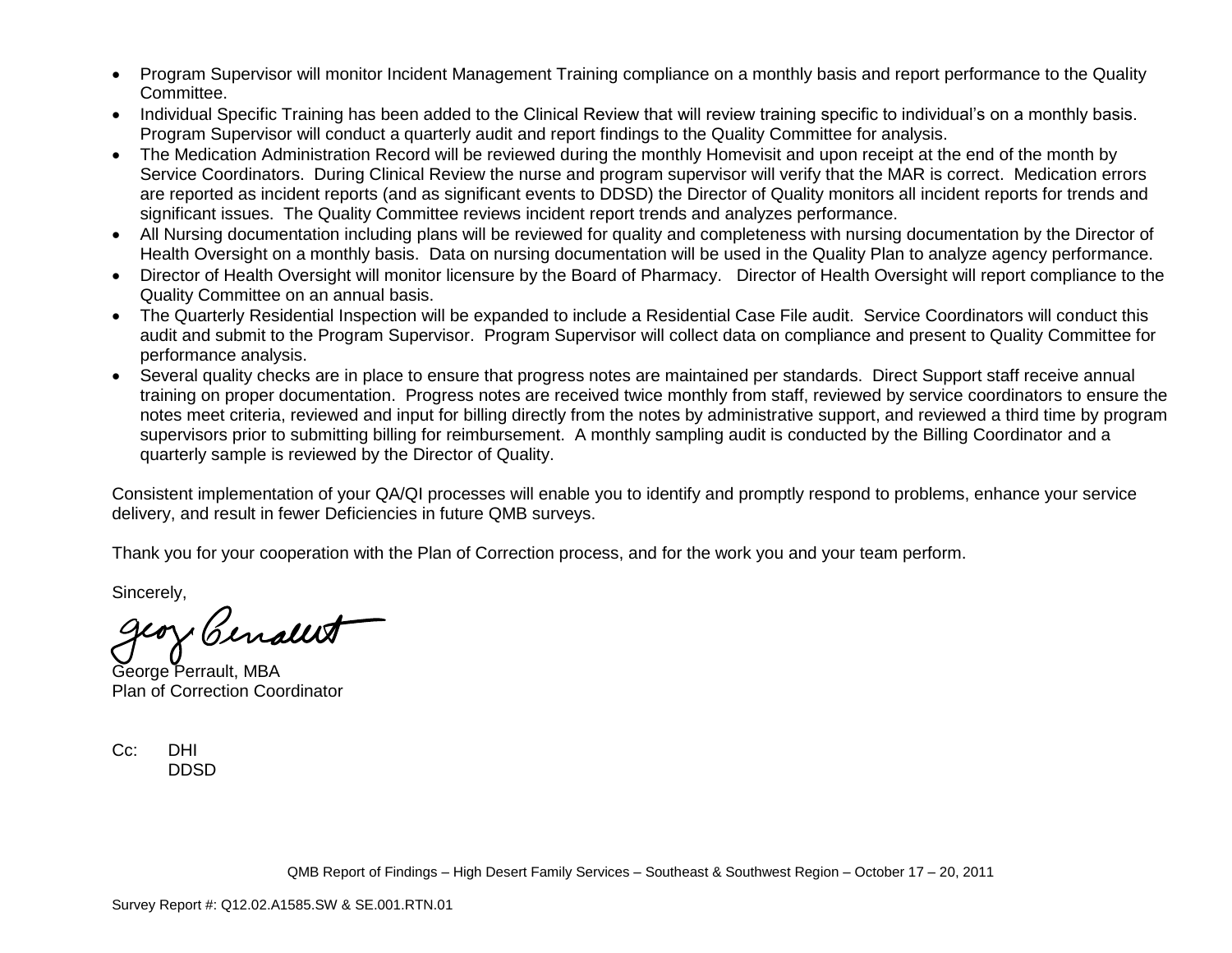- Program Supervisor will monitor Incident Management Training compliance on a monthly basis and report performance to the Quality Committee.
- Individual Specific Training has been added to the Clinical Review that will review training specific to individual's on a monthly basis. Program Supervisor will conduct a quarterly audit and report findings to the Quality Committee for analysis.
- The Medication Administration Record will be reviewed during the monthly Homevisit and upon receipt at the end of the month by Service Coordinators. During Clinical Review the nurse and program supervisor will verify that the MAR is correct. Medication errors are reported as incident reports (and as significant events to DDSD) the Director of Quality monitors all incident reports for trends and significant issues. The Quality Committee reviews incident report trends and analyzes performance.
- All Nursing documentation including plans will be reviewed for quality and completeness with nursing documentation by the Director of Health Oversight on a monthly basis. Data on nursing documentation will be used in the Quality Plan to analyze agency performance.
- Director of Health Oversight will monitor licensure by the Board of Pharmacy. Director of Health Oversight will report compliance to the Quality Committee on an annual basis.
- The Quarterly Residential Inspection will be expanded to include a Residential Case File audit. Service Coordinators will conduct this audit and submit to the Program Supervisor. Program Supervisor will collect data on compliance and present to Quality Committee for performance analysis.
- Several quality checks are in place to ensure that progress notes are maintained per standards. Direct Support staff receive annual training on proper documentation. Progress notes are received twice monthly from staff, reviewed by service coordinators to ensure the notes meet criteria, reviewed and input for billing directly from the notes by administrative support, and reviewed a third time by program supervisors prior to submitting billing for reimbursement. A monthly sampling audit is conducted by the Billing Coordinator and a quarterly sample is reviewed by the Director of Quality.

Consistent implementation of your QA/QI processes will enable you to identify and promptly respond to problems, enhance your service delivery, and result in fewer Deficiencies in future QMB surveys.

Thank you for your cooperation with the Plan of Correction process, and for the work you and your team perform.

Sincerely,

George Perrault, MBA
Plan of Correction Coordinator

Cc: DHI
DDSD